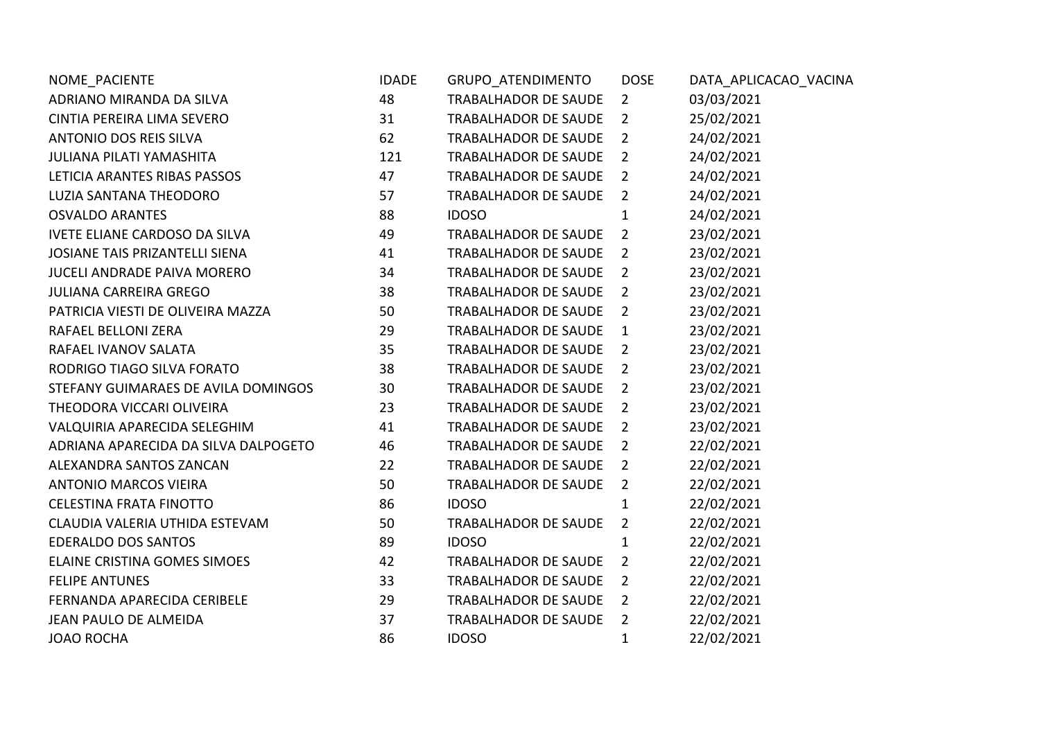| NOME_PACIENTE | IDADE | GRUPO_ATENDIMENTO | DOSE | DATA_APLICACAO_VACINA |
|---|---|---|---|---|
| ADRIANO MIRANDA DA SILVA | 48 | TRABALHADOR DE SAUDE | 2 | 03/03/2021 |
| CINTIA PEREIRA LIMA SEVERO | 31 | TRABALHADOR DE SAUDE | 2 | 25/02/2021 |
| ANTONIO DOS REIS SILVA | 62 | TRABALHADOR DE SAUDE | 2 | 24/02/2021 |
| JULIANA PILATI YAMASHITA | 121 | TRABALHADOR DE SAUDE | 2 | 24/02/2021 |
| LETICIA ARANTES RIBAS PASSOS | 47 | TRABALHADOR DE SAUDE | 2 | 24/02/2021 |
| LUZIA SANTANA THEODORO | 57 | TRABALHADOR DE SAUDE | 2 | 24/02/2021 |
| OSVALDO ARANTES | 88 | IDOSO | 1 | 24/02/2021 |
| IVETE ELIANE CARDOSO DA SILVA | 49 | TRABALHADOR DE SAUDE | 2 | 23/02/2021 |
| JOSIANE TAIS PRIZANTELLI SIENA | 41 | TRABALHADOR DE SAUDE | 2 | 23/02/2021 |
| JUCELI ANDRADE PAIVA MORERO | 34 | TRABALHADOR DE SAUDE | 2 | 23/02/2021 |
| JULIANA CARREIRA GREGO | 38 | TRABALHADOR DE SAUDE | 2 | 23/02/2021 |
| PATRICIA VIESTI DE OLIVEIRA MAZZA | 50 | TRABALHADOR DE SAUDE | 2 | 23/02/2021 |
| RAFAEL BELLONI ZERA | 29 | TRABALHADOR DE SAUDE | 1 | 23/02/2021 |
| RAFAEL IVANOV SALATA | 35 | TRABALHADOR DE SAUDE | 2 | 23/02/2021 |
| RODRIGO TIAGO SILVA FORATO | 38 | TRABALHADOR DE SAUDE | 2 | 23/02/2021 |
| STEFANY GUIMARAES DE AVILA DOMINGOS | 30 | TRABALHADOR DE SAUDE | 2 | 23/02/2021 |
| THEODORA VICCARI OLIVEIRA | 23 | TRABALHADOR DE SAUDE | 2 | 23/02/2021 |
| VALQUIRIA APARECIDA SELEGHIM | 41 | TRABALHADOR DE SAUDE | 2 | 23/02/2021 |
| ADRIANA APARECIDA DA SILVA DALPOGETO | 46 | TRABALHADOR DE SAUDE | 2 | 22/02/2021 |
| ALEXANDRA SANTOS ZANCAN | 22 | TRABALHADOR DE SAUDE | 2 | 22/02/2021 |
| ANTONIO MARCOS VIEIRA | 50 | TRABALHADOR DE SAUDE | 2 | 22/02/2021 |
| CELESTINA FRATA FINOTTO | 86 | IDOSO | 1 | 22/02/2021 |
| CLAUDIA VALERIA UTHIDA ESTEVAM | 50 | TRABALHADOR DE SAUDE | 2 | 22/02/2021 |
| EDERALDO DOS SANTOS | 89 | IDOSO | 1 | 22/02/2021 |
| ELAINE CRISTINA GOMES SIMOES | 42 | TRABALHADOR DE SAUDE | 2 | 22/02/2021 |
| FELIPE ANTUNES | 33 | TRABALHADOR DE SAUDE | 2 | 22/02/2021 |
| FERNANDA APARECIDA CERIBELE | 29 | TRABALHADOR DE SAUDE | 2 | 22/02/2021 |
| JEAN PAULO DE ALMEIDA | 37 | TRABALHADOR DE SAUDE | 2 | 22/02/2021 |
| JOAO ROCHA | 86 | IDOSO | 1 | 22/02/2021 |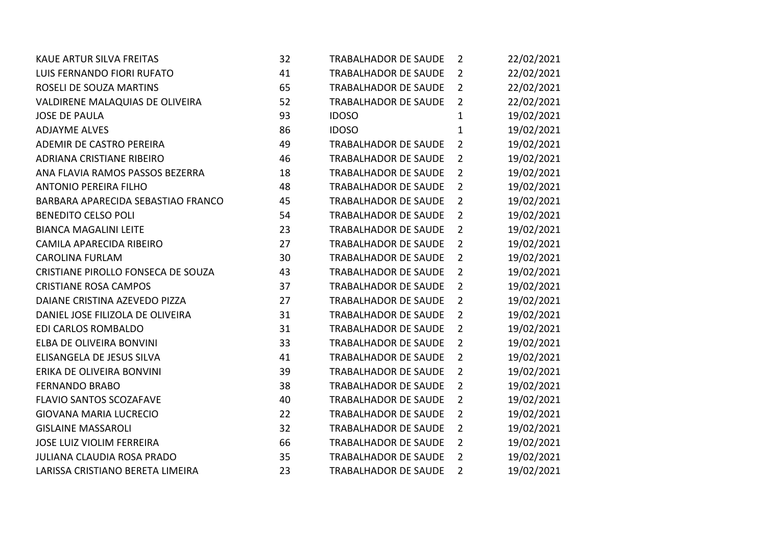| | | | | |
|---|---|---|---|---|
| KAUE ARTUR SILVA FREITAS | 32 | TRABALHADOR DE SAUDE | 2 | 22/02/2021 |
| LUIS FERNANDO FIORI RUFATO | 41 | TRABALHADOR DE SAUDE | 2 | 22/02/2021 |
| ROSELI DE SOUZA MARTINS | 65 | TRABALHADOR DE SAUDE | 2 | 22/02/2021 |
| VALDIRENE MALAQUIAS DE OLIVEIRA | 52 | TRABALHADOR DE SAUDE | 2 | 22/02/2021 |
| JOSE DE PAULA | 93 | IDOSO | 1 | 19/02/2021 |
| ADJAYME ALVES | 86 | IDOSO | 1 | 19/02/2021 |
| ADEMIR DE CASTRO PEREIRA | 49 | TRABALHADOR DE SAUDE | 2 | 19/02/2021 |
| ADRIANA CRISTIANE RIBEIRO | 46 | TRABALHADOR DE SAUDE | 2 | 19/02/2021 |
| ANA FLAVIA RAMOS PASSOS BEZERRA | 18 | TRABALHADOR DE SAUDE | 2 | 19/02/2021 |
| ANTONIO PEREIRA FILHO | 48 | TRABALHADOR DE SAUDE | 2 | 19/02/2021 |
| BARBARA APARECIDA SEBASTIAO FRANCO | 45 | TRABALHADOR DE SAUDE | 2 | 19/02/2021 |
| BENEDITO CELSO POLI | 54 | TRABALHADOR DE SAUDE | 2 | 19/02/2021 |
| BIANCA MAGALINI LEITE | 23 | TRABALHADOR DE SAUDE | 2 | 19/02/2021 |
| CAMILA APARECIDA RIBEIRO | 27 | TRABALHADOR DE SAUDE | 2 | 19/02/2021 |
| CAROLINA FURLAM | 30 | TRABALHADOR DE SAUDE | 2 | 19/02/2021 |
| CRISTIANE PIROLLO FONSECA DE SOUZA | 43 | TRABALHADOR DE SAUDE | 2 | 19/02/2021 |
| CRISTIANE ROSA CAMPOS | 37 | TRABALHADOR DE SAUDE | 2 | 19/02/2021 |
| DAIANE CRISTINA AZEVEDO PIZZA | 27 | TRABALHADOR DE SAUDE | 2 | 19/02/2021 |
| DANIEL JOSE FILIZOLA DE OLIVEIRA | 31 | TRABALHADOR DE SAUDE | 2 | 19/02/2021 |
| EDI CARLOS ROMBALDO | 31 | TRABALHADOR DE SAUDE | 2 | 19/02/2021 |
| ELBA DE OLIVEIRA BONVINI | 33 | TRABALHADOR DE SAUDE | 2 | 19/02/2021 |
| ELISANGELA DE JESUS SILVA | 41 | TRABALHADOR DE SAUDE | 2 | 19/02/2021 |
| ERIKA DE OLIVEIRA BONVINI | 39 | TRABALHADOR DE SAUDE | 2 | 19/02/2021 |
| FERNANDO BRABO | 38 | TRABALHADOR DE SAUDE | 2 | 19/02/2021 |
| FLAVIO SANTOS SCOZAFAVE | 40 | TRABALHADOR DE SAUDE | 2 | 19/02/2021 |
| GIOVANA MARIA LUCRECIO | 22 | TRABALHADOR DE SAUDE | 2 | 19/02/2021 |
| GISLAINE MASSAROLI | 32 | TRABALHADOR DE SAUDE | 2 | 19/02/2021 |
| JOSE LUIZ VIOLIM FERREIRA | 66 | TRABALHADOR DE SAUDE | 2 | 19/02/2021 |
| JULIANA CLAUDIA ROSA PRADO | 35 | TRABALHADOR DE SAUDE | 2 | 19/02/2021 |
| LARISSA CRISTIANO BERETA LIMEIRA | 23 | TRABALHADOR DE SAUDE | 2 | 19/02/2021 |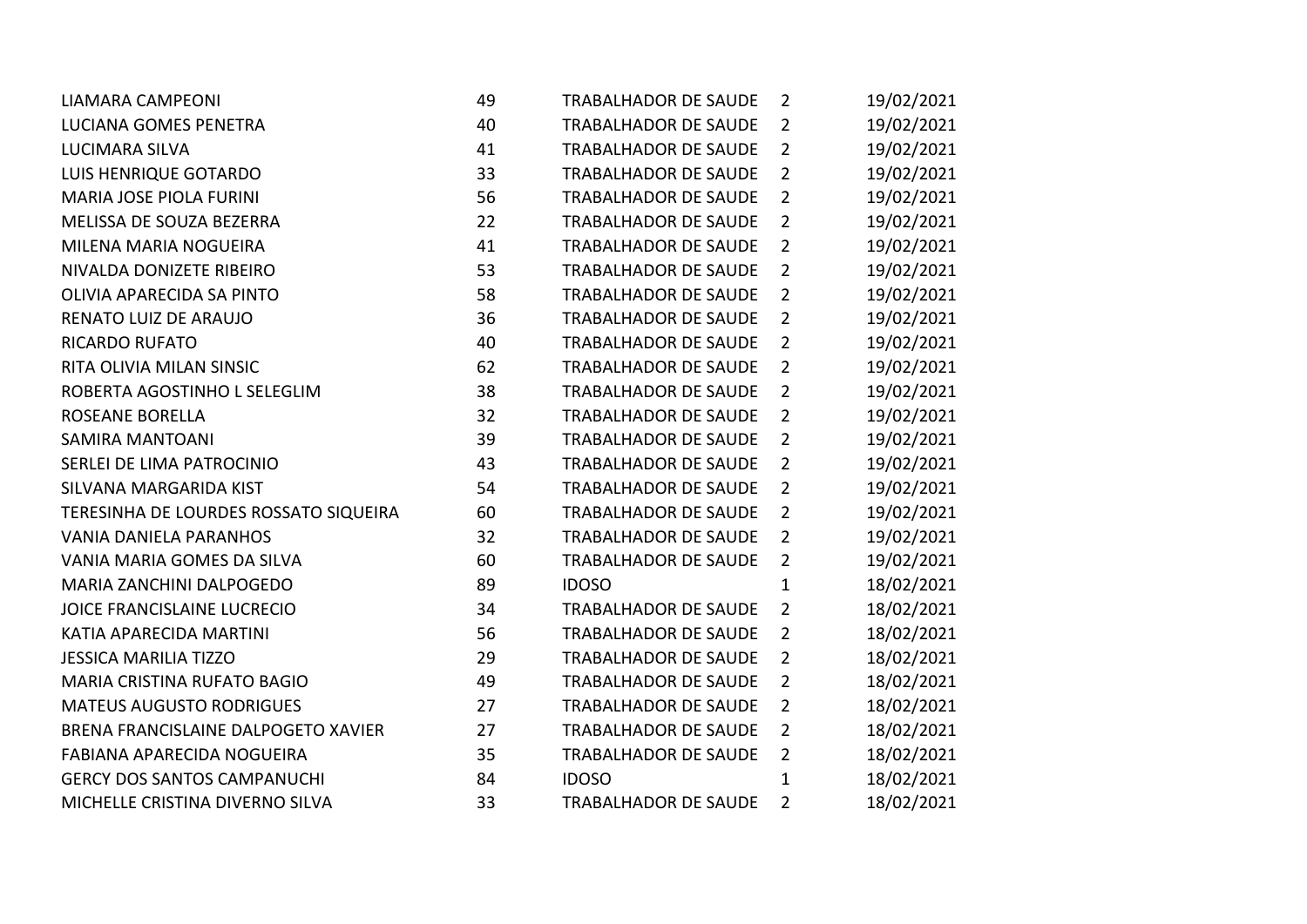| | | | | |
|---|---|---|---|---|
| LIAMARA CAMPEONI | 49 | TRABALHADOR DE SAUDE | 2 | 19/02/2021 |
| LUCIANA GOMES PENETRA | 40 | TRABALHADOR DE SAUDE | 2 | 19/02/2021 |
| LUCIMARA SILVA | 41 | TRABALHADOR DE SAUDE | 2 | 19/02/2021 |
| LUIS HENRIQUE GOTARDO | 33 | TRABALHADOR DE SAUDE | 2 | 19/02/2021 |
| MARIA JOSE PIOLA FURINI | 56 | TRABALHADOR DE SAUDE | 2 | 19/02/2021 |
| MELISSA DE SOUZA BEZERRA | 22 | TRABALHADOR DE SAUDE | 2 | 19/02/2021 |
| MILENA MARIA NOGUEIRA | 41 | TRABALHADOR DE SAUDE | 2 | 19/02/2021 |
| NIVALDA DONIZETE RIBEIRO | 53 | TRABALHADOR DE SAUDE | 2 | 19/02/2021 |
| OLIVIA APARECIDA SA PINTO | 58 | TRABALHADOR DE SAUDE | 2 | 19/02/2021 |
| RENATO LUIZ DE ARAUJO | 36 | TRABALHADOR DE SAUDE | 2 | 19/02/2021 |
| RICARDO RUFATO | 40 | TRABALHADOR DE SAUDE | 2 | 19/02/2021 |
| RITA OLIVIA MILAN SINSIC | 62 | TRABALHADOR DE SAUDE | 2 | 19/02/2021 |
| ROBERTA AGOSTINHO L SELEGLIM | 38 | TRABALHADOR DE SAUDE | 2 | 19/02/2021 |
| ROSEANE BORELLA | 32 | TRABALHADOR DE SAUDE | 2 | 19/02/2021 |
| SAMIRA MANTOANI | 39 | TRABALHADOR DE SAUDE | 2 | 19/02/2021 |
| SERLEI DE LIMA PATROCINIO | 43 | TRABALHADOR DE SAUDE | 2 | 19/02/2021 |
| SILVANA MARGARIDA KIST | 54 | TRABALHADOR DE SAUDE | 2 | 19/02/2021 |
| TERESINHA DE LOURDES ROSSATO SIQUEIRA | 60 | TRABALHADOR DE SAUDE | 2 | 19/02/2021 |
| VANIA DANIELA PARANHOS | 32 | TRABALHADOR DE SAUDE | 2 | 19/02/2021 |
| VANIA MARIA GOMES DA SILVA | 60 | TRABALHADOR DE SAUDE | 2 | 19/02/2021 |
| MARIA ZANCHINI DALPOGEDO | 89 | IDOSO | 1 | 18/02/2021 |
| JOICE FRANCISLAINE LUCRECIO | 34 | TRABALHADOR DE SAUDE | 2 | 18/02/2021 |
| KATIA APARECIDA MARTINI | 56 | TRABALHADOR DE SAUDE | 2 | 18/02/2021 |
| JESSICA MARILIA TIZZO | 29 | TRABALHADOR DE SAUDE | 2 | 18/02/2021 |
| MARIA CRISTINA RUFATO BAGIO | 49 | TRABALHADOR DE SAUDE | 2 | 18/02/2021 |
| MATEUS AUGUSTO RODRIGUES | 27 | TRABALHADOR DE SAUDE | 2 | 18/02/2021 |
| BRENA FRANCISLAINE DALPOGETO XAVIER | 27 | TRABALHADOR DE SAUDE | 2 | 18/02/2021 |
| FABIANA APARECIDA NOGUEIRA | 35 | TRABALHADOR DE SAUDE | 2 | 18/02/2021 |
| GERCY DOS SANTOS CAMPANUCHI | 84 | IDOSO | 1 | 18/02/2021 |
| MICHELLE CRISTINA DIVERNO SILVA | 33 | TRABALHADOR DE SAUDE | 2 | 18/02/2021 |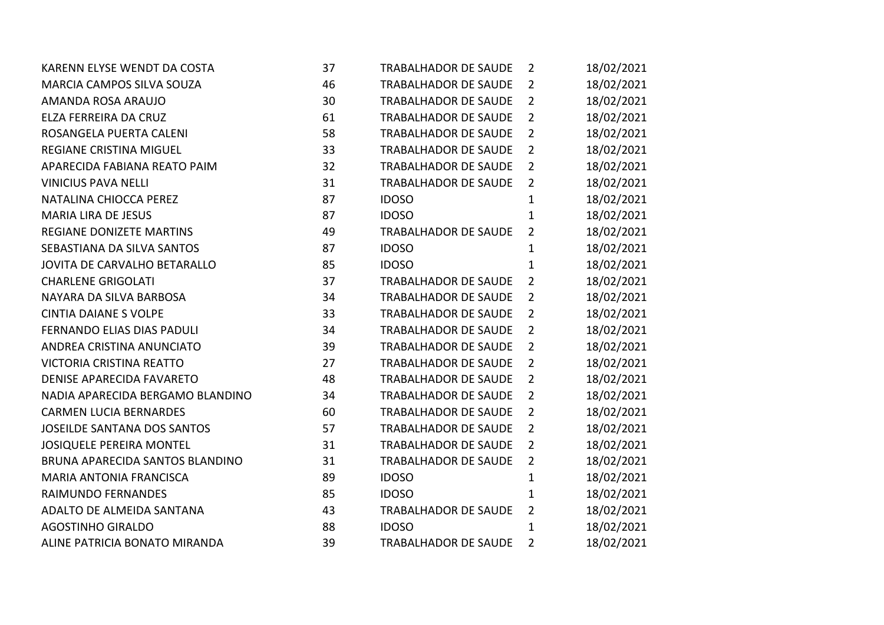| | | | | |
|---|---|---|---|---|
| KARENN ELYSE WENDT DA COSTA | 37 | TRABALHADOR DE SAUDE | 2 | 18/02/2021 |
| MARCIA CAMPOS SILVA SOUZA | 46 | TRABALHADOR DE SAUDE | 2 | 18/02/2021 |
| AMANDA ROSA ARAUJO | 30 | TRABALHADOR DE SAUDE | 2 | 18/02/2021 |
| ELZA FERREIRA DA CRUZ | 61 | TRABALHADOR DE SAUDE | 2 | 18/02/2021 |
| ROSANGELA PUERTA CALENI | 58 | TRABALHADOR DE SAUDE | 2 | 18/02/2021 |
| REGIANE CRISTINA MIGUEL | 33 | TRABALHADOR DE SAUDE | 2 | 18/02/2021 |
| APARECIDA FABIANA REATO PAIM | 32 | TRABALHADOR DE SAUDE | 2 | 18/02/2021 |
| VINICIUS PAVA NELLI | 31 | TRABALHADOR DE SAUDE | 2 | 18/02/2021 |
| NATALINA CHIOCCA PEREZ | 87 | IDOSO | 1 | 18/02/2021 |
| MARIA LIRA DE JESUS | 87 | IDOSO | 1 | 18/02/2021 |
| REGIANE DONIZETE MARTINS | 49 | TRABALHADOR DE SAUDE | 2 | 18/02/2021 |
| SEBASTIANA DA SILVA SANTOS | 87 | IDOSO | 1 | 18/02/2021 |
| JOVITA DE CARVALHO BETARALLO | 85 | IDOSO | 1 | 18/02/2021 |
| CHARLENE GRIGOLATI | 37 | TRABALHADOR DE SAUDE | 2 | 18/02/2021 |
| NAYARA DA SILVA BARBOSA | 34 | TRABALHADOR DE SAUDE | 2 | 18/02/2021 |
| CINTIA DAIANE S VOLPE | 33 | TRABALHADOR DE SAUDE | 2 | 18/02/2021 |
| FERNANDO ELIAS DIAS PADULI | 34 | TRABALHADOR DE SAUDE | 2 | 18/02/2021 |
| ANDREA CRISTINA ANUNCIATO | 39 | TRABALHADOR DE SAUDE | 2 | 18/02/2021 |
| VICTORIA CRISTINA REATTO | 27 | TRABALHADOR DE SAUDE | 2 | 18/02/2021 |
| DENISE APARECIDA FAVARETO | 48 | TRABALHADOR DE SAUDE | 2 | 18/02/2021 |
| NADIA APARECIDA BERGAMO BLANDINO | 34 | TRABALHADOR DE SAUDE | 2 | 18/02/2021 |
| CARMEN LUCIA BERNARDES | 60 | TRABALHADOR DE SAUDE | 2 | 18/02/2021 |
| JOSEILDE SANTANA DOS SANTOS | 57 | TRABALHADOR DE SAUDE | 2 | 18/02/2021 |
| JOSIQUELE PEREIRA MONTEL | 31 | TRABALHADOR DE SAUDE | 2 | 18/02/2021 |
| BRUNA APARECIDA SANTOS BLANDINO | 31 | TRABALHADOR DE SAUDE | 2 | 18/02/2021 |
| MARIA ANTONIA FRANCISCA | 89 | IDOSO | 1 | 18/02/2021 |
| RAIMUNDO FERNANDES | 85 | IDOSO | 1 | 18/02/2021 |
| ADALTO DE ALMEIDA SANTANA | 43 | TRABALHADOR DE SAUDE | 2 | 18/02/2021 |
| AGOSTINHO GIRALDO | 88 | IDOSO | 1 | 18/02/2021 |
| ALINE PATRICIA BONATO MIRANDA | 39 | TRABALHADOR DE SAUDE | 2 | 18/02/2021 |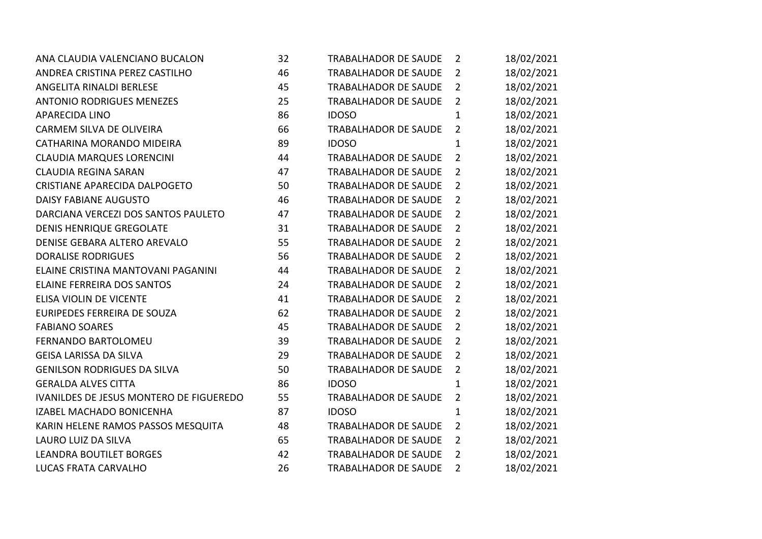| | | | | |
|---|---|---|---|---|
| ANA CLAUDIA VALENCIANO BUCALON | 32 | TRABALHADOR DE SAUDE | 2 | 18/02/2021 |
| ANDREA CRISTINA PEREZ CASTILHO | 46 | TRABALHADOR DE SAUDE | 2 | 18/02/2021 |
| ANGELITA RINALDI BERLESE | 45 | TRABALHADOR DE SAUDE | 2 | 18/02/2021 |
| ANTONIO RODRIGUES MENEZES | 25 | TRABALHADOR DE SAUDE | 2 | 18/02/2021 |
| APARECIDA LINO | 86 | IDOSO | 1 | 18/02/2021 |
| CARMEM SILVA DE OLIVEIRA | 66 | TRABALHADOR DE SAUDE | 2 | 18/02/2021 |
| CATHARINA MORANDO MIDEIRA | 89 | IDOSO | 1 | 18/02/2021 |
| CLAUDIA MARQUES LORENCINI | 44 | TRABALHADOR DE SAUDE | 2 | 18/02/2021 |
| CLAUDIA REGINA SARAN | 47 | TRABALHADOR DE SAUDE | 2 | 18/02/2021 |
| CRISTIANE APARECIDA DALPOGETO | 50 | TRABALHADOR DE SAUDE | 2 | 18/02/2021 |
| DAISY FABIANE AUGUSTO | 46 | TRABALHADOR DE SAUDE | 2 | 18/02/2021 |
| DARCIANA VERCEZI DOS SANTOS PAULETO | 47 | TRABALHADOR DE SAUDE | 2 | 18/02/2021 |
| DENIS HENRIQUE GREGOLATE | 31 | TRABALHADOR DE SAUDE | 2 | 18/02/2021 |
| DENISE GEBARA ALTERO AREVALO | 55 | TRABALHADOR DE SAUDE | 2 | 18/02/2021 |
| DORALISE RODRIGUES | 56 | TRABALHADOR DE SAUDE | 2 | 18/02/2021 |
| ELAINE CRISTINA MANTOVANI PAGANINI | 44 | TRABALHADOR DE SAUDE | 2 | 18/02/2021 |
| ELAINE FERREIRA DOS SANTOS | 24 | TRABALHADOR DE SAUDE | 2 | 18/02/2021 |
| ELISA VIOLIN DE VICENTE | 41 | TRABALHADOR DE SAUDE | 2 | 18/02/2021 |
| EURIPEDES FERREIRA DE SOUZA | 62 | TRABALHADOR DE SAUDE | 2 | 18/02/2021 |
| FABIANO SOARES | 45 | TRABALHADOR DE SAUDE | 2 | 18/02/2021 |
| FERNANDO BARTOLOMEU | 39 | TRABALHADOR DE SAUDE | 2 | 18/02/2021 |
| GEISA LARISSA DA SILVA | 29 | TRABALHADOR DE SAUDE | 2 | 18/02/2021 |
| GENILSON RODRIGUES DA SILVA | 50 | TRABALHADOR DE SAUDE | 2 | 18/02/2021 |
| GERALDA ALVES CITTA | 86 | IDOSO | 1 | 18/02/2021 |
| IVANILDES DE JESUS MONTERO DE FIGUEREDO | 55 | TRABALHADOR DE SAUDE | 2 | 18/02/2021 |
| IZABEL MACHADO BONICENHA | 87 | IDOSO | 1 | 18/02/2021 |
| KARIN HELENE RAMOS PASSOS MESQUITA | 48 | TRABALHADOR DE SAUDE | 2 | 18/02/2021 |
| LAURO LUIZ DA SILVA | 65 | TRABALHADOR DE SAUDE | 2 | 18/02/2021 |
| LEANDRA BOUTILET BORGES | 42 | TRABALHADOR DE SAUDE | 2 | 18/02/2021 |
| LUCAS FRATA CARVALHO | 26 | TRABALHADOR DE SAUDE | 2 | 18/02/2021 |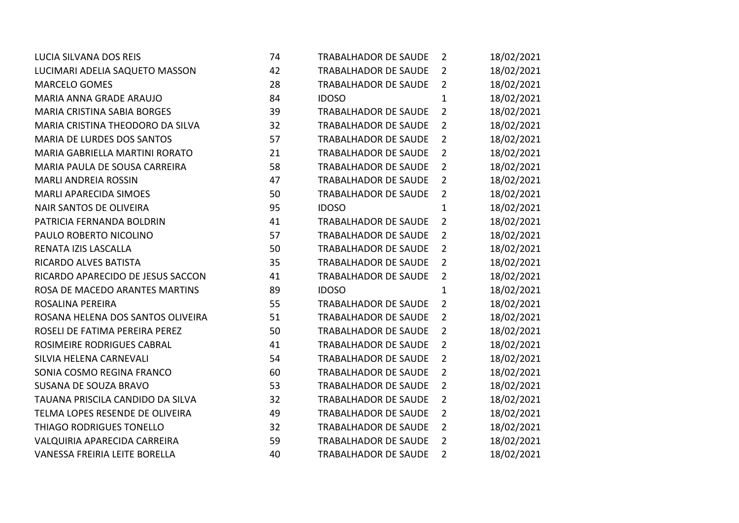| | | | | |
|---|---|---|---|---|
| LUCIA SILVANA DOS REIS | 74 | TRABALHADOR DE SAUDE | 2 | 18/02/2021 |
| LUCIMARI ADELIA SAQUETO MASSON | 42 | TRABALHADOR DE SAUDE | 2 | 18/02/2021 |
| MARCELO GOMES | 28 | TRABALHADOR DE SAUDE | 2 | 18/02/2021 |
| MARIA ANNA GRADE ARAUJO | 84 | IDOSO | 1 | 18/02/2021 |
| MARIA CRISTINA SABIA BORGES | 39 | TRABALHADOR DE SAUDE | 2 | 18/02/2021 |
| MARIA CRISTINA THEODORO DA SILVA | 32 | TRABALHADOR DE SAUDE | 2 | 18/02/2021 |
| MARIA DE LURDES DOS SANTOS | 57 | TRABALHADOR DE SAUDE | 2 | 18/02/2021 |
| MARIA GABRIELLA MARTINI RORATO | 21 | TRABALHADOR DE SAUDE | 2 | 18/02/2021 |
| MARIA PAULA DE SOUSA CARREIRA | 58 | TRABALHADOR DE SAUDE | 2 | 18/02/2021 |
| MARLI ANDREIA ROSSIN | 47 | TRABALHADOR DE SAUDE | 2 | 18/02/2021 |
| MARLI APARECIDA SIMOES | 50 | TRABALHADOR DE SAUDE | 2 | 18/02/2021 |
| NAIR SANTOS DE OLIVEIRA | 95 | IDOSO | 1 | 18/02/2021 |
| PATRICIA FERNANDA BOLDRIN | 41 | TRABALHADOR DE SAUDE | 2 | 18/02/2021 |
| PAULO ROBERTO NICOLINO | 57 | TRABALHADOR DE SAUDE | 2 | 18/02/2021 |
| RENATA IZIS LASCALLA | 50 | TRABALHADOR DE SAUDE | 2 | 18/02/2021 |
| RICARDO ALVES BATISTA | 35 | TRABALHADOR DE SAUDE | 2 | 18/02/2021 |
| RICARDO APARECIDO DE JESUS SACCON | 41 | TRABALHADOR DE SAUDE | 2 | 18/02/2021 |
| ROSA DE MACEDO ARANTES MARTINS | 89 | IDOSO | 1 | 18/02/2021 |
| ROSALINA PEREIRA | 55 | TRABALHADOR DE SAUDE | 2 | 18/02/2021 |
| ROSANA HELENA DOS SANTOS OLIVEIRA | 51 | TRABALHADOR DE SAUDE | 2 | 18/02/2021 |
| ROSELI DE FATIMA PEREIRA PEREZ | 50 | TRABALHADOR DE SAUDE | 2 | 18/02/2021 |
| ROSIMEIRE RODRIGUES CABRAL | 41 | TRABALHADOR DE SAUDE | 2 | 18/02/2021 |
| SILVIA HELENA CARNEVALI | 54 | TRABALHADOR DE SAUDE | 2 | 18/02/2021 |
| SONIA COSMO REGINA FRANCO | 60 | TRABALHADOR DE SAUDE | 2 | 18/02/2021 |
| SUSANA DE SOUZA BRAVO | 53 | TRABALHADOR DE SAUDE | 2 | 18/02/2021 |
| TAUANA PRISCILA CANDIDO DA SILVA | 32 | TRABALHADOR DE SAUDE | 2 | 18/02/2021 |
| TELMA LOPES RESENDE DE OLIVEIRA | 49 | TRABALHADOR DE SAUDE | 2 | 18/02/2021 |
| THIAGO RODRIGUES TONELLO | 32 | TRABALHADOR DE SAUDE | 2 | 18/02/2021 |
| VALQUIRIA APARECIDA CARREIRA | 59 | TRABALHADOR DE SAUDE | 2 | 18/02/2021 |
| VANESSA FREIRIA LEITE BORELLA | 40 | TRABALHADOR DE SAUDE | 2 | 18/02/2021 |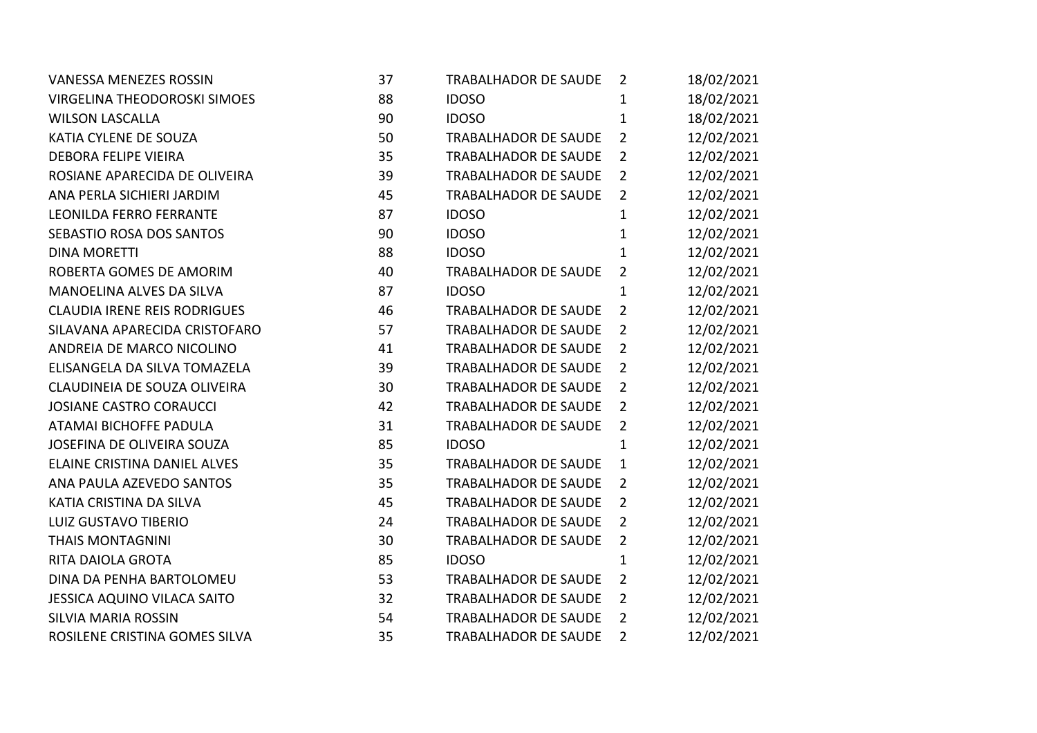| | | | | |
|---|---|---|---|---|
| VANESSA MENEZES ROSSIN | 37 | TRABALHADOR DE SAUDE | 2 | 18/02/2021 |
| VIRGELINA THEODOROSKI SIMOES | 88 | IDOSO | 1 | 18/02/2021 |
| WILSON LASCALLA | 90 | IDOSO | 1 | 18/02/2021 |
| KATIA CYLENE DE SOUZA | 50 | TRABALHADOR DE SAUDE | 2 | 12/02/2021 |
| DEBORA FELIPE VIEIRA | 35 | TRABALHADOR DE SAUDE | 2 | 12/02/2021 |
| ROSIANE APARECIDA DE OLIVEIRA | 39 | TRABALHADOR DE SAUDE | 2 | 12/02/2021 |
| ANA PERLA SICHIERI JARDIM | 45 | TRABALHADOR DE SAUDE | 2 | 12/02/2021 |
| LEONILDA FERRO FERRANTE | 87 | IDOSO | 1 | 12/02/2021 |
| SEBASTIO ROSA DOS SANTOS | 90 | IDOSO | 1 | 12/02/2021 |
| DINA MORETTI | 88 | IDOSO | 1 | 12/02/2021 |
| ROBERTA GOMES DE AMORIM | 40 | TRABALHADOR DE SAUDE | 2 | 12/02/2021 |
| MANOELINA ALVES DA SILVA | 87 | IDOSO | 1 | 12/02/2021 |
| CLAUDIA IRENE REIS RODRIGUES | 46 | TRABALHADOR DE SAUDE | 2 | 12/02/2021 |
| SILAVANA APARECIDA CRISTOFARO | 57 | TRABALHADOR DE SAUDE | 2 | 12/02/2021 |
| ANDREIA DE MARCO NICOLINO | 41 | TRABALHADOR DE SAUDE | 2 | 12/02/2021 |
| ELISANGELA DA SILVA TOMAZELA | 39 | TRABALHADOR DE SAUDE | 2 | 12/02/2021 |
| CLAUDINEIA DE SOUZA OLIVEIRA | 30 | TRABALHADOR DE SAUDE | 2 | 12/02/2021 |
| JOSIANE CASTRO CORAUCCI | 42 | TRABALHADOR DE SAUDE | 2 | 12/02/2021 |
| ATAMAI BICHOFFE PADULA | 31 | TRABALHADOR DE SAUDE | 2 | 12/02/2021 |
| JOSEFINA DE OLIVEIRA SOUZA | 85 | IDOSO | 1 | 12/02/2021 |
| ELAINE CRISTINA DANIEL ALVES | 35 | TRABALHADOR DE SAUDE | 1 | 12/02/2021 |
| ANA PAULA AZEVEDO SANTOS | 35 | TRABALHADOR DE SAUDE | 2 | 12/02/2021 |
| KATIA CRISTINA DA SILVA | 45 | TRABALHADOR DE SAUDE | 2 | 12/02/2021 |
| LUIZ GUSTAVO TIBERIO | 24 | TRABALHADOR DE SAUDE | 2 | 12/02/2021 |
| THAIS MONTAGNINI | 30 | TRABALHADOR DE SAUDE | 2 | 12/02/2021 |
| RITA DAIOLA GROTA | 85 | IDOSO | 1 | 12/02/2021 |
| DINA DA PENHA BARTOLOMEU | 53 | TRABALHADOR DE SAUDE | 2 | 12/02/2021 |
| JESSICA AQUINO VILACA SAITO | 32 | TRABALHADOR DE SAUDE | 2 | 12/02/2021 |
| SILVIA MARIA ROSSIN | 54 | TRABALHADOR DE SAUDE | 2 | 12/02/2021 |
| ROSILENE CRISTINA GOMES SILVA | 35 | TRABALHADOR DE SAUDE | 2 | 12/02/2021 |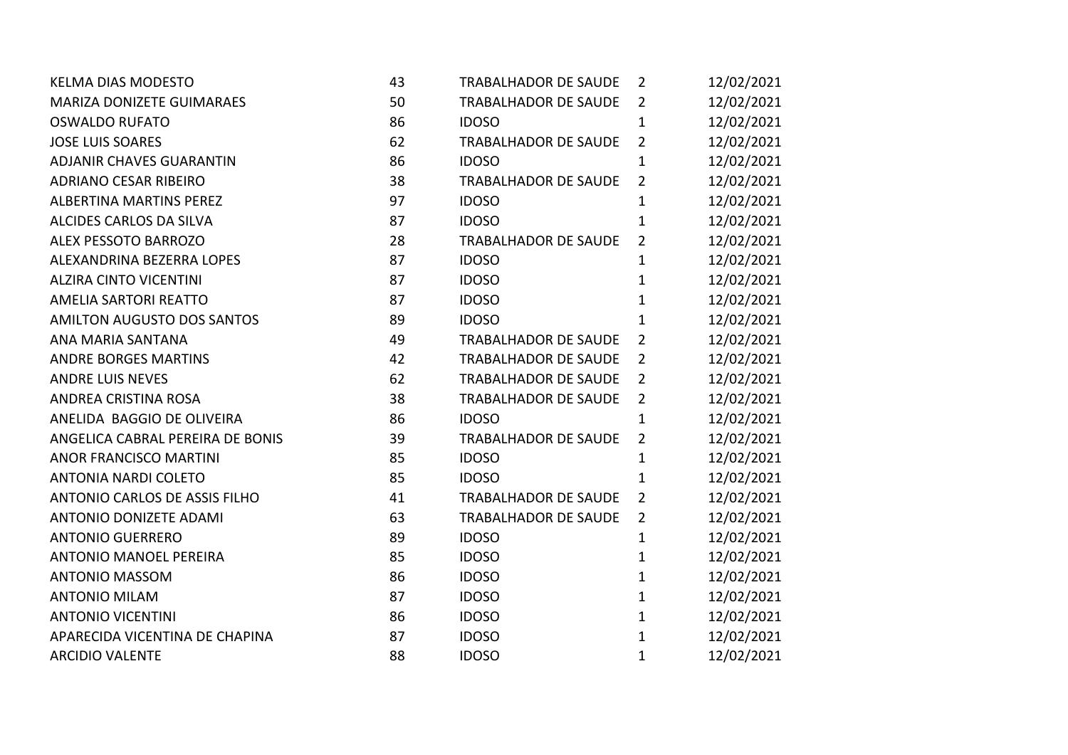| | | | | |
|---|---|---|---|---|
| KELMA DIAS MODESTO | 43 | TRABALHADOR DE SAUDE | 2 | 12/02/2021 |
| MARIZA DONIZETE GUIMARAES | 50 | TRABALHADOR DE SAUDE | 2 | 12/02/2021 |
| OSWALDO RUFATO | 86 | IDOSO | 1 | 12/02/2021 |
| JOSE LUIS SOARES | 62 | TRABALHADOR DE SAUDE | 2 | 12/02/2021 |
| ADJANIR CHAVES GUARANTIN | 86 | IDOSO | 1 | 12/02/2021 |
| ADRIANO CESAR RIBEIRO | 38 | TRABALHADOR DE SAUDE | 2 | 12/02/2021 |
| ALBERTINA MARTINS PEREZ | 97 | IDOSO | 1 | 12/02/2021 |
| ALCIDES CARLOS DA SILVA | 87 | IDOSO | 1 | 12/02/2021 |
| ALEX PESSOTO BARROZO | 28 | TRABALHADOR DE SAUDE | 2 | 12/02/2021 |
| ALEXANDRINA BEZERRA LOPES | 87 | IDOSO | 1 | 12/02/2021 |
| ALZIRA CINTO VICENTINI | 87 | IDOSO | 1 | 12/02/2021 |
| AMELIA SARTORI REATTO | 87 | IDOSO | 1 | 12/02/2021 |
| AMILTON AUGUSTO DOS SANTOS | 89 | IDOSO | 1 | 12/02/2021 |
| ANA MARIA SANTANA | 49 | TRABALHADOR DE SAUDE | 2 | 12/02/2021 |
| ANDRE BORGES MARTINS | 42 | TRABALHADOR DE SAUDE | 2 | 12/02/2021 |
| ANDRE LUIS NEVES | 62 | TRABALHADOR DE SAUDE | 2 | 12/02/2021 |
| ANDREA CRISTINA ROSA | 38 | TRABALHADOR DE SAUDE | 2 | 12/02/2021 |
| ANELIDA BAGGIO DE OLIVEIRA | 86 | IDOSO | 1 | 12/02/2021 |
| ANGELICA CABRAL PEREIRA DE BONIS | 39 | TRABALHADOR DE SAUDE | 2 | 12/02/2021 |
| ANOR FRANCISCO MARTINI | 85 | IDOSO | 1 | 12/02/2021 |
| ANTONIA NARDI COLETO | 85 | IDOSO | 1 | 12/02/2021 |
| ANTONIO CARLOS DE ASSIS FILHO | 41 | TRABALHADOR DE SAUDE | 2 | 12/02/2021 |
| ANTONIO DONIZETE ADAMI | 63 | TRABALHADOR DE SAUDE | 2 | 12/02/2021 |
| ANTONIO GUERRERO | 89 | IDOSO | 1 | 12/02/2021 |
| ANTONIO MANOEL PEREIRA | 85 | IDOSO | 1 | 12/02/2021 |
| ANTONIO MASSOM | 86 | IDOSO | 1 | 12/02/2021 |
| ANTONIO MILAM | 87 | IDOSO | 1 | 12/02/2021 |
| ANTONIO VICENTINI | 86 | IDOSO | 1 | 12/02/2021 |
| APARECIDA VICENTINA DE CHAPINA | 87 | IDOSO | 1 | 12/02/2021 |
| ARCIDIO VALENTE | 88 | IDOSO | 1 | 12/02/2021 |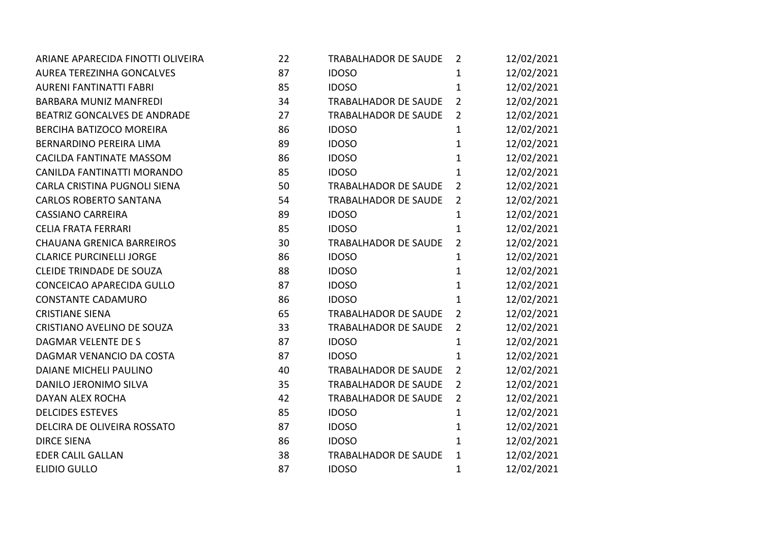| | | | | |
|---|---|---|---|---|
| ARIANE APARECIDA FINOTTI OLIVEIRA | 22 | TRABALHADOR DE SAUDE | 2 | 12/02/2021 |
| AUREA TEREZINHA GONCALVES | 87 | IDOSO | 1 | 12/02/2021 |
| AURENI FANTINATTI FABRI | 85 | IDOSO | 1 | 12/02/2021 |
| BARBARA MUNIZ MANFREDI | 34 | TRABALHADOR DE SAUDE | 2 | 12/02/2021 |
| BEATRIZ GONCALVES DE ANDRADE | 27 | TRABALHADOR DE SAUDE | 2 | 12/02/2021 |
| BERCIHA BATIZOCO MOREIRA | 86 | IDOSO | 1 | 12/02/2021 |
| BERNARDINO PEREIRA LIMA | 89 | IDOSO | 1 | 12/02/2021 |
| CACILDA FANTINATE MASSOM | 86 | IDOSO | 1 | 12/02/2021 |
| CANILDA FANTINATTI MORANDO | 85 | IDOSO | 1 | 12/02/2021 |
| CARLA CRISTINA PUGNOLI SIENA | 50 | TRABALHADOR DE SAUDE | 2 | 12/02/2021 |
| CARLOS ROBERTO SANTANA | 54 | TRABALHADOR DE SAUDE | 2 | 12/02/2021 |
| CASSIANO CARREIRA | 89 | IDOSO | 1 | 12/02/2021 |
| CELIA FRATA FERRARI | 85 | IDOSO | 1 | 12/02/2021 |
| CHAUANA GRENICA BARREIROS | 30 | TRABALHADOR DE SAUDE | 2 | 12/02/2021 |
| CLARICE PURCINELLI JORGE | 86 | IDOSO | 1 | 12/02/2021 |
| CLEIDE TRINDADE DE SOUZA | 88 | IDOSO | 1 | 12/02/2021 |
| CONCEICAO APARECIDA GULLO | 87 | IDOSO | 1 | 12/02/2021 |
| CONSTANTE CADAMURO | 86 | IDOSO | 1 | 12/02/2021 |
| CRISTIANE SIENA | 65 | TRABALHADOR DE SAUDE | 2 | 12/02/2021 |
| CRISTIANO AVELINO DE SOUZA | 33 | TRABALHADOR DE SAUDE | 2 | 12/02/2021 |
| DAGMAR VELENTE DE S | 87 | IDOSO | 1 | 12/02/2021 |
| DAGMAR VENANCIO DA COSTA | 87 | IDOSO | 1 | 12/02/2021 |
| DAIANE MICHELI PAULINO | 40 | TRABALHADOR DE SAUDE | 2 | 12/02/2021 |
| DANILO JERONIMO SILVA | 35 | TRABALHADOR DE SAUDE | 2 | 12/02/2021 |
| DAYAN ALEX ROCHA | 42 | TRABALHADOR DE SAUDE | 2 | 12/02/2021 |
| DELCIDES ESTEVES | 85 | IDOSO | 1 | 12/02/2021 |
| DELCIRA DE OLIVEIRA ROSSATO | 87 | IDOSO | 1 | 12/02/2021 |
| DIRCE SIENA | 86 | IDOSO | 1 | 12/02/2021 |
| EDER CALIL GALLAN | 38 | TRABALHADOR DE SAUDE | 1 | 12/02/2021 |
| ELIDIO GULLO | 87 | IDOSO | 1 | 12/02/2021 |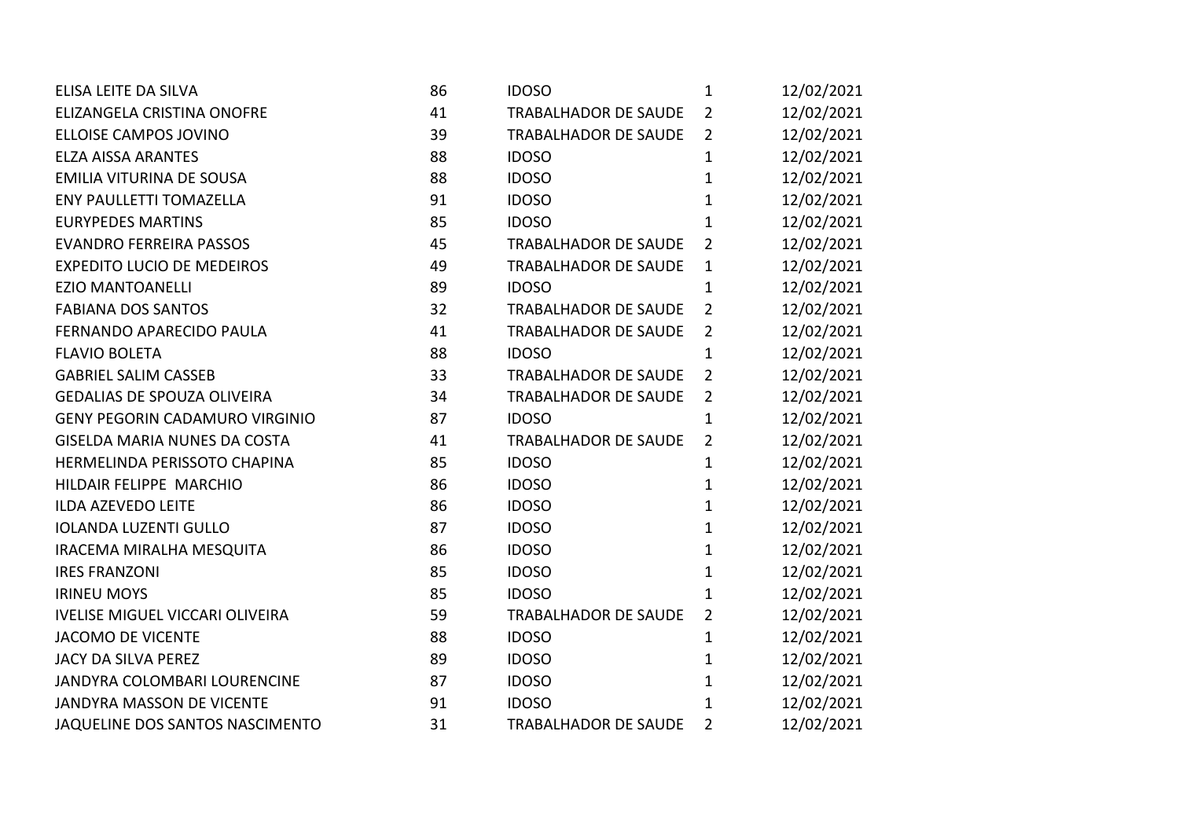| | | | | |
|---|---|---|---|---|
| ELISA LEITE DA SILVA | 86 | IDOSO | 1 | 12/02/2021 |
| ELIZANGELA CRISTINA ONOFRE | 41 | TRABALHADOR DE SAUDE | 2 | 12/02/2021 |
| ELLOISE CAMPOS JOVINO | 39 | TRABALHADOR DE SAUDE | 2 | 12/02/2021 |
| ELZA AISSA ARANTES | 88 | IDOSO | 1 | 12/02/2021 |
| EMILIA VITURINA DE SOUSA | 88 | IDOSO | 1 | 12/02/2021 |
| ENY PAULLETTI TOMAZELLA | 91 | IDOSO | 1 | 12/02/2021 |
| EURYPEDES MARTINS | 85 | IDOSO | 1 | 12/02/2021 |
| EVANDRO FERREIRA PASSOS | 45 | TRABALHADOR DE SAUDE | 2 | 12/02/2021 |
| EXPEDITO LUCIO DE MEDEIROS | 49 | TRABALHADOR DE SAUDE | 1 | 12/02/2021 |
| EZIO MANTOANELLI | 89 | IDOSO | 1 | 12/02/2021 |
| FABIANA DOS SANTOS | 32 | TRABALHADOR DE SAUDE | 2 | 12/02/2021 |
| FERNANDO APARECIDO PAULA | 41 | TRABALHADOR DE SAUDE | 2 | 12/02/2021 |
| FLAVIO BOLETA | 88 | IDOSO | 1 | 12/02/2021 |
| GABRIEL SALIM CASSEB | 33 | TRABALHADOR DE SAUDE | 2 | 12/02/2021 |
| GEDALIAS DE SPOUZA OLIVEIRA | 34 | TRABALHADOR DE SAUDE | 2 | 12/02/2021 |
| GENY PEGORIN CADAMURO VIRGINIO | 87 | IDOSO | 1 | 12/02/2021 |
| GISELDA MARIA NUNES DA COSTA | 41 | TRABALHADOR DE SAUDE | 2 | 12/02/2021 |
| HERMELINDA PERISSOTO CHAPINA | 85 | IDOSO | 1 | 12/02/2021 |
| HILDAIR FELIPPE MARCHIO | 86 | IDOSO | 1 | 12/02/2021 |
| ILDA AZEVEDO LEITE | 86 | IDOSO | 1 | 12/02/2021 |
| IOLANDA LUZENTI GULLO | 87 | IDOSO | 1 | 12/02/2021 |
| IRACEMA MIRALHA MESQUITA | 86 | IDOSO | 1 | 12/02/2021 |
| IRES FRANZONI | 85 | IDOSO | 1 | 12/02/2021 |
| IRINEU MOYS | 85 | IDOSO | 1 | 12/02/2021 |
| IVELISE MIGUEL VICCARI OLIVEIRA | 59 | TRABALHADOR DE SAUDE | 2 | 12/02/2021 |
| JACOMO DE VICENTE | 88 | IDOSO | 1 | 12/02/2021 |
| JACY DA SILVA PEREZ | 89 | IDOSO | 1 | 12/02/2021 |
| JANDYRA COLOMBARI LOURENCINE | 87 | IDOSO | 1 | 12/02/2021 |
| JANDYRA MASSON DE VICENTE | 91 | IDOSO | 1 | 12/02/2021 |
| JAQUELINE DOS SANTOS NASCIMENTO | 31 | TRABALHADOR DE SAUDE | 2 | 12/02/2021 |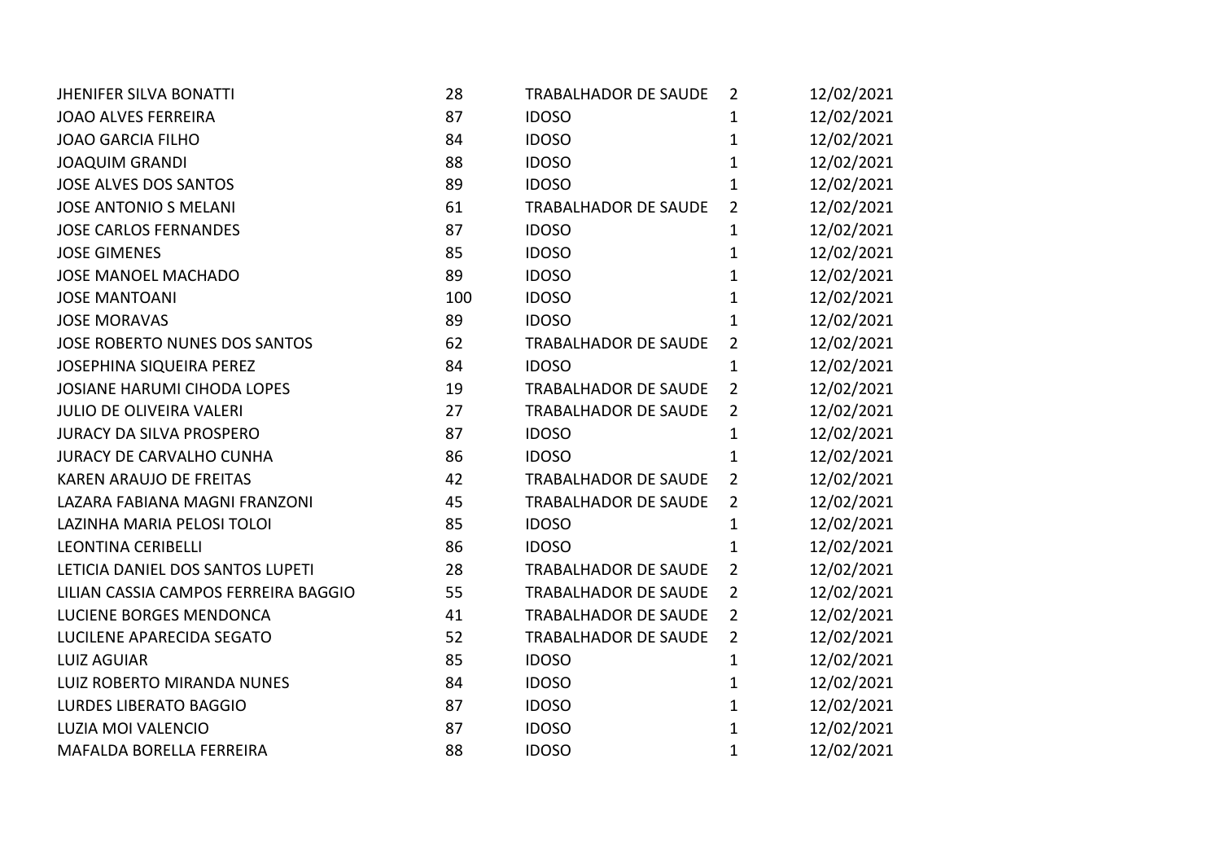| | | | | |
|---|---|---|---|---|
| JHENIFER SILVA BONATTI | 28 | TRABALHADOR DE SAUDE | 2 | 12/02/2021 |
| JOAO ALVES FERREIRA | 87 | IDOSO | 1 | 12/02/2021 |
| JOAO GARCIA FILHO | 84 | IDOSO | 1 | 12/02/2021 |
| JOAQUIM GRANDI | 88 | IDOSO | 1 | 12/02/2021 |
| JOSE ALVES DOS SANTOS | 89 | IDOSO | 1 | 12/02/2021 |
| JOSE ANTONIO S MELANI | 61 | TRABALHADOR DE SAUDE | 2 | 12/02/2021 |
| JOSE CARLOS FERNANDES | 87 | IDOSO | 1 | 12/02/2021 |
| JOSE GIMENES | 85 | IDOSO | 1 | 12/02/2021 |
| JOSE MANOEL MACHADO | 89 | IDOSO | 1 | 12/02/2021 |
| JOSE MANTOANI | 100 | IDOSO | 1 | 12/02/2021 |
| JOSE MORAVAS | 89 | IDOSO | 1 | 12/02/2021 |
| JOSE ROBERTO NUNES DOS SANTOS | 62 | TRABALHADOR DE SAUDE | 2 | 12/02/2021 |
| JOSEPHINA SIQUEIRA PEREZ | 84 | IDOSO | 1 | 12/02/2021 |
| JOSIANE HARUMI CIHODA LOPES | 19 | TRABALHADOR DE SAUDE | 2 | 12/02/2021 |
| JULIO DE OLIVEIRA VALERI | 27 | TRABALHADOR DE SAUDE | 2 | 12/02/2021 |
| JURACY DA SILVA PROSPERO | 87 | IDOSO | 1 | 12/02/2021 |
| JURACY DE CARVALHO CUNHA | 86 | IDOSO | 1 | 12/02/2021 |
| KAREN ARAUJO DE FREITAS | 42 | TRABALHADOR DE SAUDE | 2 | 12/02/2021 |
| LAZARA FABIANA MAGNI FRANZONI | 45 | TRABALHADOR DE SAUDE | 2 | 12/02/2021 |
| LAZINHA MARIA PELOSI TOLOI | 85 | IDOSO | 1 | 12/02/2021 |
| LEONTINA CERIBELLI | 86 | IDOSO | 1 | 12/02/2021 |
| LETICIA DANIEL DOS SANTOS LUPETI | 28 | TRABALHADOR DE SAUDE | 2 | 12/02/2021 |
| LILIAN CASSIA CAMPOS FERREIRA BAGGIO | 55 | TRABALHADOR DE SAUDE | 2 | 12/02/2021 |
| LUCIENE BORGES MENDONCA | 41 | TRABALHADOR DE SAUDE | 2 | 12/02/2021 |
| LUCILENE APARECIDA SEGATO | 52 | TRABALHADOR DE SAUDE | 2 | 12/02/2021 |
| LUIZ AGUIAR | 85 | IDOSO | 1 | 12/02/2021 |
| LUIZ ROBERTO MIRANDA NUNES | 84 | IDOSO | 1 | 12/02/2021 |
| LURDES LIBERATO BAGGIO | 87 | IDOSO | 1 | 12/02/2021 |
| LUZIA MOI VALENCIO | 87 | IDOSO | 1 | 12/02/2021 |
| MAFALDA BORELLA FERREIRA | 88 | IDOSO | 1 | 12/02/2021 |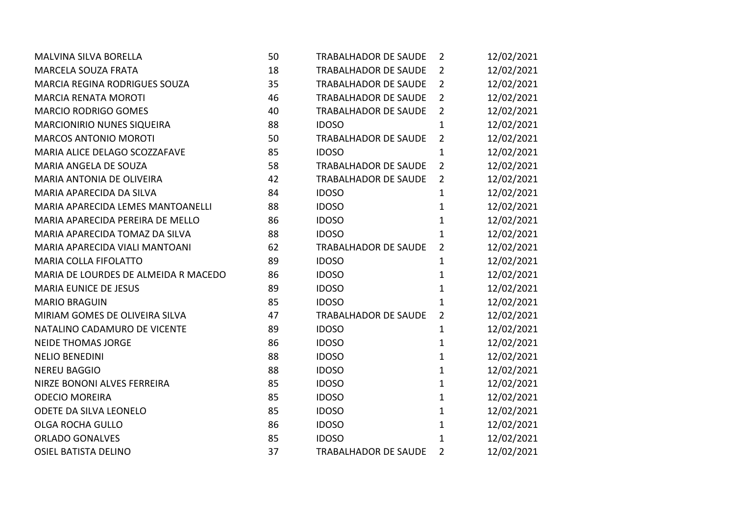| | | | | |
|---|---|---|---|---|
| MALVINA SILVA BORELLA | 50 | TRABALHADOR DE SAUDE | 2 | 12/02/2021 |
| MARCELA SOUZA FRATA | 18 | TRABALHADOR DE SAUDE | 2 | 12/02/2021 |
| MARCIA REGINA RODRIGUES SOUZA | 35 | TRABALHADOR DE SAUDE | 2 | 12/02/2021 |
| MARCIA RENATA MOROTI | 46 | TRABALHADOR DE SAUDE | 2 | 12/02/2021 |
| MARCIO RODRIGO GOMES | 40 | TRABALHADOR DE SAUDE | 2 | 12/02/2021 |
| MARCIONIRIO NUNES SIQUEIRA | 88 | IDOSO | 1 | 12/02/2021 |
| MARCOS ANTONIO MOROTI | 50 | TRABALHADOR DE SAUDE | 2 | 12/02/2021 |
| MARIA ALICE DELAGO SCOZZAFAVE | 85 | IDOSO | 1 | 12/02/2021 |
| MARIA ANGELA DE SOUZA | 58 | TRABALHADOR DE SAUDE | 2 | 12/02/2021 |
| MARIA ANTONIA DE OLIVEIRA | 42 | TRABALHADOR DE SAUDE | 2 | 12/02/2021 |
| MARIA APARECIDA DA SILVA | 84 | IDOSO | 1 | 12/02/2021 |
| MARIA APARECIDA LEMES MANTOANELLI | 88 | IDOSO | 1 | 12/02/2021 |
| MARIA APARECIDA PEREIRA DE MELLO | 86 | IDOSO | 1 | 12/02/2021 |
| MARIA APARECIDA TOMAZ DA SILVA | 88 | IDOSO | 1 | 12/02/2021 |
| MARIA APARECIDA VIALI MANTOANI | 62 | TRABALHADOR DE SAUDE | 2 | 12/02/2021 |
| MARIA COLLA FIFOLATTO | 89 | IDOSO | 1 | 12/02/2021 |
| MARIA DE LOURDES DE ALMEIDA R MACEDO | 86 | IDOSO | 1 | 12/02/2021 |
| MARIA EUNICE DE JESUS | 89 | IDOSO | 1 | 12/02/2021 |
| MARIO BRAGUIN | 85 | IDOSO | 1 | 12/02/2021 |
| MIRIAM GOMES DE OLIVEIRA SILVA | 47 | TRABALHADOR DE SAUDE | 2 | 12/02/2021 |
| NATALINO CADAMURO DE VICENTE | 89 | IDOSO | 1 | 12/02/2021 |
| NEIDE THOMAS JORGE | 86 | IDOSO | 1 | 12/02/2021 |
| NELIO BENEDINI | 88 | IDOSO | 1 | 12/02/2021 |
| NEREU BAGGIO | 88 | IDOSO | 1 | 12/02/2021 |
| NIRZE BONONI ALVES FERREIRA | 85 | IDOSO | 1 | 12/02/2021 |
| ODECIO MOREIRA | 85 | IDOSO | 1 | 12/02/2021 |
| ODETE DA SILVA LEONELO | 85 | IDOSO | 1 | 12/02/2021 |
| OLGA ROCHA GULLO | 86 | IDOSO | 1 | 12/02/2021 |
| ORLADO GONALVES | 85 | IDOSO | 1 | 12/02/2021 |
| OSIEL BATISTA DELINO | 37 | TRABALHADOR DE SAUDE | 2 | 12/02/2021 |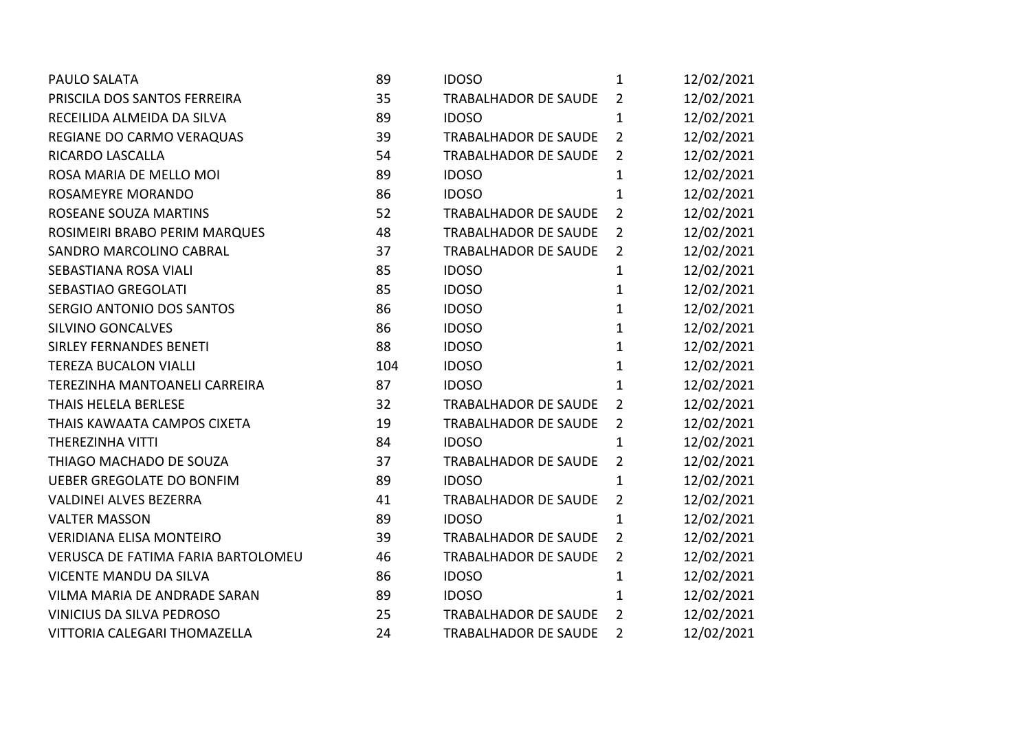| | | | | |
|---|---|---|---|---|
| PAULO SALATA | 89 | IDOSO | 1 | 12/02/2021 |
| PRISCILA DOS SANTOS FERREIRA | 35 | TRABALHADOR DE SAUDE | 2 | 12/02/2021 |
| RECEILIDA ALMEIDA DA SILVA | 89 | IDOSO | 1 | 12/02/2021 |
| REGIANE DO CARMO VERAQUAS | 39 | TRABALHADOR DE SAUDE | 2 | 12/02/2021 |
| RICARDO LASCALLA | 54 | TRABALHADOR DE SAUDE | 2 | 12/02/2021 |
| ROSA MARIA DE MELLO MOI | 89 | IDOSO | 1 | 12/02/2021 |
| ROSAMEYRE MORANDO | 86 | IDOSO | 1 | 12/02/2021 |
| ROSEANE SOUZA MARTINS | 52 | TRABALHADOR DE SAUDE | 2 | 12/02/2021 |
| ROSIMEIRI BRABO PERIM MARQUES | 48 | TRABALHADOR DE SAUDE | 2 | 12/02/2021 |
| SANDRO MARCOLINO CABRAL | 37 | TRABALHADOR DE SAUDE | 2 | 12/02/2021 |
| SEBASTIANA ROSA VIALI | 85 | IDOSO | 1 | 12/02/2021 |
| SEBASTIAO GREGOLATI | 85 | IDOSO | 1 | 12/02/2021 |
| SERGIO ANTONIO DOS SANTOS | 86 | IDOSO | 1 | 12/02/2021 |
| SILVINO GONCALVES | 86 | IDOSO | 1 | 12/02/2021 |
| SIRLEY FERNANDES BENETI | 88 | IDOSO | 1 | 12/02/2021 |
| TEREZA BUCALON VIALLI | 104 | IDOSO | 1 | 12/02/2021 |
| TEREZINHA MANTOANELI CARREIRA | 87 | IDOSO | 1 | 12/02/2021 |
| THAIS HELELA BERLESE | 32 | TRABALHADOR DE SAUDE | 2 | 12/02/2021 |
| THAIS KAWAATA CAMPOS CIXETA | 19 | TRABALHADOR DE SAUDE | 2 | 12/02/2021 |
| THEREZINHA VITTI | 84 | IDOSO | 1 | 12/02/2021 |
| THIAGO MACHADO DE SOUZA | 37 | TRABALHADOR DE SAUDE | 2 | 12/02/2021 |
| UEBER GREGOLATE DO BONFIM | 89 | IDOSO | 1 | 12/02/2021 |
| VALDINEI ALVES BEZERRA | 41 | TRABALHADOR DE SAUDE | 2 | 12/02/2021 |
| VALTER MASSON | 89 | IDOSO | 1 | 12/02/2021 |
| VERIDIANA ELISA MONTEIRO | 39 | TRABALHADOR DE SAUDE | 2 | 12/02/2021 |
| VERUSCA DE FATIMA FARIA BARTOLOMEU | 46 | TRABALHADOR DE SAUDE | 2 | 12/02/2021 |
| VICENTE MANDU DA SILVA | 86 | IDOSO | 1 | 12/02/2021 |
| VILMA MARIA DE ANDRADE SARAN | 89 | IDOSO | 1 | 12/02/2021 |
| VINICIUS DA SILVA PEDROSO | 25 | TRABALHADOR DE SAUDE | 2 | 12/02/2021 |
| VITTORIA CALEGARI THOMAZELLA | 24 | TRABALHADOR DE SAUDE | 2 | 12/02/2021 |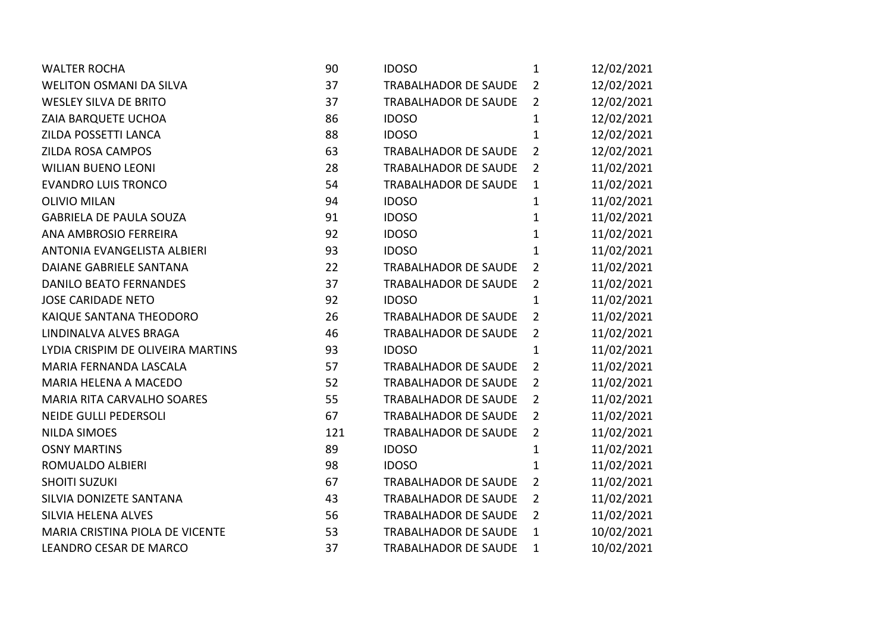| | | | | |
|---|---|---|---|---|
| WALTER ROCHA | 90 | IDOSO | 1 | 12/02/2021 |
| WELITON OSMANI DA SILVA | 37 | TRABALHADOR DE SAUDE | 2 | 12/02/2021 |
| WESLEY SILVA DE BRITO | 37 | TRABALHADOR DE SAUDE | 2 | 12/02/2021 |
| ZAIA BARQUETE UCHOA | 86 | IDOSO | 1 | 12/02/2021 |
| ZILDA POSSETTI LANCA | 88 | IDOSO | 1 | 12/02/2021 |
| ZILDA ROSA CAMPOS | 63 | TRABALHADOR DE SAUDE | 2 | 12/02/2021 |
| WILIAN BUENO LEONI | 28 | TRABALHADOR DE SAUDE | 2 | 11/02/2021 |
| EVANDRO LUIS TRONCO | 54 | TRABALHADOR DE SAUDE | 1 | 11/02/2021 |
| OLIVIO MILAN | 94 | IDOSO | 1 | 11/02/2021 |
| GABRIELA DE PAULA SOUZA | 91 | IDOSO | 1 | 11/02/2021 |
| ANA AMBROSIO FERREIRA | 92 | IDOSO | 1 | 11/02/2021 |
| ANTONIA EVANGELISTA ALBIERI | 93 | IDOSO | 1 | 11/02/2021 |
| DAIANE GABRIELE SANTANA | 22 | TRABALHADOR DE SAUDE | 2 | 11/02/2021 |
| DANILO BEATO FERNANDES | 37 | TRABALHADOR DE SAUDE | 2 | 11/02/2021 |
| JOSE CARIDADE NETO | 92 | IDOSO | 1 | 11/02/2021 |
| KAIQUE SANTANA THEODORO | 26 | TRABALHADOR DE SAUDE | 2 | 11/02/2021 |
| LINDINALVA ALVES BRAGA | 46 | TRABALHADOR DE SAUDE | 2 | 11/02/2021 |
| LYDIA CRISPIM DE OLIVEIRA MARTINS | 93 | IDOSO | 1 | 11/02/2021 |
| MARIA FERNANDA LASCALA | 57 | TRABALHADOR DE SAUDE | 2 | 11/02/2021 |
| MARIA HELENA A MACEDO | 52 | TRABALHADOR DE SAUDE | 2 | 11/02/2021 |
| MARIA RITA CARVALHO SOARES | 55 | TRABALHADOR DE SAUDE | 2 | 11/02/2021 |
| NEIDE GULLI PEDERSOLI | 67 | TRABALHADOR DE SAUDE | 2 | 11/02/2021 |
| NILDA SIMOES | 121 | TRABALHADOR DE SAUDE | 2 | 11/02/2021 |
| OSNY MARTINS | 89 | IDOSO | 1 | 11/02/2021 |
| ROMUALDO ALBIERI | 98 | IDOSO | 1 | 11/02/2021 |
| SHOITI SUZUKI | 67 | TRABALHADOR DE SAUDE | 2 | 11/02/2021 |
| SILVIA DONIZETE SANTANA | 43 | TRABALHADOR DE SAUDE | 2 | 11/02/2021 |
| SILVIA HELENA ALVES | 56 | TRABALHADOR DE SAUDE | 2 | 11/02/2021 |
| MARIA CRISTINA PIOLA DE VICENTE | 53 | TRABALHADOR DE SAUDE | 1 | 10/02/2021 |
| LEANDRO CESAR DE MARCO | 37 | TRABALHADOR DE SAUDE | 1 | 10/02/2021 |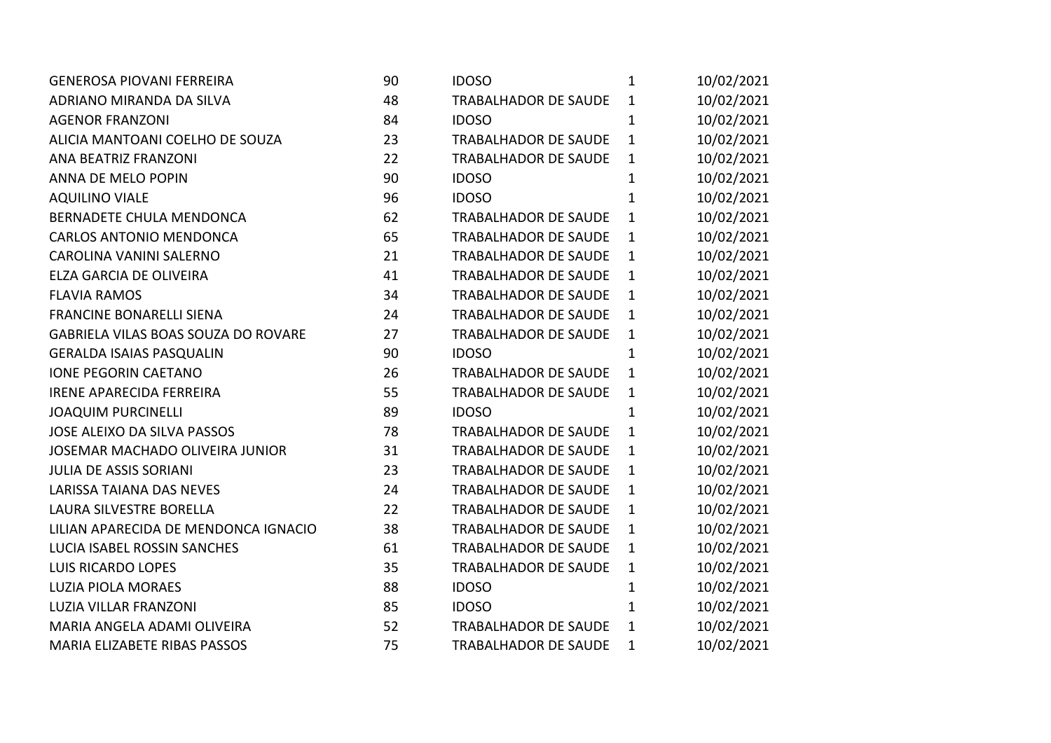| | | | | |
|---|---|---|---|---|
| GENEROSA PIOVANI FERREIRA | 90 | IDOSO | 1 | 10/02/2021 |
| ADRIANO MIRANDA DA SILVA | 48 | TRABALHADOR DE SAUDE | 1 | 10/02/2021 |
| AGENOR FRANZONI | 84 | IDOSO | 1 | 10/02/2021 |
| ALICIA MANTOANI COELHO DE SOUZA | 23 | TRABALHADOR DE SAUDE | 1 | 10/02/2021 |
| ANA BEATRIZ FRANZONI | 22 | TRABALHADOR DE SAUDE | 1 | 10/02/2021 |
| ANNA DE MELO POPIN | 90 | IDOSO | 1 | 10/02/2021 |
| AQUILINO VIALE | 96 | IDOSO | 1 | 10/02/2021 |
| BERNADETE CHULA MENDONCA | 62 | TRABALHADOR DE SAUDE | 1 | 10/02/2021 |
| CARLOS ANTONIO MENDONCA | 65 | TRABALHADOR DE SAUDE | 1 | 10/02/2021 |
| CAROLINA VANINI SALERNO | 21 | TRABALHADOR DE SAUDE | 1 | 10/02/2021 |
| ELZA GARCIA DE OLIVEIRA | 41 | TRABALHADOR DE SAUDE | 1 | 10/02/2021 |
| FLAVIA RAMOS | 34 | TRABALHADOR DE SAUDE | 1 | 10/02/2021 |
| FRANCINE BONARELLI SIENA | 24 | TRABALHADOR DE SAUDE | 1 | 10/02/2021 |
| GABRIELA VILAS BOAS SOUZA DO ROVARE | 27 | TRABALHADOR DE SAUDE | 1 | 10/02/2021 |
| GERALDA ISAIAS PASQUALIN | 90 | IDOSO | 1 | 10/02/2021 |
| IONE PEGORIN CAETANO | 26 | TRABALHADOR DE SAUDE | 1 | 10/02/2021 |
| IRENE APARECIDA FERREIRA | 55 | TRABALHADOR DE SAUDE | 1 | 10/02/2021 |
| JOAQUIM PURCINELLI | 89 | IDOSO | 1 | 10/02/2021 |
| JOSE ALEIXO DA SILVA PASSOS | 78 | TRABALHADOR DE SAUDE | 1 | 10/02/2021 |
| JOSEMAR MACHADO OLIVEIRA JUNIOR | 31 | TRABALHADOR DE SAUDE | 1 | 10/02/2021 |
| JULIA DE ASSIS SORIANI | 23 | TRABALHADOR DE SAUDE | 1 | 10/02/2021 |
| LARISSA TAIANA DAS NEVES | 24 | TRABALHADOR DE SAUDE | 1 | 10/02/2021 |
| LAURA SILVESTRE BORELLA | 22 | TRABALHADOR DE SAUDE | 1 | 10/02/2021 |
| LILIAN APARECIDA DE MENDONCA IGNACIO | 38 | TRABALHADOR DE SAUDE | 1 | 10/02/2021 |
| LUCIA ISABEL ROSSIN SANCHES | 61 | TRABALHADOR DE SAUDE | 1 | 10/02/2021 |
| LUIS RICARDO LOPES | 35 | TRABALHADOR DE SAUDE | 1 | 10/02/2021 |
| LUZIA PIOLA MORAES | 88 | IDOSO | 1 | 10/02/2021 |
| LUZIA VILLAR FRANZONI | 85 | IDOSO | 1 | 10/02/2021 |
| MARIA ANGELA ADAMI OLIVEIRA | 52 | TRABALHADOR DE SAUDE | 1 | 10/02/2021 |
| MARIA ELIZABETE RIBAS PASSOS | 75 | TRABALHADOR DE SAUDE | 1 | 10/02/2021 |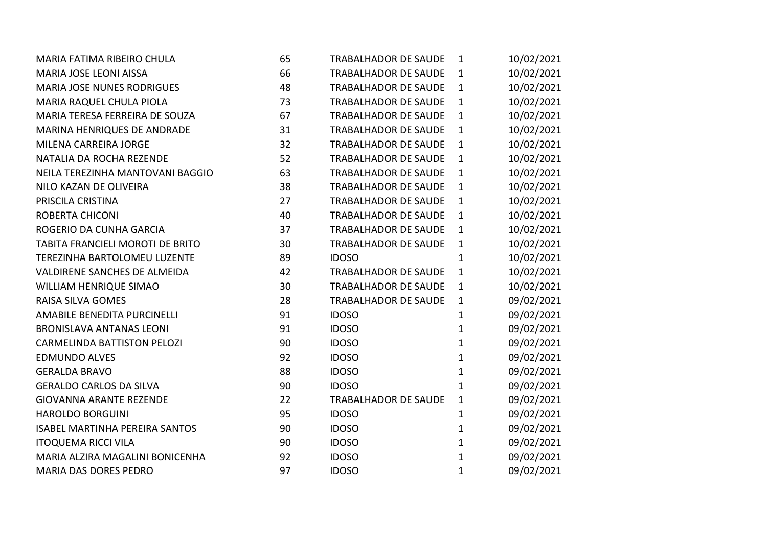| | | | | |
|---|---|---|---|---|
| MARIA FATIMA RIBEIRO CHULA | 65 | TRABALHADOR DE SAUDE | 1 | 10/02/2021 |
| MARIA JOSE LEONI AISSA | 66 | TRABALHADOR DE SAUDE | 1 | 10/02/2021 |
| MARIA JOSE NUNES RODRIGUES | 48 | TRABALHADOR DE SAUDE | 1 | 10/02/2021 |
| MARIA RAQUEL CHULA PIOLA | 73 | TRABALHADOR DE SAUDE | 1 | 10/02/2021 |
| MARIA TERESA FERREIRA DE SOUZA | 67 | TRABALHADOR DE SAUDE | 1 | 10/02/2021 |
| MARINA HENRIQUES DE ANDRADE | 31 | TRABALHADOR DE SAUDE | 1 | 10/02/2021 |
| MILENA CARREIRA JORGE | 32 | TRABALHADOR DE SAUDE | 1 | 10/02/2021 |
| NATALIA DA ROCHA REZENDE | 52 | TRABALHADOR DE SAUDE | 1 | 10/02/2021 |
| NEILA TEREZINHA MANTOVANI BAGGIO | 63 | TRABALHADOR DE SAUDE | 1 | 10/02/2021 |
| NILO KAZAN DE OLIVEIRA | 38 | TRABALHADOR DE SAUDE | 1 | 10/02/2021 |
| PRISCILA CRISTINA | 27 | TRABALHADOR DE SAUDE | 1 | 10/02/2021 |
| ROBERTA CHICONI | 40 | TRABALHADOR DE SAUDE | 1 | 10/02/2021 |
| ROGERIO DA CUNHA GARCIA | 37 | TRABALHADOR DE SAUDE | 1 | 10/02/2021 |
| TABITA FRANCIELI MOROTI DE BRITO | 30 | TRABALHADOR DE SAUDE | 1 | 10/02/2021 |
| TEREZINHA BARTOLOMEU LUZENTE | 89 | IDOSO | 1 | 10/02/2021 |
| VALDIRENE SANCHES DE ALMEIDA | 42 | TRABALHADOR DE SAUDE | 1 | 10/02/2021 |
| WILLIAM HENRIQUE SIMAO | 30 | TRABALHADOR DE SAUDE | 1 | 10/02/2021 |
| RAISA SILVA GOMES | 28 | TRABALHADOR DE SAUDE | 1 | 09/02/2021 |
| AMABILE BENEDITA PURCINELLI | 91 | IDOSO | 1 | 09/02/2021 |
| BRONISLAVA ANTANAS LEONI | 91 | IDOSO | 1 | 09/02/2021 |
| CARMELINDA BATTISTON PELOZI | 90 | IDOSO | 1 | 09/02/2021 |
| EDMUNDO ALVES | 92 | IDOSO | 1 | 09/02/2021 |
| GERALDA BRAVO | 88 | IDOSO | 1 | 09/02/2021 |
| GERALDO CARLOS DA SILVA | 90 | IDOSO | 1 | 09/02/2021 |
| GIOVANNA ARANTE REZENDE | 22 | TRABALHADOR DE SAUDE | 1 | 09/02/2021 |
| HAROLDO BORGUINI | 95 | IDOSO | 1 | 09/02/2021 |
| ISABEL MARTINHA PEREIRA SANTOS | 90 | IDOSO | 1 | 09/02/2021 |
| ITOQUEMA RICCI VILA | 90 | IDOSO | 1 | 09/02/2021 |
| MARIA ALZIRA MAGALINI BONICENHA | 92 | IDOSO | 1 | 09/02/2021 |
| MARIA DAS DORES PEDRO | 97 | IDOSO | 1 | 09/02/2021 |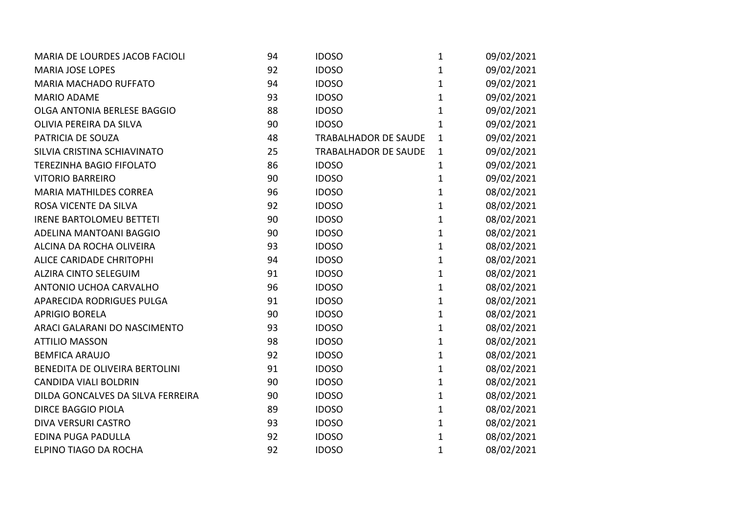| | | | | |
|---|---|---|---|---|
| MARIA DE LOURDES JACOB FACIOLI | 94 | IDOSO | 1 | 09/02/2021 |
| MARIA JOSE LOPES | 92 | IDOSO | 1 | 09/02/2021 |
| MARIA MACHADO RUFFATO | 94 | IDOSO | 1 | 09/02/2021 |
| MARIO ADAME | 93 | IDOSO | 1 | 09/02/2021 |
| OLGA ANTONIA BERLESE BAGGIO | 88 | IDOSO | 1 | 09/02/2021 |
| OLIVIA PEREIRA DA SILVA | 90 | IDOSO | 1 | 09/02/2021 |
| PATRICIA DE SOUZA | 48 | TRABALHADOR DE SAUDE | 1 | 09/02/2021 |
| SILVIA CRISTINA SCHIAVINATO | 25 | TRABALHADOR DE SAUDE | 1 | 09/02/2021 |
| TEREZINHA BAGIO FIFOLATO | 86 | IDOSO | 1 | 09/02/2021 |
| VITORIO BARREIRO | 90 | IDOSO | 1 | 09/02/2021 |
| MARIA MATHILDES CORREA | 96 | IDOSO | 1 | 08/02/2021 |
| ROSA VICENTE DA SILVA | 92 | IDOSO | 1 | 08/02/2021 |
| IRENE BARTOLOMEU BETTETI | 90 | IDOSO | 1 | 08/02/2021 |
| ADELINA MANTOANI BAGGIO | 90 | IDOSO | 1 | 08/02/2021 |
| ALCINA DA ROCHA OLIVEIRA | 93 | IDOSO | 1 | 08/02/2021 |
| ALICE CARIDADE CHRITOPHI | 94 | IDOSO | 1 | 08/02/2021 |
| ALZIRA CINTO SELEGUIM | 91 | IDOSO | 1 | 08/02/2021 |
| ANTONIO UCHOA CARVALHO | 96 | IDOSO | 1 | 08/02/2021 |
| APARECIDA RODRIGUES PULGA | 91 | IDOSO | 1 | 08/02/2021 |
| APRIGIO BORELA | 90 | IDOSO | 1 | 08/02/2021 |
| ARACI GALARANI DO NASCIMENTO | 93 | IDOSO | 1 | 08/02/2021 |
| ATTILIO MASSON | 98 | IDOSO | 1 | 08/02/2021 |
| BEMFICA ARAUJO | 92 | IDOSO | 1 | 08/02/2021 |
| BENEDITA DE OLIVEIRA BERTOLINI | 91 | IDOSO | 1 | 08/02/2021 |
| CANDIDA VIALI BOLDRIN | 90 | IDOSO | 1 | 08/02/2021 |
| DILDA GONCALVES DA SILVA FERREIRA | 90 | IDOSO | 1 | 08/02/2021 |
| DIRCE BAGGIO PIOLA | 89 | IDOSO | 1 | 08/02/2021 |
| DIVA VERSURI CASTRO | 93 | IDOSO | 1 | 08/02/2021 |
| EDINA PUGA PADULLA | 92 | IDOSO | 1 | 08/02/2021 |
| ELPINO TIAGO DA ROCHA | 92 | IDOSO | 1 | 08/02/2021 |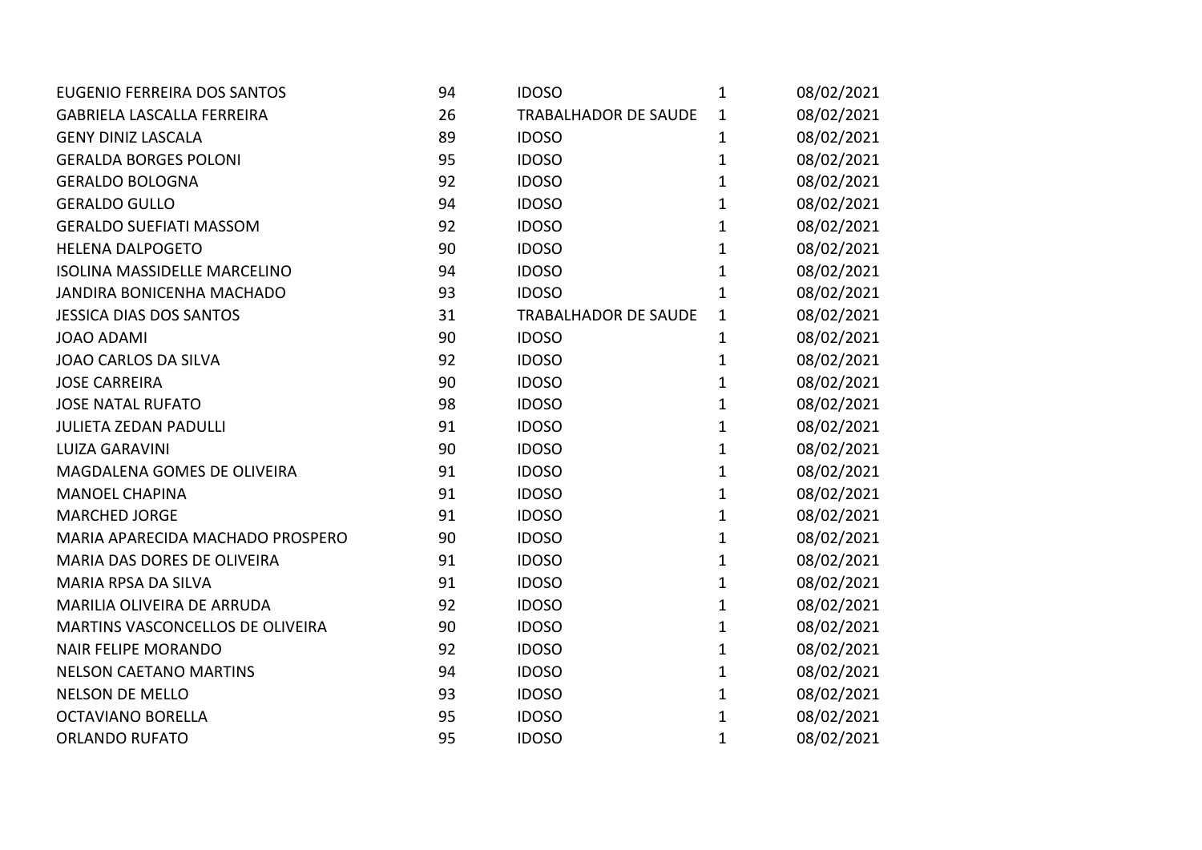| | | | | |
|---|---|---|---|---|
| EUGENIO FERREIRA DOS SANTOS | 94 | IDOSO | 1 | 08/02/2021 |
| GABRIELA LASCALLA FERREIRA | 26 | TRABALHADOR DE SAUDE | 1 | 08/02/2021 |
| GENY DINIZ LASCALA | 89 | IDOSO | 1 | 08/02/2021 |
| GERALDA BORGES POLONI | 95 | IDOSO | 1 | 08/02/2021 |
| GERALDO BOLOGNA | 92 | IDOSO | 1 | 08/02/2021 |
| GERALDO GULLO | 94 | IDOSO | 1 | 08/02/2021 |
| GERALDO SUEFIATI MASSOM | 92 | IDOSO | 1 | 08/02/2021 |
| HELENA DALPOGETO | 90 | IDOSO | 1 | 08/02/2021 |
| ISOLINA MASSIDELLE MARCELINO | 94 | IDOSO | 1 | 08/02/2021 |
| JANDIRA BONICENHA MACHADO | 93 | IDOSO | 1 | 08/02/2021 |
| JESSICA DIAS DOS SANTOS | 31 | TRABALHADOR DE SAUDE | 1 | 08/02/2021 |
| JOAO ADAMI | 90 | IDOSO | 1 | 08/02/2021 |
| JOAO CARLOS DA SILVA | 92 | IDOSO | 1 | 08/02/2021 |
| JOSE CARREIRA | 90 | IDOSO | 1 | 08/02/2021 |
| JOSE NATAL RUFATO | 98 | IDOSO | 1 | 08/02/2021 |
| JULIETA ZEDAN PADULLI | 91 | IDOSO | 1 | 08/02/2021 |
| LUIZA GARAVINI | 90 | IDOSO | 1 | 08/02/2021 |
| MAGDALENA GOMES DE OLIVEIRA | 91 | IDOSO | 1 | 08/02/2021 |
| MANOEL CHAPINA | 91 | IDOSO | 1 | 08/02/2021 |
| MARCHED JORGE | 91 | IDOSO | 1 | 08/02/2021 |
| MARIA APARECIDA MACHADO PROSPERO | 90 | IDOSO | 1 | 08/02/2021 |
| MARIA DAS DORES DE OLIVEIRA | 91 | IDOSO | 1 | 08/02/2021 |
| MARIA RPSA DA SILVA | 91 | IDOSO | 1 | 08/02/2021 |
| MARILIA OLIVEIRA DE ARRUDA | 92 | IDOSO | 1 | 08/02/2021 |
| MARTINS VASCONCELLOS DE OLIVEIRA | 90 | IDOSO | 1 | 08/02/2021 |
| NAIR FELIPE MORANDO | 92 | IDOSO | 1 | 08/02/2021 |
| NELSON CAETANO MARTINS | 94 | IDOSO | 1 | 08/02/2021 |
| NELSON DE MELLO | 93 | IDOSO | 1 | 08/02/2021 |
| OCTAVIANO BORELLA | 95 | IDOSO | 1 | 08/02/2021 |
| ORLANDO RUFATO | 95 | IDOSO | 1 | 08/02/2021 |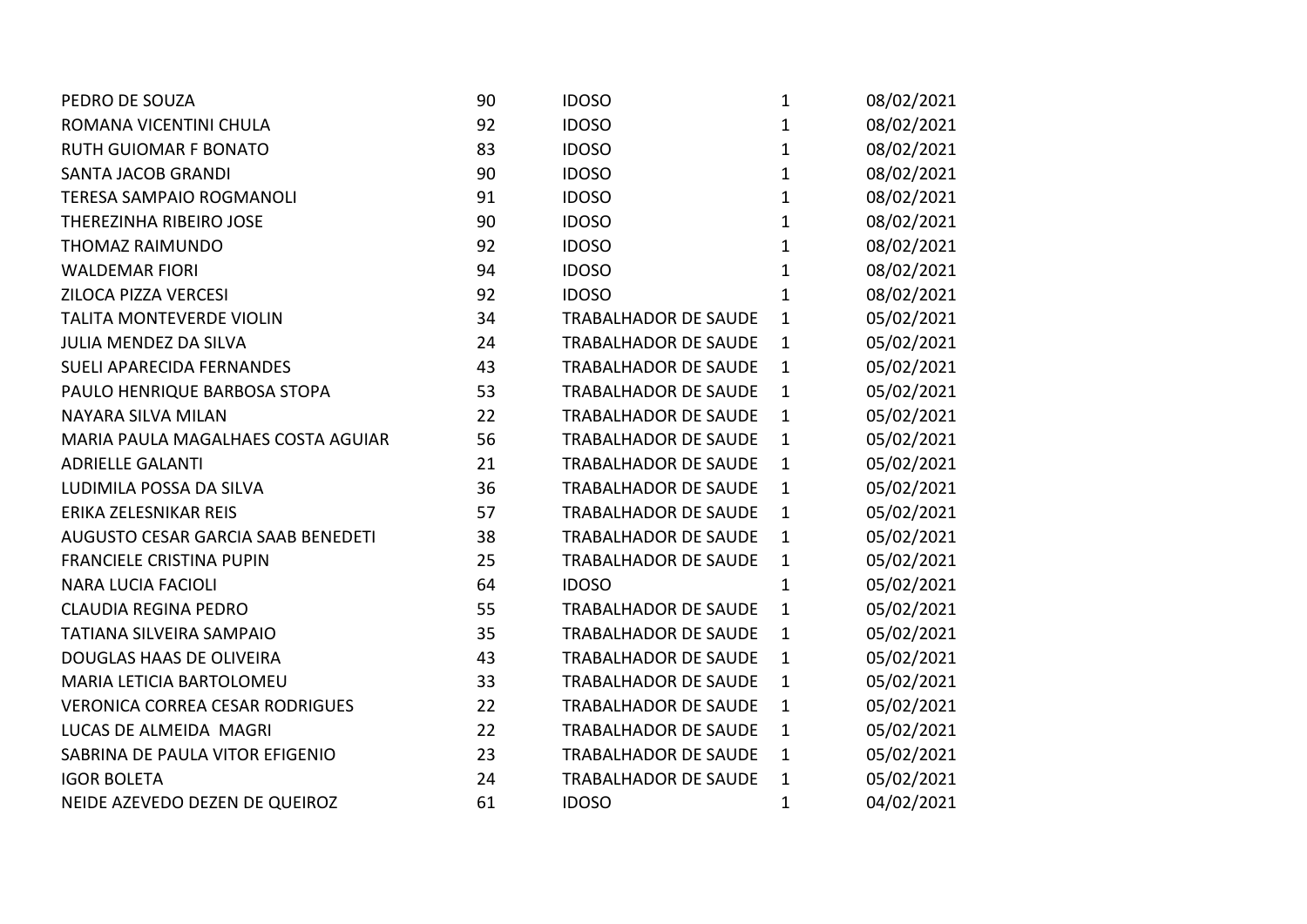| | | | | |
|---|---|---|---|---|
| PEDRO DE SOUZA | 90 | IDOSO | 1 | 08/02/2021 |
| ROMANA VICENTINI CHULA | 92 | IDOSO | 1 | 08/02/2021 |
| RUTH GUIOMAR F BONATO | 83 | IDOSO | 1 | 08/02/2021 |
| SANTA JACOB GRANDI | 90 | IDOSO | 1 | 08/02/2021 |
| TERESA SAMPAIO ROGMANOLI | 91 | IDOSO | 1 | 08/02/2021 |
| THEREZINHA RIBEIRO JOSE | 90 | IDOSO | 1 | 08/02/2021 |
| THOMAZ RAIMUNDO | 92 | IDOSO | 1 | 08/02/2021 |
| WALDEMAR FIORI | 94 | IDOSO | 1 | 08/02/2021 |
| ZILOCA PIZZA VERCESI | 92 | IDOSO | 1 | 08/02/2021 |
| TALITA MONTEVERDE VIOLIN | 34 | TRABALHADOR DE SAUDE | 1 | 05/02/2021 |
| JULIA MENDEZ DA SILVA | 24 | TRABALHADOR DE SAUDE | 1 | 05/02/2021 |
| SUELI APARECIDA FERNANDES | 43 | TRABALHADOR DE SAUDE | 1 | 05/02/2021 |
| PAULO HENRIQUE BARBOSA STOPA | 53 | TRABALHADOR DE SAUDE | 1 | 05/02/2021 |
| NAYARA SILVA MILAN | 22 | TRABALHADOR DE SAUDE | 1 | 05/02/2021 |
| MARIA PAULA MAGALHAES COSTA AGUIAR | 56 | TRABALHADOR DE SAUDE | 1 | 05/02/2021 |
| ADRIELLE GALANTI | 21 | TRABALHADOR DE SAUDE | 1 | 05/02/2021 |
| LUDIMILA POSSA DA SILVA | 36 | TRABALHADOR DE SAUDE | 1 | 05/02/2021 |
| ERIKA ZELESNIKAR REIS | 57 | TRABALHADOR DE SAUDE | 1 | 05/02/2021 |
| AUGUSTO CESAR GARCIA SAAB BENEDETI | 38 | TRABALHADOR DE SAUDE | 1 | 05/02/2021 |
| FRANCIELE CRISTINA PUPIN | 25 | TRABALHADOR DE SAUDE | 1 | 05/02/2021 |
| NARA LUCIA FACIOLI | 64 | IDOSO | 1 | 05/02/2021 |
| CLAUDIA REGINA PEDRO | 55 | TRABALHADOR DE SAUDE | 1 | 05/02/2021 |
| TATIANA SILVEIRA SAMPAIO | 35 | TRABALHADOR DE SAUDE | 1 | 05/02/2021 |
| DOUGLAS HAAS DE OLIVEIRA | 43 | TRABALHADOR DE SAUDE | 1 | 05/02/2021 |
| MARIA LETICIA BARTOLOMEU | 33 | TRABALHADOR DE SAUDE | 1 | 05/02/2021 |
| VERONICA CORREA CESAR RODRIGUES | 22 | TRABALHADOR DE SAUDE | 1 | 05/02/2021 |
| LUCAS DE ALMEIDA MAGRI | 22 | TRABALHADOR DE SAUDE | 1 | 05/02/2021 |
| SABRINA DE PAULA VITOR EFIGENIO | 23 | TRABALHADOR DE SAUDE | 1 | 05/02/2021 |
| IGOR BOLETA | 24 | TRABALHADOR DE SAUDE | 1 | 05/02/2021 |
| NEIDE AZEVEDO DEZEN DE QUEIROZ | 61 | IDOSO | 1 | 04/02/2021 |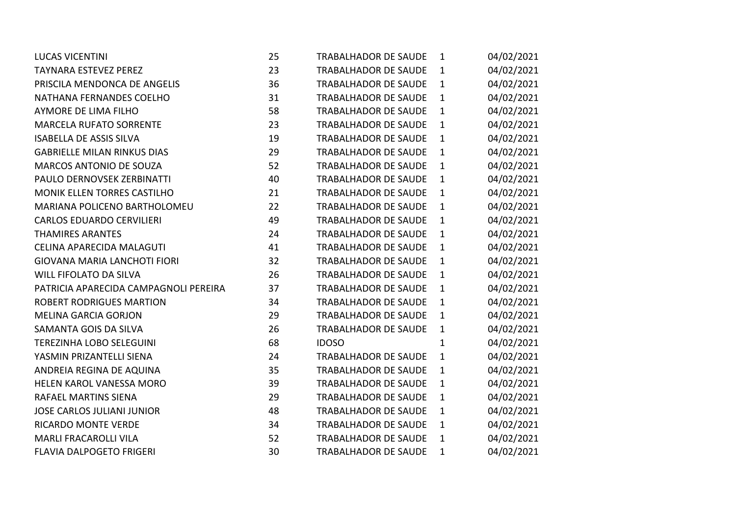| | | | | |
|---|---|---|---|---|
| LUCAS VICENTINI | 25 | TRABALHADOR DE SAUDE | 1 | 04/02/2021 |
| TAYNARA ESTEVEZ PEREZ | 23 | TRABALHADOR DE SAUDE | 1 | 04/02/2021 |
| PRISCILA MENDONCA DE ANGELIS | 36 | TRABALHADOR DE SAUDE | 1 | 04/02/2021 |
| NATHANA FERNANDES COELHO | 31 | TRABALHADOR DE SAUDE | 1 | 04/02/2021 |
| AYMORE DE LIMA FILHO | 58 | TRABALHADOR DE SAUDE | 1 | 04/02/2021 |
| MARCELA RUFATO SORRENTE | 23 | TRABALHADOR DE SAUDE | 1 | 04/02/2021 |
| ISABELLA DE ASSIS SILVA | 19 | TRABALHADOR DE SAUDE | 1 | 04/02/2021 |
| GABRIELLE MILAN RINKUS DIAS | 29 | TRABALHADOR DE SAUDE | 1 | 04/02/2021 |
| MARCOS ANTONIO DE SOUZA | 52 | TRABALHADOR DE SAUDE | 1 | 04/02/2021 |
| PAULO DERNOVSEK ZERBINATTI | 40 | TRABALHADOR DE SAUDE | 1 | 04/02/2021 |
| MONIK ELLEN TORRES CASTILHO | 21 | TRABALHADOR DE SAUDE | 1 | 04/02/2021 |
| MARIANA POLICENO BARTHOLOMEU | 22 | TRABALHADOR DE SAUDE | 1 | 04/02/2021 |
| CARLOS EDUARDO CERVILIERI | 49 | TRABALHADOR DE SAUDE | 1 | 04/02/2021 |
| THAMIRES ARANTES | 24 | TRABALHADOR DE SAUDE | 1 | 04/02/2021 |
| CELINA APARECIDA MALAGUTI | 41 | TRABALHADOR DE SAUDE | 1 | 04/02/2021 |
| GIOVANA MARIA LANCHOTI FIORI | 32 | TRABALHADOR DE SAUDE | 1 | 04/02/2021 |
| WILL FIFOLATO DA SILVA | 26 | TRABALHADOR DE SAUDE | 1 | 04/02/2021 |
| PATRICIA APARECIDA CAMPAGNOLI PEREIRA | 37 | TRABALHADOR DE SAUDE | 1 | 04/02/2021 |
| ROBERT RODRIGUES MARTION | 34 | TRABALHADOR DE SAUDE | 1 | 04/02/2021 |
| MELINA GARCIA GORJON | 29 | TRABALHADOR DE SAUDE | 1 | 04/02/2021 |
| SAMANTA GOIS DA SILVA | 26 | TRABALHADOR DE SAUDE | 1 | 04/02/2021 |
| TEREZINHA LOBO SELEGUINI | 68 | IDOSO | 1 | 04/02/2021 |
| YASMIN PRIZANTELLI SIENA | 24 | TRABALHADOR DE SAUDE | 1 | 04/02/2021 |
| ANDREIA REGINA DE AQUINA | 35 | TRABALHADOR DE SAUDE | 1 | 04/02/2021 |
| HELEN KAROL VANESSA MORO | 39 | TRABALHADOR DE SAUDE | 1 | 04/02/2021 |
| RAFAEL MARTINS SIENA | 29 | TRABALHADOR DE SAUDE | 1 | 04/02/2021 |
| JOSE CARLOS JULIANI JUNIOR | 48 | TRABALHADOR DE SAUDE | 1 | 04/02/2021 |
| RICARDO MONTE VERDE | 34 | TRABALHADOR DE SAUDE | 1 | 04/02/2021 |
| MARLI FRACAROLLI VILA | 52 | TRABALHADOR DE SAUDE | 1 | 04/02/2021 |
| FLAVIA DALPOGETO FRIGERI | 30 | TRABALHADOR DE SAUDE | 1 | 04/02/2021 |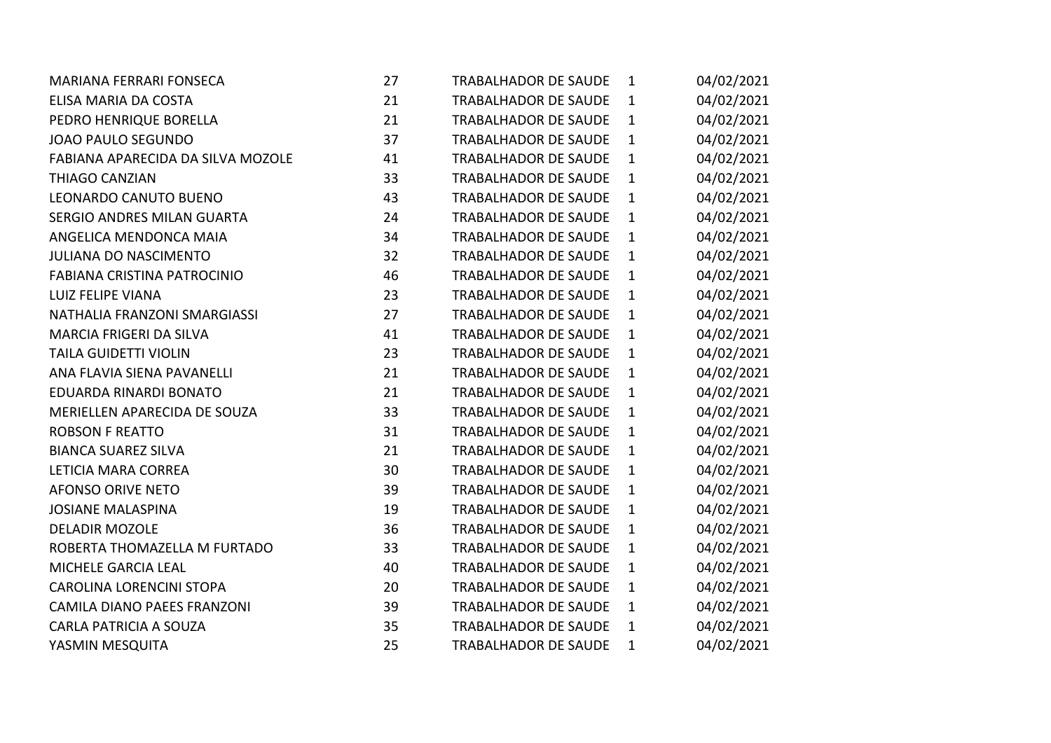| | | | | |
|---|---|---|---|---|
| MARIANA FERRARI FONSECA | 27 | TRABALHADOR DE SAUDE | 1 | 04/02/2021 |
| ELISA MARIA DA COSTA | 21 | TRABALHADOR DE SAUDE | 1 | 04/02/2021 |
| PEDRO HENRIQUE BORELLA | 21 | TRABALHADOR DE SAUDE | 1 | 04/02/2021 |
| JOAO PAULO SEGUNDO | 37 | TRABALHADOR DE SAUDE | 1 | 04/02/2021 |
| FABIANA APARECIDA DA SILVA MOZOLE | 41 | TRABALHADOR DE SAUDE | 1 | 04/02/2021 |
| THIAGO CANZIAN | 33 | TRABALHADOR DE SAUDE | 1 | 04/02/2021 |
| LEONARDO CANUTO BUENO | 43 | TRABALHADOR DE SAUDE | 1 | 04/02/2021 |
| SERGIO ANDRES MILAN GUARTA | 24 | TRABALHADOR DE SAUDE | 1 | 04/02/2021 |
| ANGELICA MENDONCA MAIA | 34 | TRABALHADOR DE SAUDE | 1 | 04/02/2021 |
| JULIANA DO NASCIMENTO | 32 | TRABALHADOR DE SAUDE | 1 | 04/02/2021 |
| FABIANA CRISTINA PATROCINIO | 46 | TRABALHADOR DE SAUDE | 1 | 04/02/2021 |
| LUIZ FELIPE VIANA | 23 | TRABALHADOR DE SAUDE | 1 | 04/02/2021 |
| NATHALIA FRANZONI SMARGIASSI | 27 | TRABALHADOR DE SAUDE | 1 | 04/02/2021 |
| MARCIA FRIGERI DA SILVA | 41 | TRABALHADOR DE SAUDE | 1 | 04/02/2021 |
| TAILA GUIDETTI VIOLIN | 23 | TRABALHADOR DE SAUDE | 1 | 04/02/2021 |
| ANA FLAVIA SIENA PAVANELLI | 21 | TRABALHADOR DE SAUDE | 1 | 04/02/2021 |
| EDUARDA RINARDI BONATO | 21 | TRABALHADOR DE SAUDE | 1 | 04/02/2021 |
| MERIELLEN APARECIDA DE SOUZA | 33 | TRABALHADOR DE SAUDE | 1 | 04/02/2021 |
| ROBSON F REATTO | 31 | TRABALHADOR DE SAUDE | 1 | 04/02/2021 |
| BIANCA SUAREZ SILVA | 21 | TRABALHADOR DE SAUDE | 1 | 04/02/2021 |
| LETICIA MARA CORREA | 30 | TRABALHADOR DE SAUDE | 1 | 04/02/2021 |
| AFONSO ORIVE NETO | 39 | TRABALHADOR DE SAUDE | 1 | 04/02/2021 |
| JOSIANE MALASPINA | 19 | TRABALHADOR DE SAUDE | 1 | 04/02/2021 |
| DELADIR MOZOLE | 36 | TRABALHADOR DE SAUDE | 1 | 04/02/2021 |
| ROBERTA THOMAZELLA M FURTADO | 33 | TRABALHADOR DE SAUDE | 1 | 04/02/2021 |
| MICHELE GARCIA LEAL | 40 | TRABALHADOR DE SAUDE | 1 | 04/02/2021 |
| CAROLINA LORENCINI STOPA | 20 | TRABALHADOR DE SAUDE | 1 | 04/02/2021 |
| CAMILA DIANO PAEES FRANZONI | 39 | TRABALHADOR DE SAUDE | 1 | 04/02/2021 |
| CARLA PATRICIA A SOUZA | 35 | TRABALHADOR DE SAUDE | 1 | 04/02/2021 |
| YASMIN MESQUITA | 25 | TRABALHADOR DE SAUDE | 1 | 04/02/2021 |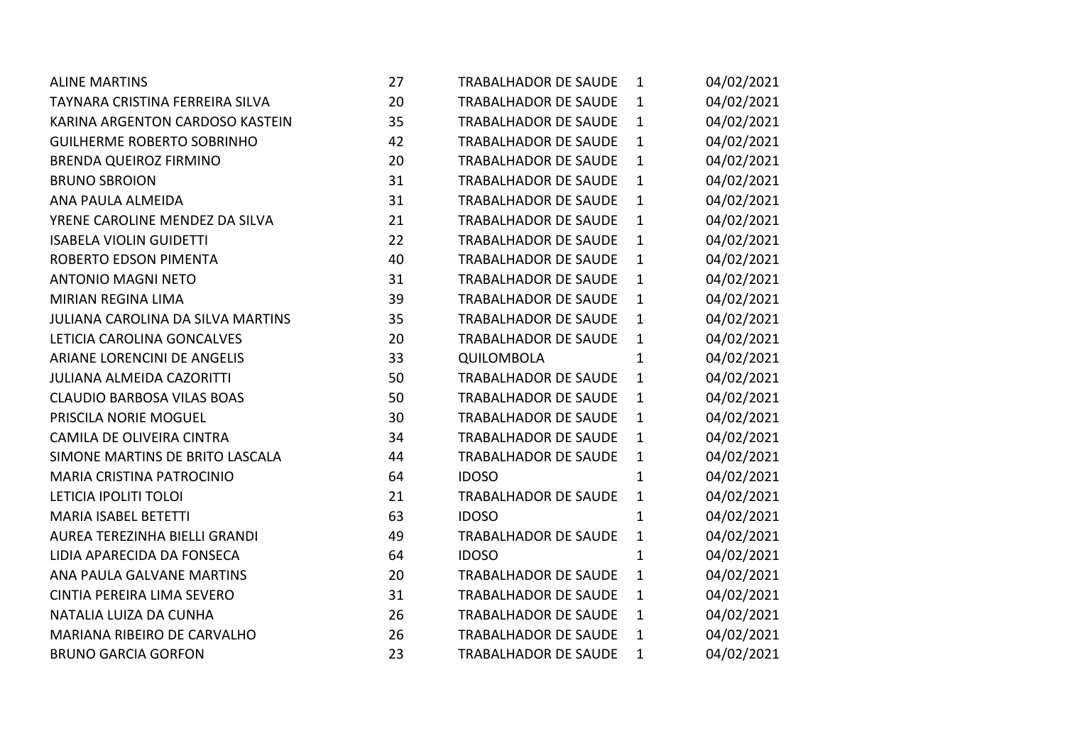| | | | | |
|---|---|---|---|---|
| ALINE MARTINS | 27 | TRABALHADOR DE SAUDE | 1 | 04/02/2021 |
| TAYNARA CRISTINA FERREIRA SILVA | 20 | TRABALHADOR DE SAUDE | 1 | 04/02/2021 |
| KARINA ARGENTON CARDOSO KASTEIN | 35 | TRABALHADOR DE SAUDE | 1 | 04/02/2021 |
| GUILHERME ROBERTO SOBRINHO | 42 | TRABALHADOR DE SAUDE | 1 | 04/02/2021 |
| BRENDA QUEIROZ FIRMINO | 20 | TRABALHADOR DE SAUDE | 1 | 04/02/2021 |
| BRUNO SBROION | 31 | TRABALHADOR DE SAUDE | 1 | 04/02/2021 |
| ANA PAULA ALMEIDA | 31 | TRABALHADOR DE SAUDE | 1 | 04/02/2021 |
| YRENE CAROLINE MENDEZ DA SILVA | 21 | TRABALHADOR DE SAUDE | 1 | 04/02/2021 |
| ISABELA VIOLIN GUIDETTI | 22 | TRABALHADOR DE SAUDE | 1 | 04/02/2021 |
| ROBERTO EDSON PIMENTA | 40 | TRABALHADOR DE SAUDE | 1 | 04/02/2021 |
| ANTONIO MAGNI NETO | 31 | TRABALHADOR DE SAUDE | 1 | 04/02/2021 |
| MIRIAN REGINA LIMA | 39 | TRABALHADOR DE SAUDE | 1 | 04/02/2021 |
| JULIANA CAROLINA DA SILVA MARTINS | 35 | TRABALHADOR DE SAUDE | 1 | 04/02/2021 |
| LETICIA CAROLINA GONCALVES | 20 | TRABALHADOR DE SAUDE | 1 | 04/02/2021 |
| ARIANE LORENCINI DE ANGELIS | 33 | QUILOMBOLA | 1 | 04/02/2021 |
| JULIANA ALMEIDA CAZORITTI | 50 | TRABALHADOR DE SAUDE | 1 | 04/02/2021 |
| CLAUDIO BARBOSA VILAS BOAS | 50 | TRABALHADOR DE SAUDE | 1 | 04/02/2021 |
| PRISCILA NORIE MOGUEL | 30 | TRABALHADOR DE SAUDE | 1 | 04/02/2021 |
| CAMILA DE OLIVEIRA CINTRA | 34 | TRABALHADOR DE SAUDE | 1 | 04/02/2021 |
| SIMONE MARTINS DE BRITO LASCALA | 44 | TRABALHADOR DE SAUDE | 1 | 04/02/2021 |
| MARIA CRISTINA PATROCINIO | 64 | IDOSO | 1 | 04/02/2021 |
| LETICIA IPOLITI TOLOI | 21 | TRABALHADOR DE SAUDE | 1 | 04/02/2021 |
| MARIA ISABEL BETETTI | 63 | IDOSO | 1 | 04/02/2021 |
| AUREA TEREZINHA BIELLI GRANDI | 49 | TRABALHADOR DE SAUDE | 1 | 04/02/2021 |
| LIDIA APARECIDA DA FONSECA | 64 | IDOSO | 1 | 04/02/2021 |
| ANA PAULA GALVANE MARTINS | 20 | TRABALHADOR DE SAUDE | 1 | 04/02/2021 |
| CINTIA PEREIRA LIMA SEVERO | 31 | TRABALHADOR DE SAUDE | 1 | 04/02/2021 |
| NATALIA LUIZA DA CUNHA | 26 | TRABALHADOR DE SAUDE | 1 | 04/02/2021 |
| MARIANA RIBEIRO DE CARVALHO | 26 | TRABALHADOR DE SAUDE | 1 | 04/02/2021 |
| BRUNO GARCIA GORFON | 23 | TRABALHADOR DE SAUDE | 1 | 04/02/2021 |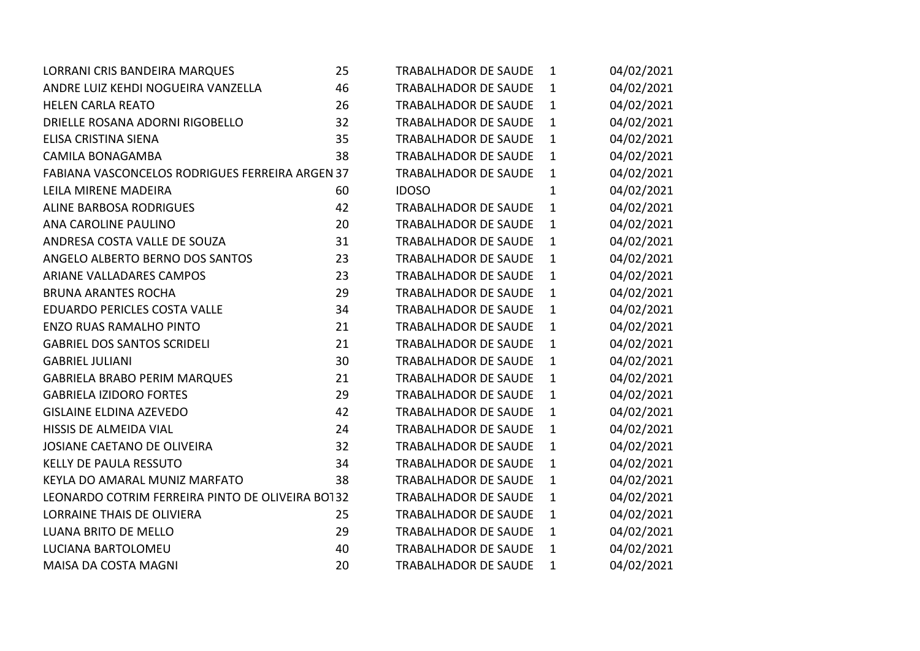| | | | | |
|---|---|---|---|---|
| LORRANI CRIS BANDEIRA MARQUES | 25 | TRABALHADOR DE SAUDE | 1 | 04/02/2021 |
| ANDRE LUIZ KEHDI NOGUEIRA VANZELLA | 46 | TRABALHADOR DE SAUDE | 1 | 04/02/2021 |
| HELEN CARLA REATO | 26 | TRABALHADOR DE SAUDE | 1 | 04/02/2021 |
| DRIELLE ROSANA ADORNI RIGOBELLO | 32 | TRABALHADOR DE SAUDE | 1 | 04/02/2021 |
| ELISA CRISTINA SIENA | 35 | TRABALHADOR DE SAUDE | 1 | 04/02/2021 |
| CAMILA BONAGAMBA | 38 | TRABALHADOR DE SAUDE | 1 | 04/02/2021 |
| FABIANA VASCONCELOS RODRIGUES FERREIRA ARGEN | 37 | TRABALHADOR DE SAUDE | 1 | 04/02/2021 |
| LEILA MIRENE MADEIRA | 60 | IDOSO | 1 | 04/02/2021 |
| ALINE BARBOSA RODRIGUES | 42 | TRABALHADOR DE SAUDE | 1 | 04/02/2021 |
| ANA CAROLINE PAULINO | 20 | TRABALHADOR DE SAUDE | 1 | 04/02/2021 |
| ANDRESA COSTA VALLE DE SOUZA | 31 | TRABALHADOR DE SAUDE | 1 | 04/02/2021 |
| ANGELO ALBERTO BERNO DOS SANTOS | 23 | TRABALHADOR DE SAUDE | 1 | 04/02/2021 |
| ARIANE VALLADARES CAMPOS | 23 | TRABALHADOR DE SAUDE | 1 | 04/02/2021 |
| BRUNA ARANTES ROCHA | 29 | TRABALHADOR DE SAUDE | 1 | 04/02/2021 |
| EDUARDO PERICLES COSTA VALLE | 34 | TRABALHADOR DE SAUDE | 1 | 04/02/2021 |
| ENZO RUAS RAMALHO PINTO | 21 | TRABALHADOR DE SAUDE | 1 | 04/02/2021 |
| GABRIEL DOS SANTOS SCRIDELI | 21 | TRABALHADOR DE SAUDE | 1 | 04/02/2021 |
| GABRIEL JULIANI | 30 | TRABALHADOR DE SAUDE | 1 | 04/02/2021 |
| GABRIELA BRABO PERIM MARQUES | 21 | TRABALHADOR DE SAUDE | 1 | 04/02/2021 |
| GABRIELA IZIDORO FORTES | 29 | TRABALHADOR DE SAUDE | 1 | 04/02/2021 |
| GISLAINE ELDINA AZEVEDO | 42 | TRABALHADOR DE SAUDE | 1 | 04/02/2021 |
| HISSIS DE ALMEIDA VIAL | 24 | TRABALHADOR DE SAUDE | 1 | 04/02/2021 |
| JOSIANE CAETANO DE OLIVEIRA | 32 | TRABALHADOR DE SAUDE | 1 | 04/02/2021 |
| KELLY DE PAULA RESSUTO | 34 | TRABALHADOR DE SAUDE | 1 | 04/02/2021 |
| KEYLA DO AMARAL MUNIZ MARFATO | 38 | TRABALHADOR DE SAUDE | 1 | 04/02/2021 |
| LEONARDO COTRIM FERREIRA PINTO DE OLIVEIRA BOT | 32 | TRABALHADOR DE SAUDE | 1 | 04/02/2021 |
| LORRAINE THAIS DE OLIVIERA | 25 | TRABALHADOR DE SAUDE | 1 | 04/02/2021 |
| LUANA BRITO DE MELLO | 29 | TRABALHADOR DE SAUDE | 1 | 04/02/2021 |
| LUCIANA BARTOLOMEU | 40 | TRABALHADOR DE SAUDE | 1 | 04/02/2021 |
| MAISA DA COSTA MAGNI | 20 | TRABALHADOR DE SAUDE | 1 | 04/02/2021 |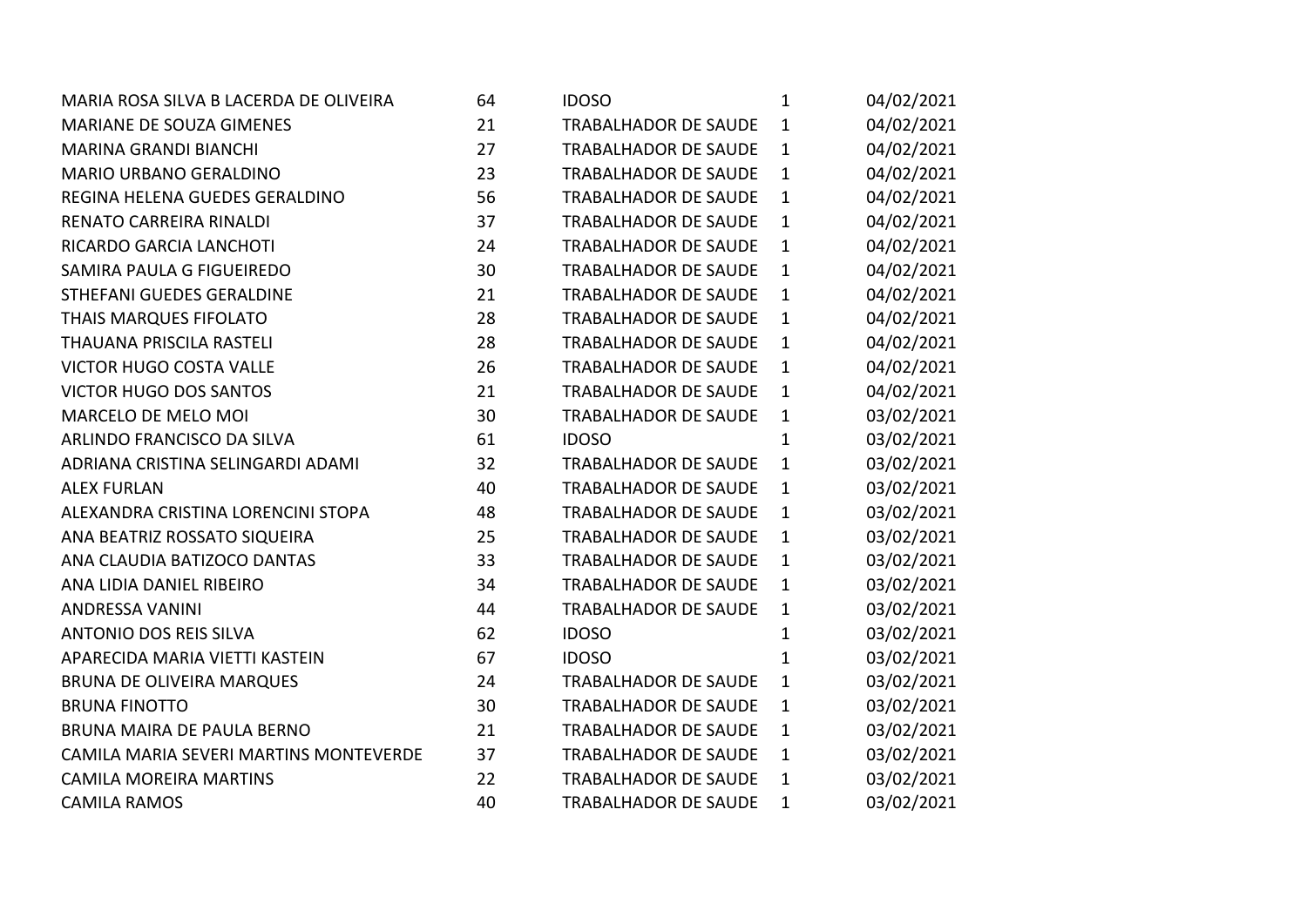| | | | | |
|---|---|---|---|---|
| MARIA ROSA SILVA B LACERDA DE OLIVEIRA | 64 | IDOSO | 1 | 04/02/2021 |
| MARIANE DE SOUZA GIMENES | 21 | TRABALHADOR DE SAUDE | 1 | 04/02/2021 |
| MARINA GRANDI BIANCHI | 27 | TRABALHADOR DE SAUDE | 1 | 04/02/2021 |
| MARIO URBANO GERALDINO | 23 | TRABALHADOR DE SAUDE | 1 | 04/02/2021 |
| REGINA HELENA GUEDES GERALDINO | 56 | TRABALHADOR DE SAUDE | 1 | 04/02/2021 |
| RENATO CARREIRA RINALDI | 37 | TRABALHADOR DE SAUDE | 1 | 04/02/2021 |
| RICARDO GARCIA LANCHOTI | 24 | TRABALHADOR DE SAUDE | 1 | 04/02/2021 |
| SAMIRA PAULA G FIGUEIREDO | 30 | TRABALHADOR DE SAUDE | 1 | 04/02/2021 |
| STHEFANI GUEDES GERALDINE | 21 | TRABALHADOR DE SAUDE | 1 | 04/02/2021 |
| THAIS MARQUES FIFOLATO | 28 | TRABALHADOR DE SAUDE | 1 | 04/02/2021 |
| THAUANA PRISCILA RASTELI | 28 | TRABALHADOR DE SAUDE | 1 | 04/02/2021 |
| VICTOR HUGO COSTA VALLE | 26 | TRABALHADOR DE SAUDE | 1 | 04/02/2021 |
| VICTOR HUGO DOS SANTOS | 21 | TRABALHADOR DE SAUDE | 1 | 04/02/2021 |
| MARCELO DE MELO MOI | 30 | TRABALHADOR DE SAUDE | 1 | 03/02/2021 |
| ARLINDO FRANCISCO DA SILVA | 61 | IDOSO | 1 | 03/02/2021 |
| ADRIANA CRISTINA SELINGARDI ADAMI | 32 | TRABALHADOR DE SAUDE | 1 | 03/02/2021 |
| ALEX FURLAN | 40 | TRABALHADOR DE SAUDE | 1 | 03/02/2021 |
| ALEXANDRA CRISTINA LORENCINI STOPA | 48 | TRABALHADOR DE SAUDE | 1 | 03/02/2021 |
| ANA BEATRIZ ROSSATO SIQUEIRA | 25 | TRABALHADOR DE SAUDE | 1 | 03/02/2021 |
| ANA CLAUDIA BATIZOCO DANTAS | 33 | TRABALHADOR DE SAUDE | 1 | 03/02/2021 |
| ANA LIDIA DANIEL RIBEIRO | 34 | TRABALHADOR DE SAUDE | 1 | 03/02/2021 |
| ANDRESSA VANINI | 44 | TRABALHADOR DE SAUDE | 1 | 03/02/2021 |
| ANTONIO DOS REIS SILVA | 62 | IDOSO | 1 | 03/02/2021 |
| APARECIDA MARIA VIETTI KASTEIN | 67 | IDOSO | 1 | 03/02/2021 |
| BRUNA DE OLIVEIRA MARQUES | 24 | TRABALHADOR DE SAUDE | 1 | 03/02/2021 |
| BRUNA FINOTTO | 30 | TRABALHADOR DE SAUDE | 1 | 03/02/2021 |
| BRUNA MAIRA DE PAULA BERNO | 21 | TRABALHADOR DE SAUDE | 1 | 03/02/2021 |
| CAMILA MARIA SEVERI MARTINS MONTEVERDE | 37 | TRABALHADOR DE SAUDE | 1 | 03/02/2021 |
| CAMILA MOREIRA MARTINS | 22 | TRABALHADOR DE SAUDE | 1 | 03/02/2021 |
| CAMILA RAMOS | 40 | TRABALHADOR DE SAUDE | 1 | 03/02/2021 |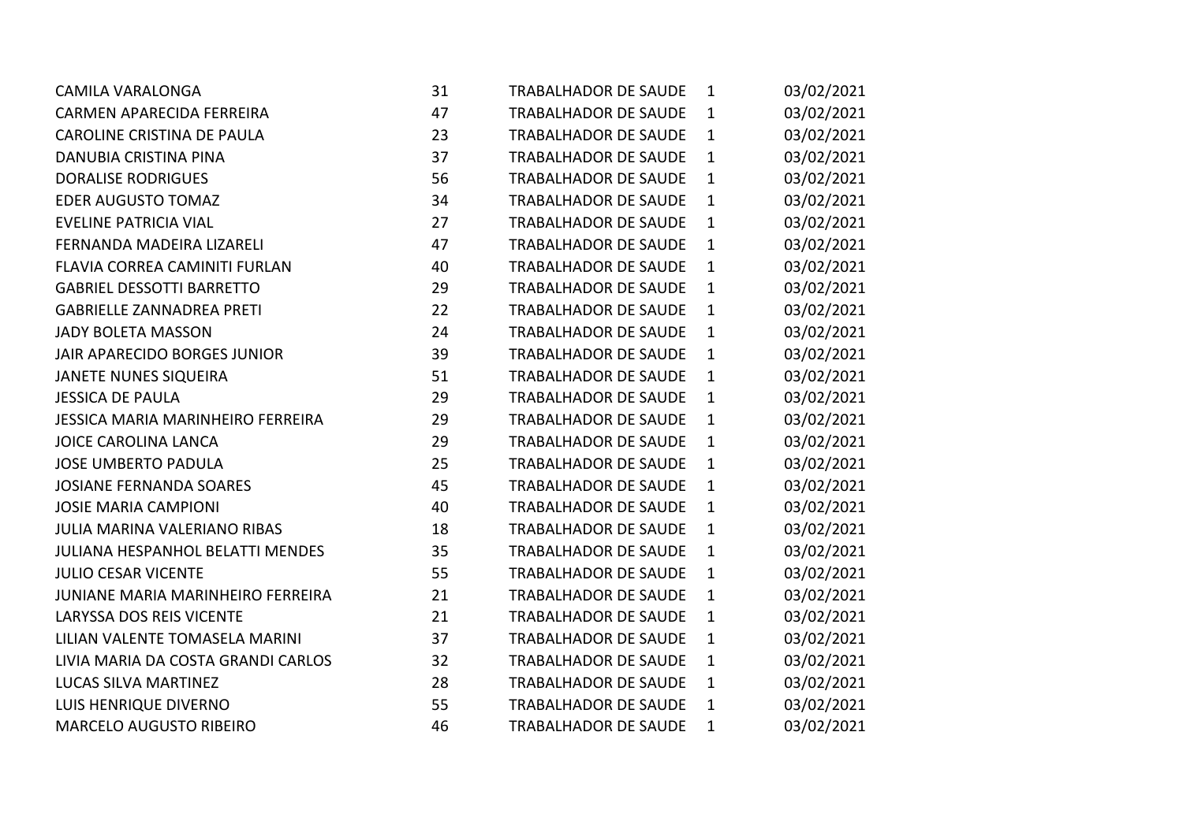| | | | | |
|---|---|---|---|---|
| CAMILA VARALONGA | 31 | TRABALHADOR DE SAUDE | 1 | 03/02/2021 |
| CARMEN APARECIDA FERREIRA | 47 | TRABALHADOR DE SAUDE | 1 | 03/02/2021 |
| CAROLINE CRISTINA DE PAULA | 23 | TRABALHADOR DE SAUDE | 1 | 03/02/2021 |
| DANUBIA CRISTINA PINA | 37 | TRABALHADOR DE SAUDE | 1 | 03/02/2021 |
| DORALISE RODRIGUES | 56 | TRABALHADOR DE SAUDE | 1 | 03/02/2021 |
| EDER AUGUSTO TOMAZ | 34 | TRABALHADOR DE SAUDE | 1 | 03/02/2021 |
| EVELINE PATRICIA VIAL | 27 | TRABALHADOR DE SAUDE | 1 | 03/02/2021 |
| FERNANDA MADEIRA LIZARELI | 47 | TRABALHADOR DE SAUDE | 1 | 03/02/2021 |
| FLAVIA CORREA CAMINITI FURLAN | 40 | TRABALHADOR DE SAUDE | 1 | 03/02/2021 |
| GABRIEL DESSOTTI BARRETTO | 29 | TRABALHADOR DE SAUDE | 1 | 03/02/2021 |
| GABRIELLE ZANNADREA PRETI | 22 | TRABALHADOR DE SAUDE | 1 | 03/02/2021 |
| JADY BOLETA MASSON | 24 | TRABALHADOR DE SAUDE | 1 | 03/02/2021 |
| JAIR APARECIDO BORGES JUNIOR | 39 | TRABALHADOR DE SAUDE | 1 | 03/02/2021 |
| JANETE NUNES SIQUEIRA | 51 | TRABALHADOR DE SAUDE | 1 | 03/02/2021 |
| JESSICA DE PAULA | 29 | TRABALHADOR DE SAUDE | 1 | 03/02/2021 |
| JESSICA MARIA MARINHEIRO FERREIRA | 29 | TRABALHADOR DE SAUDE | 1 | 03/02/2021 |
| JOICE CAROLINA LANCA | 29 | TRABALHADOR DE SAUDE | 1 | 03/02/2021 |
| JOSE UMBERTO PADULA | 25 | TRABALHADOR DE SAUDE | 1 | 03/02/2021 |
| JOSIANE FERNANDA SOARES | 45 | TRABALHADOR DE SAUDE | 1 | 03/02/2021 |
| JOSIE MARIA CAMPIONI | 40 | TRABALHADOR DE SAUDE | 1 | 03/02/2021 |
| JULIA MARINA VALERIANO RIBAS | 18 | TRABALHADOR DE SAUDE | 1 | 03/02/2021 |
| JULIANA HESPANHOL BELATTI MENDES | 35 | TRABALHADOR DE SAUDE | 1 | 03/02/2021 |
| JULIO CESAR VICENTE | 55 | TRABALHADOR DE SAUDE | 1 | 03/02/2021 |
| JUNIANE MARIA MARINHEIRO FERREIRA | 21 | TRABALHADOR DE SAUDE | 1 | 03/02/2021 |
| LARYSSA DOS REIS VICENTE | 21 | TRABALHADOR DE SAUDE | 1 | 03/02/2021 |
| LILIAN VALENTE TOMASELA MARINI | 37 | TRABALHADOR DE SAUDE | 1 | 03/02/2021 |
| LIVIA MARIA DA COSTA GRANDI CARLOS | 32 | TRABALHADOR DE SAUDE | 1 | 03/02/2021 |
| LUCAS SILVA MARTINEZ | 28 | TRABALHADOR DE SAUDE | 1 | 03/02/2021 |
| LUIS HENRIQUE DIVERNO | 55 | TRABALHADOR DE SAUDE | 1 | 03/02/2021 |
| MARCELO AUGUSTO RIBEIRO | 46 | TRABALHADOR DE SAUDE | 1 | 03/02/2021 |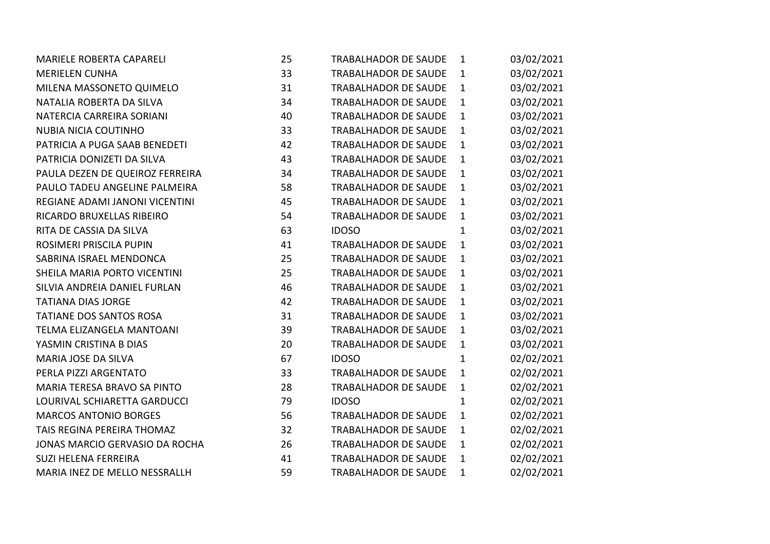| | | | | |
|---|---|---|---|---|
| MARIELE ROBERTA CAPARELI | 25 | TRABALHADOR DE SAUDE | 1 | 03/02/2021 |
| MERIELEN CUNHA | 33 | TRABALHADOR DE SAUDE | 1 | 03/02/2021 |
| MILENA MASSONETO QUIMELO | 31 | TRABALHADOR DE SAUDE | 1 | 03/02/2021 |
| NATALIA ROBERTA DA SILVA | 34 | TRABALHADOR DE SAUDE | 1 | 03/02/2021 |
| NATERCIA CARREIRA SORIANI | 40 | TRABALHADOR DE SAUDE | 1 | 03/02/2021 |
| NUBIA NICIA COUTINHO | 33 | TRABALHADOR DE SAUDE | 1 | 03/02/2021 |
| PATRICIA A PUGA SAAB BENEDETI | 42 | TRABALHADOR DE SAUDE | 1 | 03/02/2021 |
| PATRICIA DONIZETI DA SILVA | 43 | TRABALHADOR DE SAUDE | 1 | 03/02/2021 |
| PAULA DEZEN DE QUEIROZ FERREIRA | 34 | TRABALHADOR DE SAUDE | 1 | 03/02/2021 |
| PAULO TADEU ANGELINE PALMEIRA | 58 | TRABALHADOR DE SAUDE | 1 | 03/02/2021 |
| REGIANE ADAMI JANONI VICENTINI | 45 | TRABALHADOR DE SAUDE | 1 | 03/02/2021 |
| RICARDO BRUXELLAS RIBEIRO | 54 | TRABALHADOR DE SAUDE | 1 | 03/02/2021 |
| RITA DE CASSIA DA SILVA | 63 | IDOSO | 1 | 03/02/2021 |
| ROSIMERI PRISCILA PUPIN | 41 | TRABALHADOR DE SAUDE | 1 | 03/02/2021 |
| SABRINA ISRAEL MENDONCA | 25 | TRABALHADOR DE SAUDE | 1 | 03/02/2021 |
| SHEILA MARIA PORTO VICENTINI | 25 | TRABALHADOR DE SAUDE | 1 | 03/02/2021 |
| SILVIA ANDREIA DANIEL FURLAN | 46 | TRABALHADOR DE SAUDE | 1 | 03/02/2021 |
| TATIANA DIAS JORGE | 42 | TRABALHADOR DE SAUDE | 1 | 03/02/2021 |
| TATIANE DOS SANTOS ROSA | 31 | TRABALHADOR DE SAUDE | 1 | 03/02/2021 |
| TELMA ELIZANGELA MANTOANI | 39 | TRABALHADOR DE SAUDE | 1 | 03/02/2021 |
| YASMIN CRISTINA B DIAS | 20 | TRABALHADOR DE SAUDE | 1 | 03/02/2021 |
| MARIA JOSE DA SILVA | 67 | IDOSO | 1 | 02/02/2021 |
| PERLA PIZZI ARGENTATO | 33 | TRABALHADOR DE SAUDE | 1 | 02/02/2021 |
| MARIA TERESA BRAVO SA PINTO | 28 | TRABALHADOR DE SAUDE | 1 | 02/02/2021 |
| LOURIVAL SCHIARETTA GARDUCCI | 79 | IDOSO | 1 | 02/02/2021 |
| MARCOS ANTONIO BORGES | 56 | TRABALHADOR DE SAUDE | 1 | 02/02/2021 |
| TAIS REGINA PEREIRA THOMAZ | 32 | TRABALHADOR DE SAUDE | 1 | 02/02/2021 |
| JONAS MARCIO GERVASIO DA ROCHA | 26 | TRABALHADOR DE SAUDE | 1 | 02/02/2021 |
| SUZI HELENA FERREIRA | 41 | TRABALHADOR DE SAUDE | 1 | 02/02/2021 |
| MARIA INEZ DE MELLO NESSRALLH | 59 | TRABALHADOR DE SAUDE | 1 | 02/02/2021 |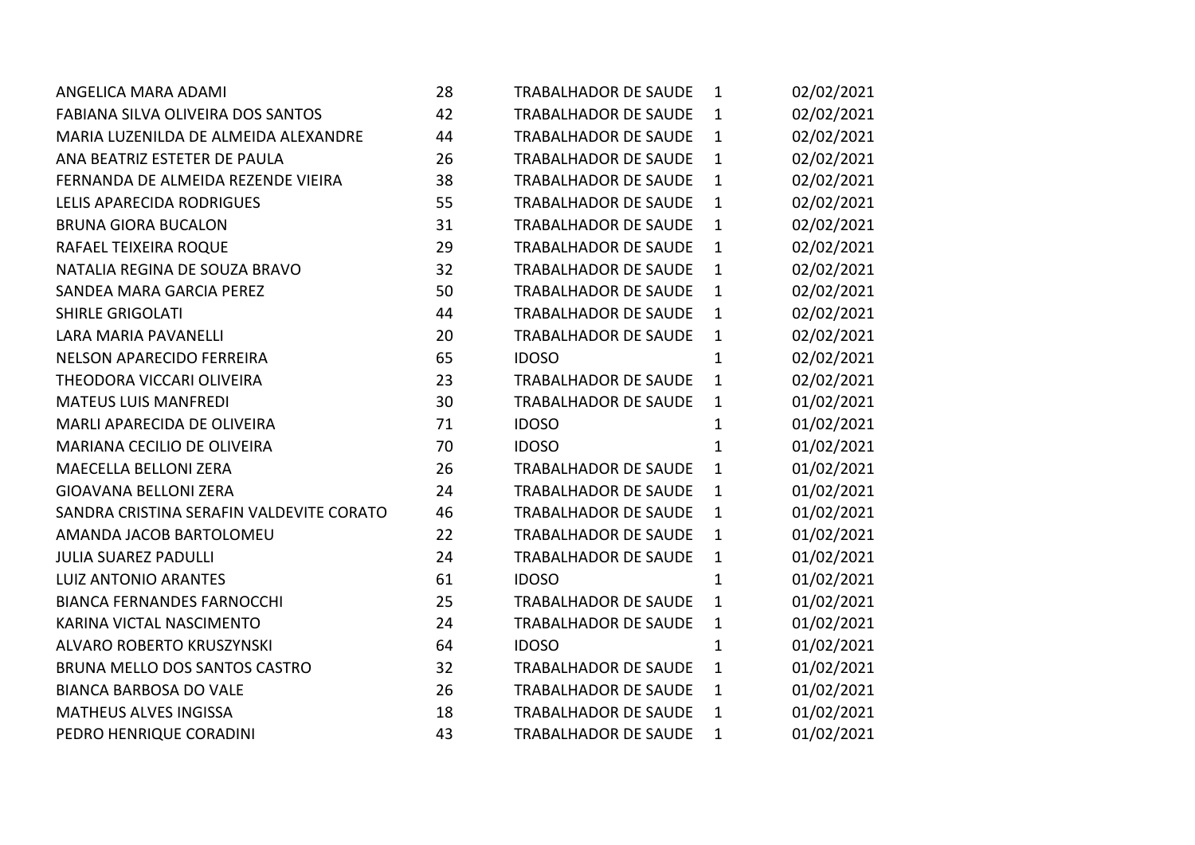| | | | | |
|---|---|---|---|---|
| ANGELICA MARA ADAMI | 28 | TRABALHADOR DE SAUDE | 1 | 02/02/2021 |
| FABIANA SILVA OLIVEIRA DOS SANTOS | 42 | TRABALHADOR DE SAUDE | 1 | 02/02/2021 |
| MARIA LUZENILDA DE ALMEIDA ALEXANDRE | 44 | TRABALHADOR DE SAUDE | 1 | 02/02/2021 |
| ANA BEATRIZ ESTETER DE PAULA | 26 | TRABALHADOR DE SAUDE | 1 | 02/02/2021 |
| FERNANDA DE ALMEIDA REZENDE VIEIRA | 38 | TRABALHADOR DE SAUDE | 1 | 02/02/2021 |
| LELIS APARECIDA RODRIGUES | 55 | TRABALHADOR DE SAUDE | 1 | 02/02/2021 |
| BRUNA GIORA BUCALON | 31 | TRABALHADOR DE SAUDE | 1 | 02/02/2021 |
| RAFAEL TEIXEIRA ROQUE | 29 | TRABALHADOR DE SAUDE | 1 | 02/02/2021 |
| NATALIA REGINA DE SOUZA BRAVO | 32 | TRABALHADOR DE SAUDE | 1 | 02/02/2021 |
| SANDEA MARA GARCIA PEREZ | 50 | TRABALHADOR DE SAUDE | 1 | 02/02/2021 |
| SHIRLE GRIGOLATI | 44 | TRABALHADOR DE SAUDE | 1 | 02/02/2021 |
| LARA MARIA PAVANELLI | 20 | TRABALHADOR DE SAUDE | 1 | 02/02/2021 |
| NELSON APARECIDO FERREIRA | 65 | IDOSO | 1 | 02/02/2021 |
| THEODORA VICCARI OLIVEIRA | 23 | TRABALHADOR DE SAUDE | 1 | 02/02/2021 |
| MATEUS LUIS MANFREDI | 30 | TRABALHADOR DE SAUDE | 1 | 01/02/2021 |
| MARLI APARECIDA DE OLIVEIRA | 71 | IDOSO | 1 | 01/02/2021 |
| MARIANA CECILIO DE OLIVEIRA | 70 | IDOSO | 1 | 01/02/2021 |
| MAECELLA BELLONI ZERA | 26 | TRABALHADOR DE SAUDE | 1 | 01/02/2021 |
| GIOAVANA BELLONI ZERA | 24 | TRABALHADOR DE SAUDE | 1 | 01/02/2021 |
| SANDRA CRISTINA SERAFIN VALDEVITE CORATO | 46 | TRABALHADOR DE SAUDE | 1 | 01/02/2021 |
| AMANDA JACOB BARTOLOMEU | 22 | TRABALHADOR DE SAUDE | 1 | 01/02/2021 |
| JULIA SUAREZ PADULLI | 24 | TRABALHADOR DE SAUDE | 1 | 01/02/2021 |
| LUIZ ANTONIO ARANTES | 61 | IDOSO | 1 | 01/02/2021 |
| BIANCA FERNANDES FARNOCCHI | 25 | TRABALHADOR DE SAUDE | 1 | 01/02/2021 |
| KARINA VICTAL NASCIMENTO | 24 | TRABALHADOR DE SAUDE | 1 | 01/02/2021 |
| ALVARO ROBERTO KRUSZYNSKI | 64 | IDOSO | 1 | 01/02/2021 |
| BRUNA MELLO DOS SANTOS CASTRO | 32 | TRABALHADOR DE SAUDE | 1 | 01/02/2021 |
| BIANCA BARBOSA DO VALE | 26 | TRABALHADOR DE SAUDE | 1 | 01/02/2021 |
| MATHEUS ALVES INGISSA | 18 | TRABALHADOR DE SAUDE | 1 | 01/02/2021 |
| PEDRO HENRIQUE CORADINI | 43 | TRABALHADOR DE SAUDE | 1 | 01/02/2021 |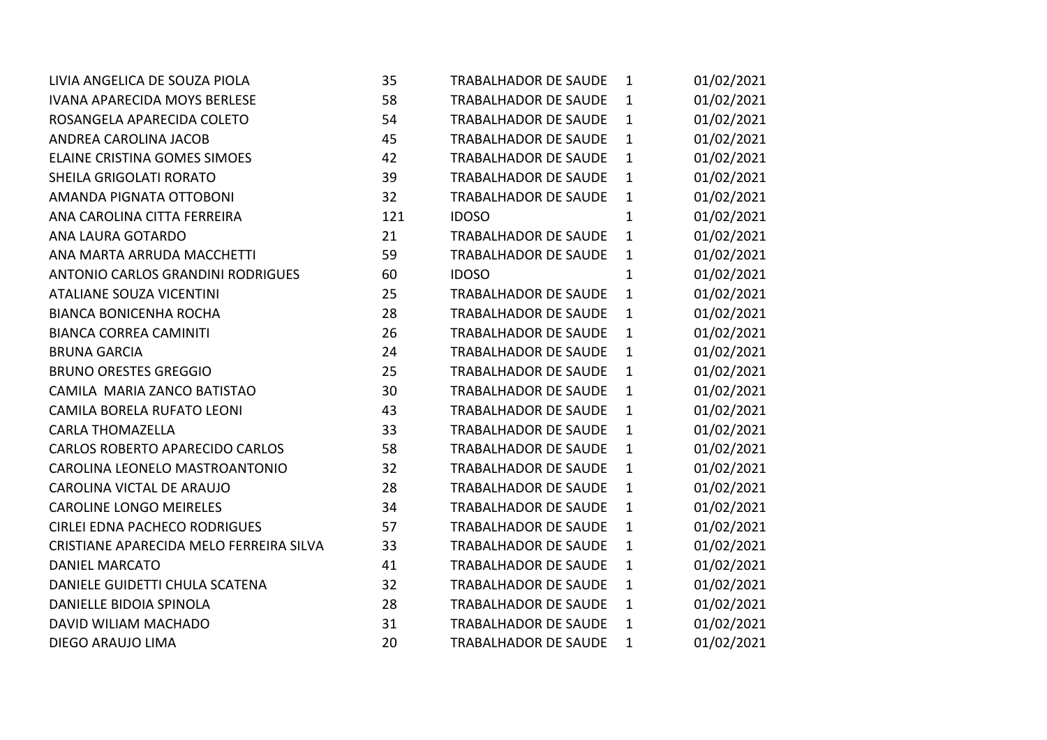| | | | | |
|---|---|---|---|---|
| LIVIA ANGELICA DE SOUZA PIOLA | 35 | TRABALHADOR DE SAUDE | 1 | 01/02/2021 |
| IVANA APARECIDA MOYS BERLESE | 58 | TRABALHADOR DE SAUDE | 1 | 01/02/2021 |
| ROSANGELA APARECIDA COLETO | 54 | TRABALHADOR DE SAUDE | 1 | 01/02/2021 |
| ANDREA CAROLINA JACOB | 45 | TRABALHADOR DE SAUDE | 1 | 01/02/2021 |
| ELAINE CRISTINA GOMES SIMOES | 42 | TRABALHADOR DE SAUDE | 1 | 01/02/2021 |
| SHEILA GRIGOLATI RORATO | 39 | TRABALHADOR DE SAUDE | 1 | 01/02/2021 |
| AMANDA PIGNATA OTTOBONI | 32 | TRABALHADOR DE SAUDE | 1 | 01/02/2021 |
| ANA CAROLINA CITTA FERREIRA | 121 | IDOSO | 1 | 01/02/2021 |
| ANA LAURA GOTARDO | 21 | TRABALHADOR DE SAUDE | 1 | 01/02/2021 |
| ANA MARTA ARRUDA MACCHETTI | 59 | TRABALHADOR DE SAUDE | 1 | 01/02/2021 |
| ANTONIO CARLOS GRANDINI RODRIGUES | 60 | IDOSO | 1 | 01/02/2021 |
| ATALIANE SOUZA VICENTINI | 25 | TRABALHADOR DE SAUDE | 1 | 01/02/2021 |
| BIANCA BONICENHA ROCHA | 28 | TRABALHADOR DE SAUDE | 1 | 01/02/2021 |
| BIANCA CORREA CAMINITI | 26 | TRABALHADOR DE SAUDE | 1 | 01/02/2021 |
| BRUNA GARCIA | 24 | TRABALHADOR DE SAUDE | 1 | 01/02/2021 |
| BRUNO ORESTES GREGGIO | 25 | TRABALHADOR DE SAUDE | 1 | 01/02/2021 |
| CAMILA  MARIA ZANCO BATISTAO | 30 | TRABALHADOR DE SAUDE | 1 | 01/02/2021 |
| CAMILA BORELA RUFATO LEONI | 43 | TRABALHADOR DE SAUDE | 1 | 01/02/2021 |
| CARLA THOMAZELLA | 33 | TRABALHADOR DE SAUDE | 1 | 01/02/2021 |
| CARLOS ROBERTO APARECIDO CARLOS | 58 | TRABALHADOR DE SAUDE | 1 | 01/02/2021 |
| CAROLINA LEONELO MASTROANTONIO | 32 | TRABALHADOR DE SAUDE | 1 | 01/02/2021 |
| CAROLINA VICTAL DE ARAUJO | 28 | TRABALHADOR DE SAUDE | 1 | 01/02/2021 |
| CAROLINE LONGO MEIRELES | 34 | TRABALHADOR DE SAUDE | 1 | 01/02/2021 |
| CIRLEI EDNA PACHECO RODRIGUES | 57 | TRABALHADOR DE SAUDE | 1 | 01/02/2021 |
| CRISTIANE APARECIDA MELO FERREIRA SILVA | 33 | TRABALHADOR DE SAUDE | 1 | 01/02/2021 |
| DANIEL MARCATO | 41 | TRABALHADOR DE SAUDE | 1 | 01/02/2021 |
| DANIELE GUIDETTI CHULA SCATENA | 32 | TRABALHADOR DE SAUDE | 1 | 01/02/2021 |
| DANIELLE BIDOIA SPINOLA | 28 | TRABALHADOR DE SAUDE | 1 | 01/02/2021 |
| DAVID WILIAM MACHADO | 31 | TRABALHADOR DE SAUDE | 1 | 01/02/2021 |
| DIEGO ARAUJO LIMA | 20 | TRABALHADOR DE SAUDE | 1 | 01/02/2021 |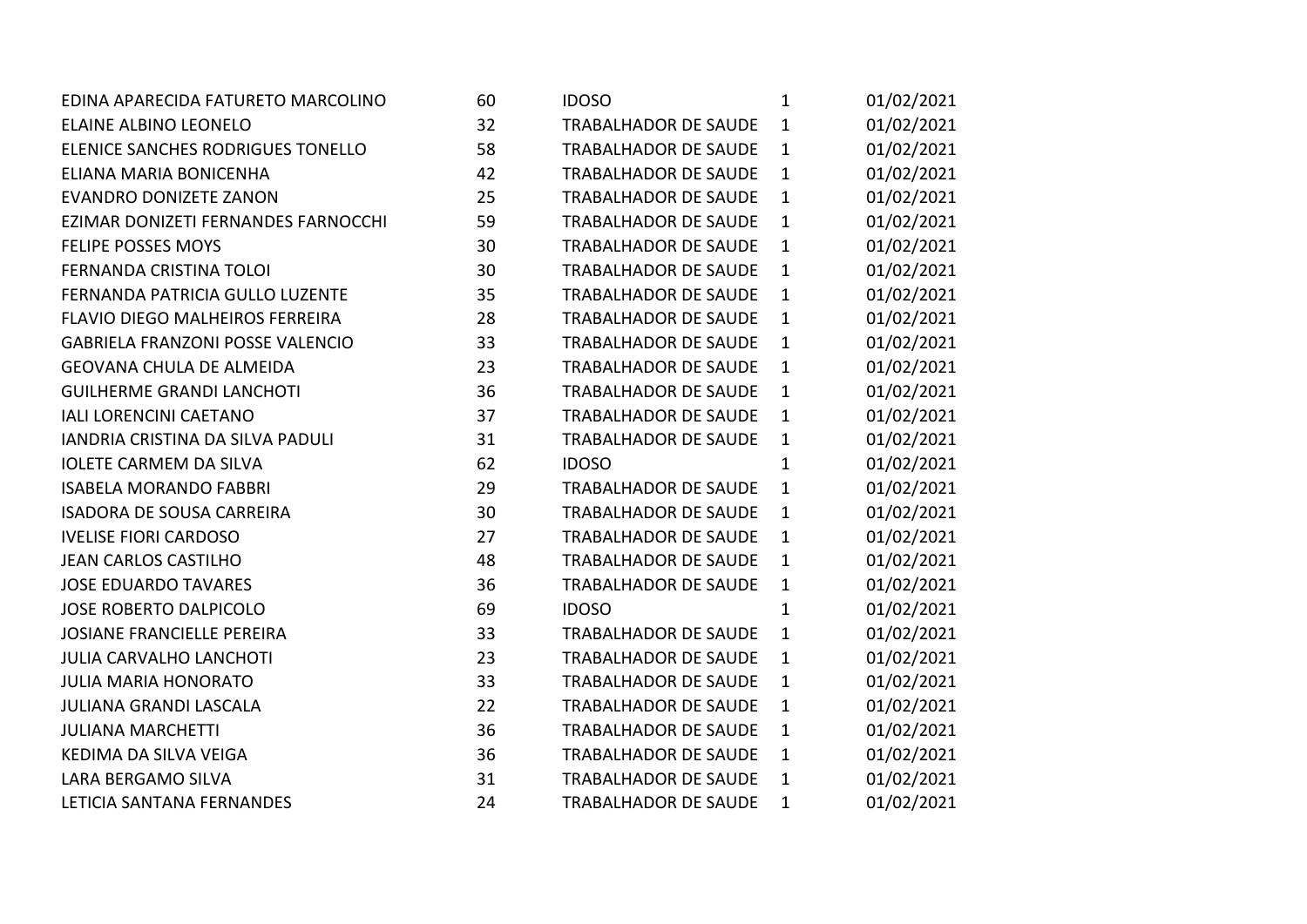| | | | | |
|---|---|---|---|---|
| EDINA APARECIDA FATURETO MARCOLINO | 60 | IDOSO | 1 | 01/02/2021 |
| ELAINE ALBINO LEONELO | 32 | TRABALHADOR DE SAUDE | 1 | 01/02/2021 |
| ELENICE SANCHES RODRIGUES TONELLO | 58 | TRABALHADOR DE SAUDE | 1 | 01/02/2021 |
| ELIANA MARIA BONICENHA | 42 | TRABALHADOR DE SAUDE | 1 | 01/02/2021 |
| EVANDRO DONIZETE ZANON | 25 | TRABALHADOR DE SAUDE | 1 | 01/02/2021 |
| EZIMAR DONIZETI FERNANDES FARNOCCHI | 59 | TRABALHADOR DE SAUDE | 1 | 01/02/2021 |
| FELIPE POSSES MOYS | 30 | TRABALHADOR DE SAUDE | 1 | 01/02/2021 |
| FERNANDA CRISTINA TOLOI | 30 | TRABALHADOR DE SAUDE | 1 | 01/02/2021 |
| FERNANDA PATRICIA GULLO LUZENTE | 35 | TRABALHADOR DE SAUDE | 1 | 01/02/2021 |
| FLAVIO DIEGO MALHEIROS FERREIRA | 28 | TRABALHADOR DE SAUDE | 1 | 01/02/2021 |
| GABRIELA FRANZONI POSSE VALENCIO | 33 | TRABALHADOR DE SAUDE | 1 | 01/02/2021 |
| GEOVANA CHULA DE ALMEIDA | 23 | TRABALHADOR DE SAUDE | 1 | 01/02/2021 |
| GUILHERME GRANDI LANCHOTI | 36 | TRABALHADOR DE SAUDE | 1 | 01/02/2021 |
| IALI LORENCINI CAETANO | 37 | TRABALHADOR DE SAUDE | 1 | 01/02/2021 |
| IANDRIA CRISTINA DA SILVA PADULI | 31 | TRABALHADOR DE SAUDE | 1 | 01/02/2021 |
| IOLETE CARMEM DA SILVA | 62 | IDOSO | 1 | 01/02/2021 |
| ISABELA MORANDO FABBRI | 29 | TRABALHADOR DE SAUDE | 1 | 01/02/2021 |
| ISADORA DE SOUSA CARREIRA | 30 | TRABALHADOR DE SAUDE | 1 | 01/02/2021 |
| IVELISE FIORI CARDOSO | 27 | TRABALHADOR DE SAUDE | 1 | 01/02/2021 |
| JEAN CARLOS CASTILHO | 48 | TRABALHADOR DE SAUDE | 1 | 01/02/2021 |
| JOSE EDUARDO TAVARES | 36 | TRABALHADOR DE SAUDE | 1 | 01/02/2021 |
| JOSE ROBERTO DALPICOLO | 69 | IDOSO | 1 | 01/02/2021 |
| JOSIANE FRANCIELLE PEREIRA | 33 | TRABALHADOR DE SAUDE | 1 | 01/02/2021 |
| JULIA CARVALHO LANCHOTI | 23 | TRABALHADOR DE SAUDE | 1 | 01/02/2021 |
| JULIA MARIA HONORATO | 33 | TRABALHADOR DE SAUDE | 1 | 01/02/2021 |
| JULIANA GRANDI LASCALA | 22 | TRABALHADOR DE SAUDE | 1 | 01/02/2021 |
| JULIANA MARCHETTI | 36 | TRABALHADOR DE SAUDE | 1 | 01/02/2021 |
| KEDIMA DA SILVA VEIGA | 36 | TRABALHADOR DE SAUDE | 1 | 01/02/2021 |
| LARA BERGAMO SILVA | 31 | TRABALHADOR DE SAUDE | 1 | 01/02/2021 |
| LETICIA SANTANA FERNANDES | 24 | TRABALHADOR DE SAUDE | 1 | 01/02/2021 |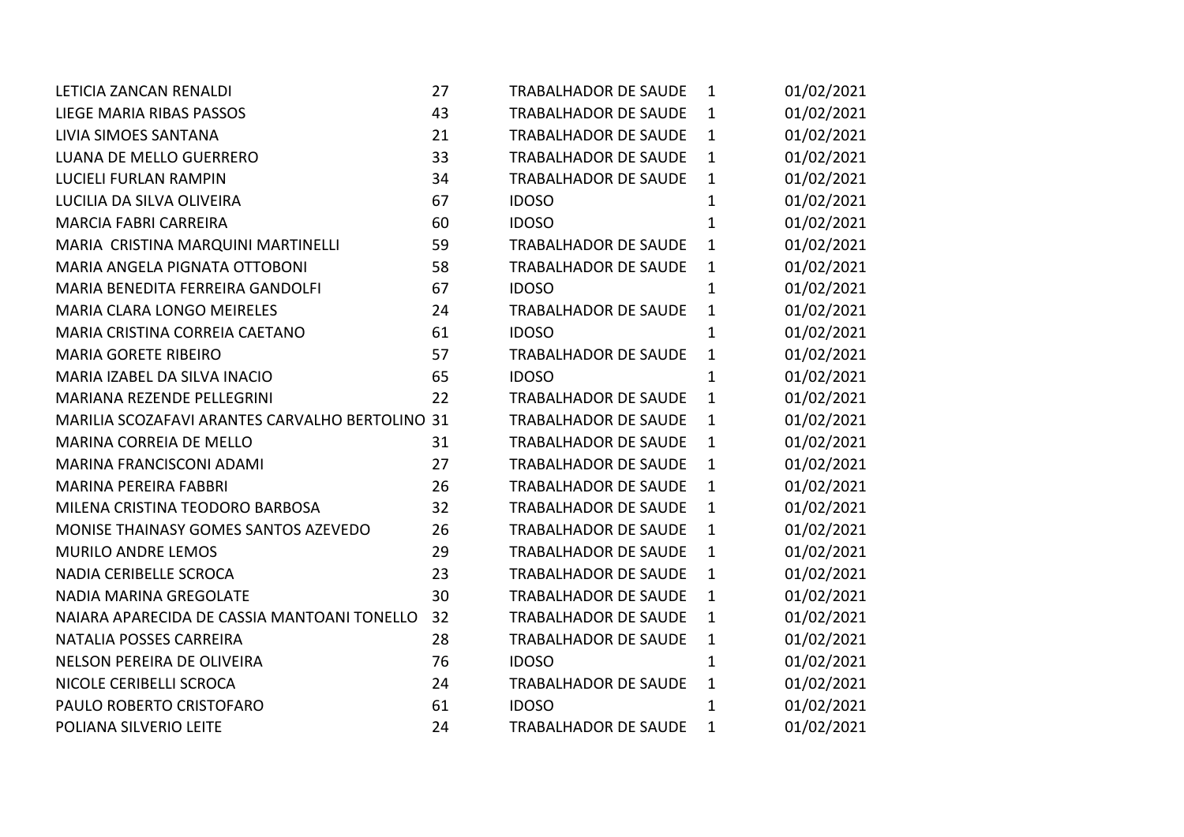| | | | | |
|---|---|---|---|---|
| LETICIA ZANCAN RENALDI | 27 | TRABALHADOR DE SAUDE | 1 | 01/02/2021 |
| LIEGE MARIA RIBAS PASSOS | 43 | TRABALHADOR DE SAUDE | 1 | 01/02/2021 |
| LIVIA SIMOES SANTANA | 21 | TRABALHADOR DE SAUDE | 1 | 01/02/2021 |
| LUANA DE MELLO GUERRERO | 33 | TRABALHADOR DE SAUDE | 1 | 01/02/2021 |
| LUCIELI FURLAN RAMPIN | 34 | TRABALHADOR DE SAUDE | 1 | 01/02/2021 |
| LUCILIA DA SILVA OLIVEIRA | 67 | IDOSO | 1 | 01/02/2021 |
| MARCIA FABRI CARREIRA | 60 | IDOSO | 1 | 01/02/2021 |
| MARIA  CRISTINA MARQUINI MARTINELLI | 59 | TRABALHADOR DE SAUDE | 1 | 01/02/2021 |
| MARIA ANGELA PIGNATA OTTOBONI | 58 | TRABALHADOR DE SAUDE | 1 | 01/02/2021 |
| MARIA BENEDITA FERREIRA GANDOLFI | 67 | IDOSO | 1 | 01/02/2021 |
| MARIA CLARA LONGO MEIRELES | 24 | TRABALHADOR DE SAUDE | 1 | 01/02/2021 |
| MARIA CRISTINA CORREIA CAETANO | 61 | IDOSO | 1 | 01/02/2021 |
| MARIA GORETE RIBEIRO | 57 | TRABALHADOR DE SAUDE | 1 | 01/02/2021 |
| MARIA IZABEL DA SILVA INACIO | 65 | IDOSO | 1 | 01/02/2021 |
| MARIANA REZENDE PELLEGRINI | 22 | TRABALHADOR DE SAUDE | 1 | 01/02/2021 |
| MARILIA SCOZAFAVI ARANTES CARVALHO BERTOLINO | 31 | TRABALHADOR DE SAUDE | 1 | 01/02/2021 |
| MARINA CORREIA DE MELLO | 31 | TRABALHADOR DE SAUDE | 1 | 01/02/2021 |
| MARINA FRANCISCONI ADAMI | 27 | TRABALHADOR DE SAUDE | 1 | 01/02/2021 |
| MARINA PEREIRA FABBRI | 26 | TRABALHADOR DE SAUDE | 1 | 01/02/2021 |
| MILENA CRISTINA TEODORO BARBOSA | 32 | TRABALHADOR DE SAUDE | 1 | 01/02/2021 |
| MONISE THAINASY GOMES SANTOS AZEVEDO | 26 | TRABALHADOR DE SAUDE | 1 | 01/02/2021 |
| MURILO ANDRE LEMOS | 29 | TRABALHADOR DE SAUDE | 1 | 01/02/2021 |
| NADIA CERIBELLE SCROCA | 23 | TRABALHADOR DE SAUDE | 1 | 01/02/2021 |
| NADIA MARINA GREGOLATE | 30 | TRABALHADOR DE SAUDE | 1 | 01/02/2021 |
| NAIARA APARECIDA DE CASSIA MANTOANI TONELLO | 32 | TRABALHADOR DE SAUDE | 1 | 01/02/2021 |
| NATALIA POSSES CARREIRA | 28 | TRABALHADOR DE SAUDE | 1 | 01/02/2021 |
| NELSON PEREIRA DE OLIVEIRA | 76 | IDOSO | 1 | 01/02/2021 |
| NICOLE CERIBELLI SCROCA | 24 | TRABALHADOR DE SAUDE | 1 | 01/02/2021 |
| PAULO ROBERTO CRISTOFARO | 61 | IDOSO | 1 | 01/02/2021 |
| POLIANA SILVERIO LEITE | 24 | TRABALHADOR DE SAUDE | 1 | 01/02/2021 |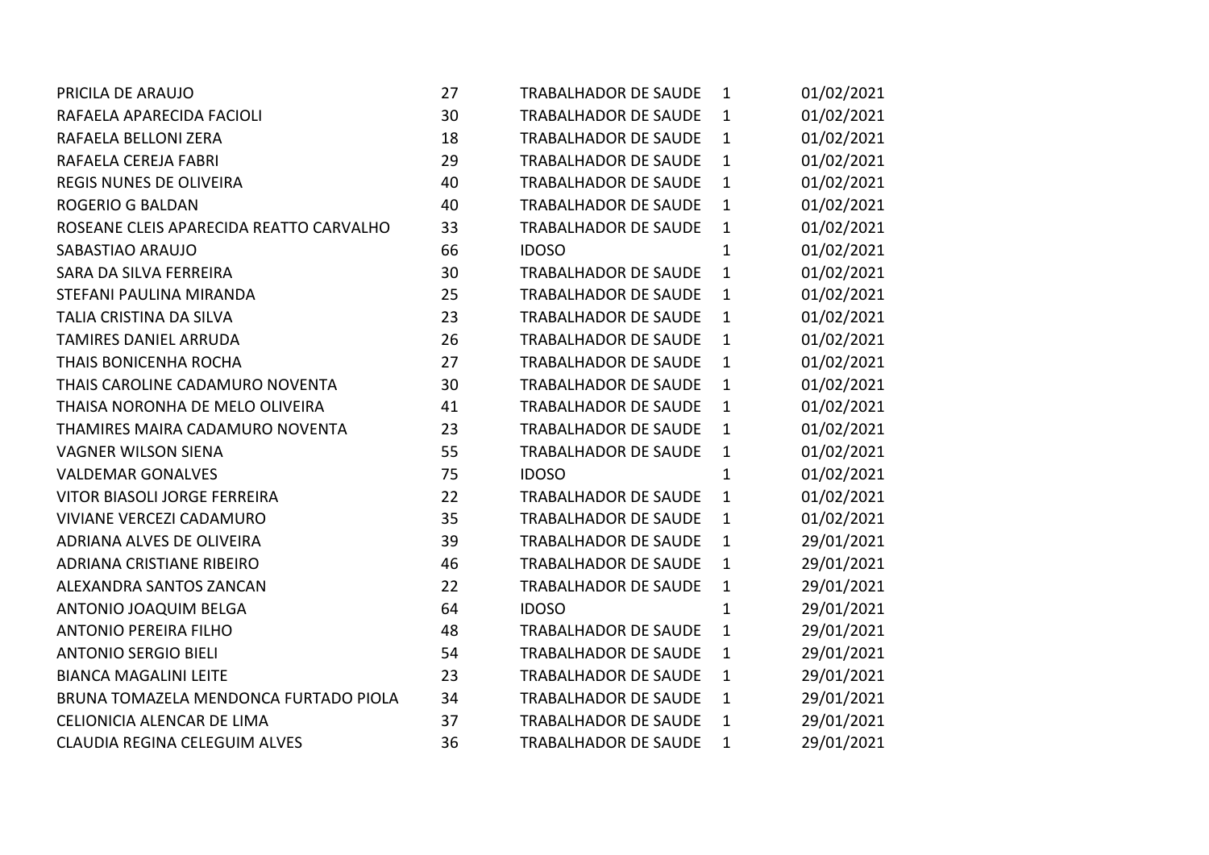| | | | | |
|---|---|---|---|---|
| PRICILA DE ARAUJO | 27 | TRABALHADOR DE SAUDE | 1 | 01/02/2021 |
| RAFAELA APARECIDA FACIOLI | 30 | TRABALHADOR DE SAUDE | 1 | 01/02/2021 |
| RAFAELA BELLONI ZERA | 18 | TRABALHADOR DE SAUDE | 1 | 01/02/2021 |
| RAFAELA CEREJA FABRI | 29 | TRABALHADOR DE SAUDE | 1 | 01/02/2021 |
| REGIS NUNES DE OLIVEIRA | 40 | TRABALHADOR DE SAUDE | 1 | 01/02/2021 |
| ROGERIO G BALDAN | 40 | TRABALHADOR DE SAUDE | 1 | 01/02/2021 |
| ROSEANE CLEIS APARECIDA REATTO CARVALHO | 33 | TRABALHADOR DE SAUDE | 1 | 01/02/2021 |
| SABASTIAO ARAUJO | 66 | IDOSO | 1 | 01/02/2021 |
| SARA DA SILVA FERREIRA | 30 | TRABALHADOR DE SAUDE | 1 | 01/02/2021 |
| STEFANI PAULINA MIRANDA | 25 | TRABALHADOR DE SAUDE | 1 | 01/02/2021 |
| TALIA CRISTINA DA SILVA | 23 | TRABALHADOR DE SAUDE | 1 | 01/02/2021 |
| TAMIRES DANIEL ARRUDA | 26 | TRABALHADOR DE SAUDE | 1 | 01/02/2021 |
| THAIS BONICENHA ROCHA | 27 | TRABALHADOR DE SAUDE | 1 | 01/02/2021 |
| THAIS CAROLINE CADAMURO NOVENTA | 30 | TRABALHADOR DE SAUDE | 1 | 01/02/2021 |
| THAISA NORONHA DE MELO OLIVEIRA | 41 | TRABALHADOR DE SAUDE | 1 | 01/02/2021 |
| THAMIRES MAIRA CADAMURO NOVENTA | 23 | TRABALHADOR DE SAUDE | 1 | 01/02/2021 |
| VAGNER WILSON SIENA | 55 | TRABALHADOR DE SAUDE | 1 | 01/02/2021 |
| VALDEMAR GONALVES | 75 | IDOSO | 1 | 01/02/2021 |
| VITOR BIASOLI JORGE FERREIRA | 22 | TRABALHADOR DE SAUDE | 1 | 01/02/2021 |
| VIVIANE VERCEZI CADAMURO | 35 | TRABALHADOR DE SAUDE | 1 | 01/02/2021 |
| ADRIANA ALVES DE OLIVEIRA | 39 | TRABALHADOR DE SAUDE | 1 | 29/01/2021 |
| ADRIANA CRISTIANE RIBEIRO | 46 | TRABALHADOR DE SAUDE | 1 | 29/01/2021 |
| ALEXANDRA SANTOS ZANCAN | 22 | TRABALHADOR DE SAUDE | 1 | 29/01/2021 |
| ANTONIO JOAQUIM BELGA | 64 | IDOSO | 1 | 29/01/2021 |
| ANTONIO PEREIRA FILHO | 48 | TRABALHADOR DE SAUDE | 1 | 29/01/2021 |
| ANTONIO SERGIO BIELI | 54 | TRABALHADOR DE SAUDE | 1 | 29/01/2021 |
| BIANCA MAGALINI LEITE | 23 | TRABALHADOR DE SAUDE | 1 | 29/01/2021 |
| BRUNA TOMAZELA MENDONCA FURTADO PIOLA | 34 | TRABALHADOR DE SAUDE | 1 | 29/01/2021 |
| CELIONICIA ALENCAR DE LIMA | 37 | TRABALHADOR DE SAUDE | 1 | 29/01/2021 |
| CLAUDIA REGINA CELEGUIM ALVES | 36 | TRABALHADOR DE SAUDE | 1 | 29/01/2021 |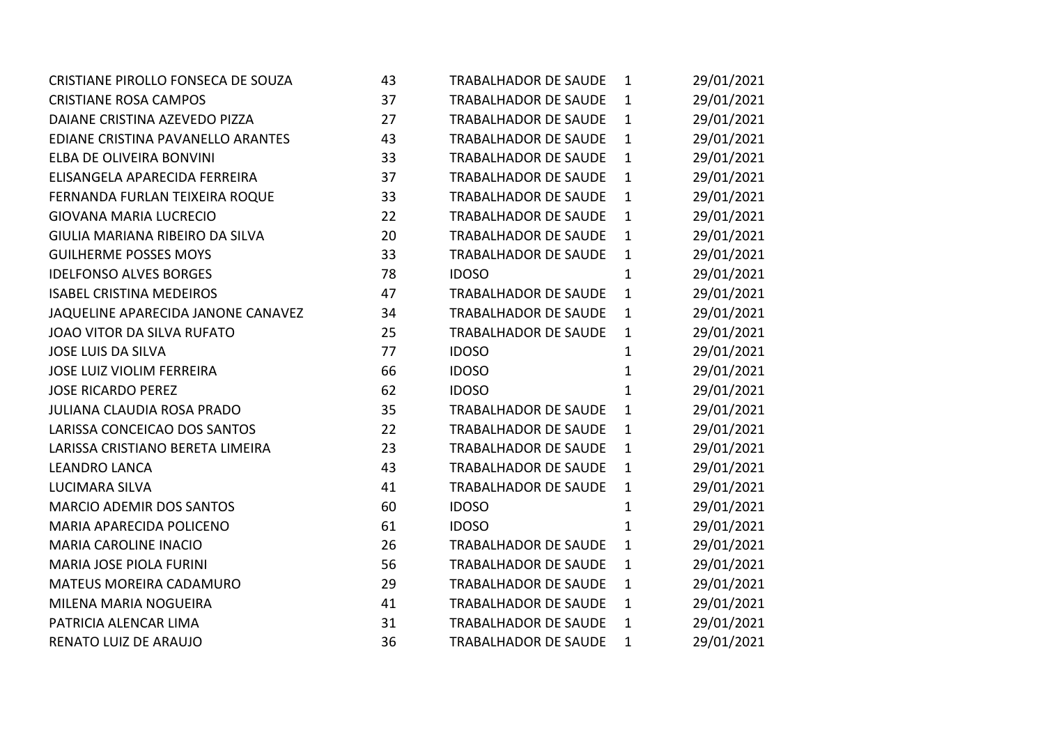| | | | | |
|---|---|---|---|---|
| CRISTIANE PIROLLO FONSECA DE SOUZA | 43 | TRABALHADOR DE SAUDE | 1 | 29/01/2021 |
| CRISTIANE ROSA CAMPOS | 37 | TRABALHADOR DE SAUDE | 1 | 29/01/2021 |
| DAIANE CRISTINA AZEVEDO PIZZA | 27 | TRABALHADOR DE SAUDE | 1 | 29/01/2021 |
| EDIANE CRISTINA PAVANELLO ARANTES | 43 | TRABALHADOR DE SAUDE | 1 | 29/01/2021 |
| ELBA DE OLIVEIRA BONVINI | 33 | TRABALHADOR DE SAUDE | 1 | 29/01/2021 |
| ELISANGELA APARECIDA FERREIRA | 37 | TRABALHADOR DE SAUDE | 1 | 29/01/2021 |
| FERNANDA FURLAN TEIXEIRA ROQUE | 33 | TRABALHADOR DE SAUDE | 1 | 29/01/2021 |
| GIOVANA MARIA LUCRECIO | 22 | TRABALHADOR DE SAUDE | 1 | 29/01/2021 |
| GIULIA MARIANA RIBEIRO DA SILVA | 20 | TRABALHADOR DE SAUDE | 1 | 29/01/2021 |
| GUILHERME POSSES MOYS | 33 | TRABALHADOR DE SAUDE | 1 | 29/01/2021 |
| IDELFONSO ALVES BORGES | 78 | IDOSO | 1 | 29/01/2021 |
| ISABEL CRISTINA MEDEIROS | 47 | TRABALHADOR DE SAUDE | 1 | 29/01/2021 |
| JAQUELINE APARECIDA JANONE CANAVEZ | 34 | TRABALHADOR DE SAUDE | 1 | 29/01/2021 |
| JOAO VITOR DA SILVA RUFATO | 25 | TRABALHADOR DE SAUDE | 1 | 29/01/2021 |
| JOSE LUIS DA SILVA | 77 | IDOSO | 1 | 29/01/2021 |
| JOSE LUIZ VIOLIM FERREIRA | 66 | IDOSO | 1 | 29/01/2021 |
| JOSE RICARDO PEREZ | 62 | IDOSO | 1 | 29/01/2021 |
| JULIANA CLAUDIA ROSA PRADO | 35 | TRABALHADOR DE SAUDE | 1 | 29/01/2021 |
| LARISSA CONCEICAO DOS SANTOS | 22 | TRABALHADOR DE SAUDE | 1 | 29/01/2021 |
| LARISSA CRISTIANO BERETA LIMEIRA | 23 | TRABALHADOR DE SAUDE | 1 | 29/01/2021 |
| LEANDRO LANCA | 43 | TRABALHADOR DE SAUDE | 1 | 29/01/2021 |
| LUCIMARA SILVA | 41 | TRABALHADOR DE SAUDE | 1 | 29/01/2021 |
| MARCIO ADEMIR DOS SANTOS | 60 | IDOSO | 1 | 29/01/2021 |
| MARIA APARECIDA POLICENO | 61 | IDOSO | 1 | 29/01/2021 |
| MARIA CAROLINE INACIO | 26 | TRABALHADOR DE SAUDE | 1 | 29/01/2021 |
| MARIA JOSE PIOLA FURINI | 56 | TRABALHADOR DE SAUDE | 1 | 29/01/2021 |
| MATEUS MOREIRA CADAMURO | 29 | TRABALHADOR DE SAUDE | 1 | 29/01/2021 |
| MILENA MARIA NOGUEIRA | 41 | TRABALHADOR DE SAUDE | 1 | 29/01/2021 |
| PATRICIA ALENCAR LIMA | 31 | TRABALHADOR DE SAUDE | 1 | 29/01/2021 |
| RENATO LUIZ DE ARAUJO | 36 | TRABALHADOR DE SAUDE | 1 | 29/01/2021 |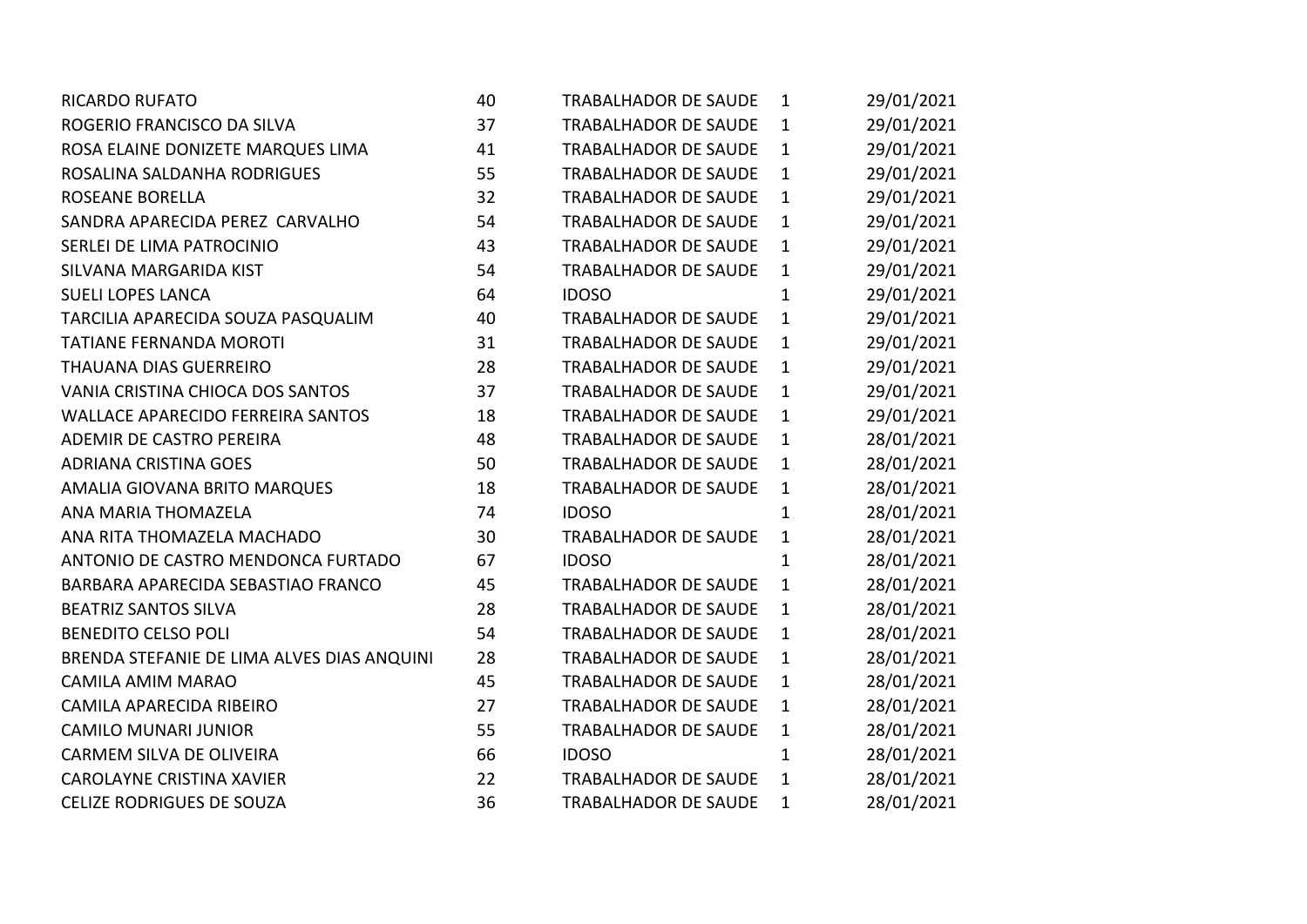| | | | | |
|---|---|---|---|---|
| RICARDO RUFATO | 40 | TRABALHADOR DE SAUDE | 1 | 29/01/2021 |
| ROGERIO FRANCISCO DA SILVA | 37 | TRABALHADOR DE SAUDE | 1 | 29/01/2021 |
| ROSA ELAINE DONIZETE MARQUES LIMA | 41 | TRABALHADOR DE SAUDE | 1 | 29/01/2021 |
| ROSALINA SALDANHA RODRIGUES | 55 | TRABALHADOR DE SAUDE | 1 | 29/01/2021 |
| ROSEANE BORELLA | 32 | TRABALHADOR DE SAUDE | 1 | 29/01/2021 |
| SANDRA APARECIDA PEREZ CARVALHO | 54 | TRABALHADOR DE SAUDE | 1 | 29/01/2021 |
| SERLEI DE LIMA PATROCINIO | 43 | TRABALHADOR DE SAUDE | 1 | 29/01/2021 |
| SILVANA MARGARIDA KIST | 54 | TRABALHADOR DE SAUDE | 1 | 29/01/2021 |
| SUELI LOPES LANCA | 64 | IDOSO | 1 | 29/01/2021 |
| TARCILIA APARECIDA SOUZA PASQUALIM | 40 | TRABALHADOR DE SAUDE | 1 | 29/01/2021 |
| TATIANE FERNANDA MOROTI | 31 | TRABALHADOR DE SAUDE | 1 | 29/01/2021 |
| THAUANA DIAS GUERREIRO | 28 | TRABALHADOR DE SAUDE | 1 | 29/01/2021 |
| VANIA CRISTINA CHIOCA DOS SANTOS | 37 | TRABALHADOR DE SAUDE | 1 | 29/01/2021 |
| WALLACE APARECIDO FERREIRA SANTOS | 18 | TRABALHADOR DE SAUDE | 1 | 29/01/2021 |
| ADEMIR DE CASTRO PEREIRA | 48 | TRABALHADOR DE SAUDE | 1 | 28/01/2021 |
| ADRIANA CRISTINA GOES | 50 | TRABALHADOR DE SAUDE | 1 | 28/01/2021 |
| AMALIA GIOVANA BRITO MARQUES | 18 | TRABALHADOR DE SAUDE | 1 | 28/01/2021 |
| ANA MARIA THOMAZELA | 74 | IDOSO | 1 | 28/01/2021 |
| ANA RITA THOMAZELA MACHADO | 30 | TRABALHADOR DE SAUDE | 1 | 28/01/2021 |
| ANTONIO DE CASTRO MENDONCA FURTADO | 67 | IDOSO | 1 | 28/01/2021 |
| BARBARA APARECIDA SEBASTIAO FRANCO | 45 | TRABALHADOR DE SAUDE | 1 | 28/01/2021 |
| BEATRIZ SANTOS SILVA | 28 | TRABALHADOR DE SAUDE | 1 | 28/01/2021 |
| BENEDITO CELSO POLI | 54 | TRABALHADOR DE SAUDE | 1 | 28/01/2021 |
| BRENDA STEFANIE DE LIMA ALVES DIAS ANQUINI | 28 | TRABALHADOR DE SAUDE | 1 | 28/01/2021 |
| CAMILA AMIM MARAO | 45 | TRABALHADOR DE SAUDE | 1 | 28/01/2021 |
| CAMILA APARECIDA RIBEIRO | 27 | TRABALHADOR DE SAUDE | 1 | 28/01/2021 |
| CAMILO MUNARI JUNIOR | 55 | TRABALHADOR DE SAUDE | 1 | 28/01/2021 |
| CARMEM SILVA DE OLIVEIRA | 66 | IDOSO | 1 | 28/01/2021 |
| CAROLAYNE CRISTINA XAVIER | 22 | TRABALHADOR DE SAUDE | 1 | 28/01/2021 |
| CELIZE RODRIGUES DE SOUZA | 36 | TRABALHADOR DE SAUDE | 1 | 28/01/2021 |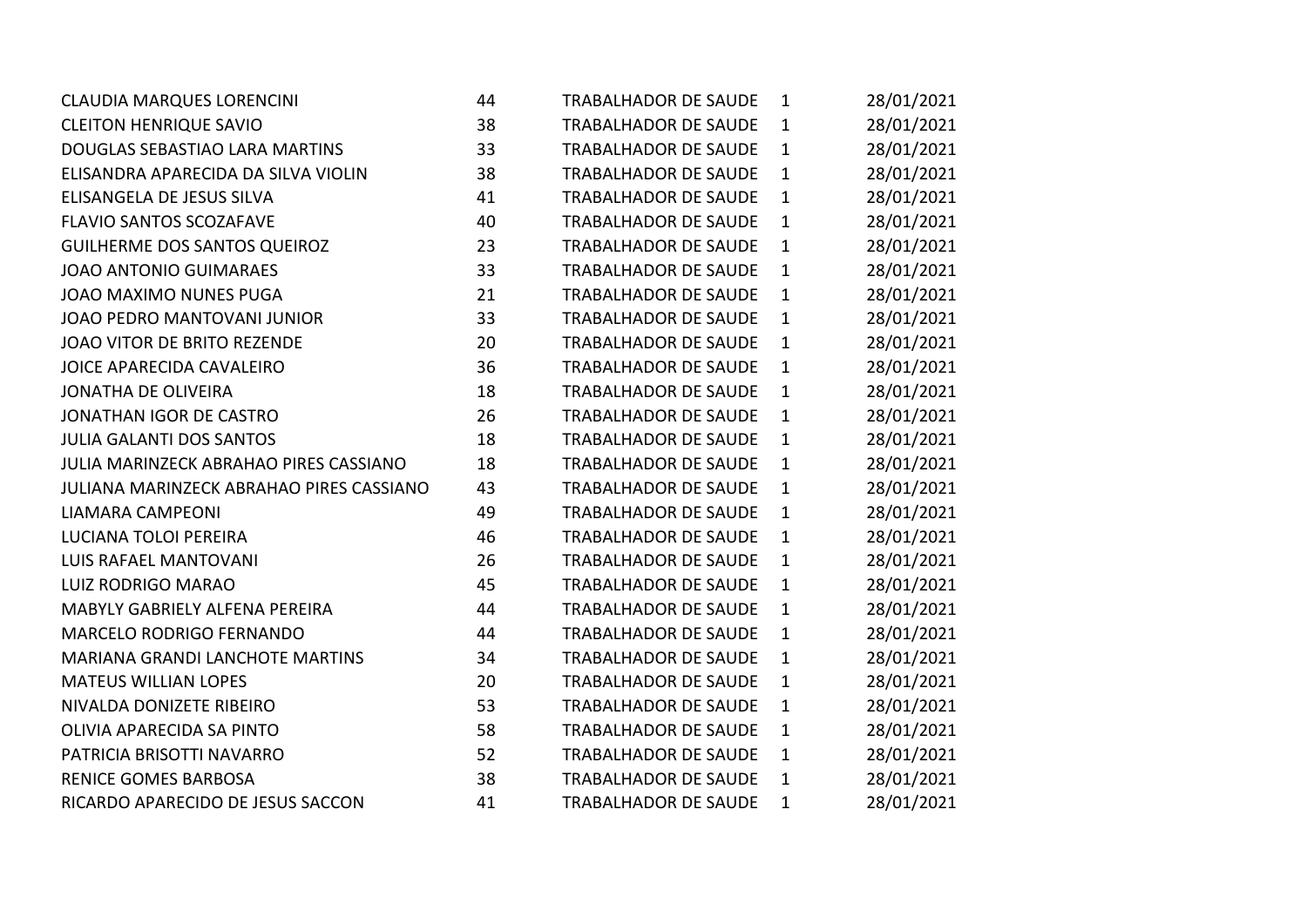| | | | | |
|---|---|---|---|---|
| CLAUDIA MARQUES LORENCINI | 44 | TRABALHADOR DE SAUDE | 1 | 28/01/2021 |
| CLEITON HENRIQUE SAVIO | 38 | TRABALHADOR DE SAUDE | 1 | 28/01/2021 |
| DOUGLAS SEBASTIAO LARA MARTINS | 33 | TRABALHADOR DE SAUDE | 1 | 28/01/2021 |
| ELISANDRA APARECIDA DA SILVA VIOLIN | 38 | TRABALHADOR DE SAUDE | 1 | 28/01/2021 |
| ELISANGELA DE JESUS SILVA | 41 | TRABALHADOR DE SAUDE | 1 | 28/01/2021 |
| FLAVIO SANTOS SCOZAFAVE | 40 | TRABALHADOR DE SAUDE | 1 | 28/01/2021 |
| GUILHERME DOS SANTOS QUEIROZ | 23 | TRABALHADOR DE SAUDE | 1 | 28/01/2021 |
| JOAO ANTONIO GUIMARAES | 33 | TRABALHADOR DE SAUDE | 1 | 28/01/2021 |
| JOAO MAXIMO NUNES PUGA | 21 | TRABALHADOR DE SAUDE | 1 | 28/01/2021 |
| JOAO PEDRO MANTOVANI JUNIOR | 33 | TRABALHADOR DE SAUDE | 1 | 28/01/2021 |
| JOAO VITOR DE BRITO REZENDE | 20 | TRABALHADOR DE SAUDE | 1 | 28/01/2021 |
| JOICE APARECIDA CAVALEIRO | 36 | TRABALHADOR DE SAUDE | 1 | 28/01/2021 |
| JONATHA DE OLIVEIRA | 18 | TRABALHADOR DE SAUDE | 1 | 28/01/2021 |
| JONATHAN IGOR DE CASTRO | 26 | TRABALHADOR DE SAUDE | 1 | 28/01/2021 |
| JULIA GALANTI DOS SANTOS | 18 | TRABALHADOR DE SAUDE | 1 | 28/01/2021 |
| JULIA MARINZECK ABRAHAO PIRES CASSIANO | 18 | TRABALHADOR DE SAUDE | 1 | 28/01/2021 |
| JULIANA MARINZECK ABRAHAO PIRES CASSIANO | 43 | TRABALHADOR DE SAUDE | 1 | 28/01/2021 |
| LIAMARA CAMPEONI | 49 | TRABALHADOR DE SAUDE | 1 | 28/01/2021 |
| LUCIANA TOLOI PEREIRA | 46 | TRABALHADOR DE SAUDE | 1 | 28/01/2021 |
| LUIS RAFAEL MANTOVANI | 26 | TRABALHADOR DE SAUDE | 1 | 28/01/2021 |
| LUIZ RODRIGO MARAO | 45 | TRABALHADOR DE SAUDE | 1 | 28/01/2021 |
| MABYLY GABRIELY ALFENA PEREIRA | 44 | TRABALHADOR DE SAUDE | 1 | 28/01/2021 |
| MARCELO RODRIGO FERNANDO | 44 | TRABALHADOR DE SAUDE | 1 | 28/01/2021 |
| MARIANA GRANDI LANCHOTE MARTINS | 34 | TRABALHADOR DE SAUDE | 1 | 28/01/2021 |
| MATEUS WILLIAN LOPES | 20 | TRABALHADOR DE SAUDE | 1 | 28/01/2021 |
| NIVALDA DONIZETE RIBEIRO | 53 | TRABALHADOR DE SAUDE | 1 | 28/01/2021 |
| OLIVIA APARECIDA SA PINTO | 58 | TRABALHADOR DE SAUDE | 1 | 28/01/2021 |
| PATRICIA BRISOTTI NAVARRO | 52 | TRABALHADOR DE SAUDE | 1 | 28/01/2021 |
| RENICE GOMES BARBOSA | 38 | TRABALHADOR DE SAUDE | 1 | 28/01/2021 |
| RICARDO APARECIDO DE JESUS SACCON | 41 | TRABALHADOR DE SAUDE | 1 | 28/01/2021 |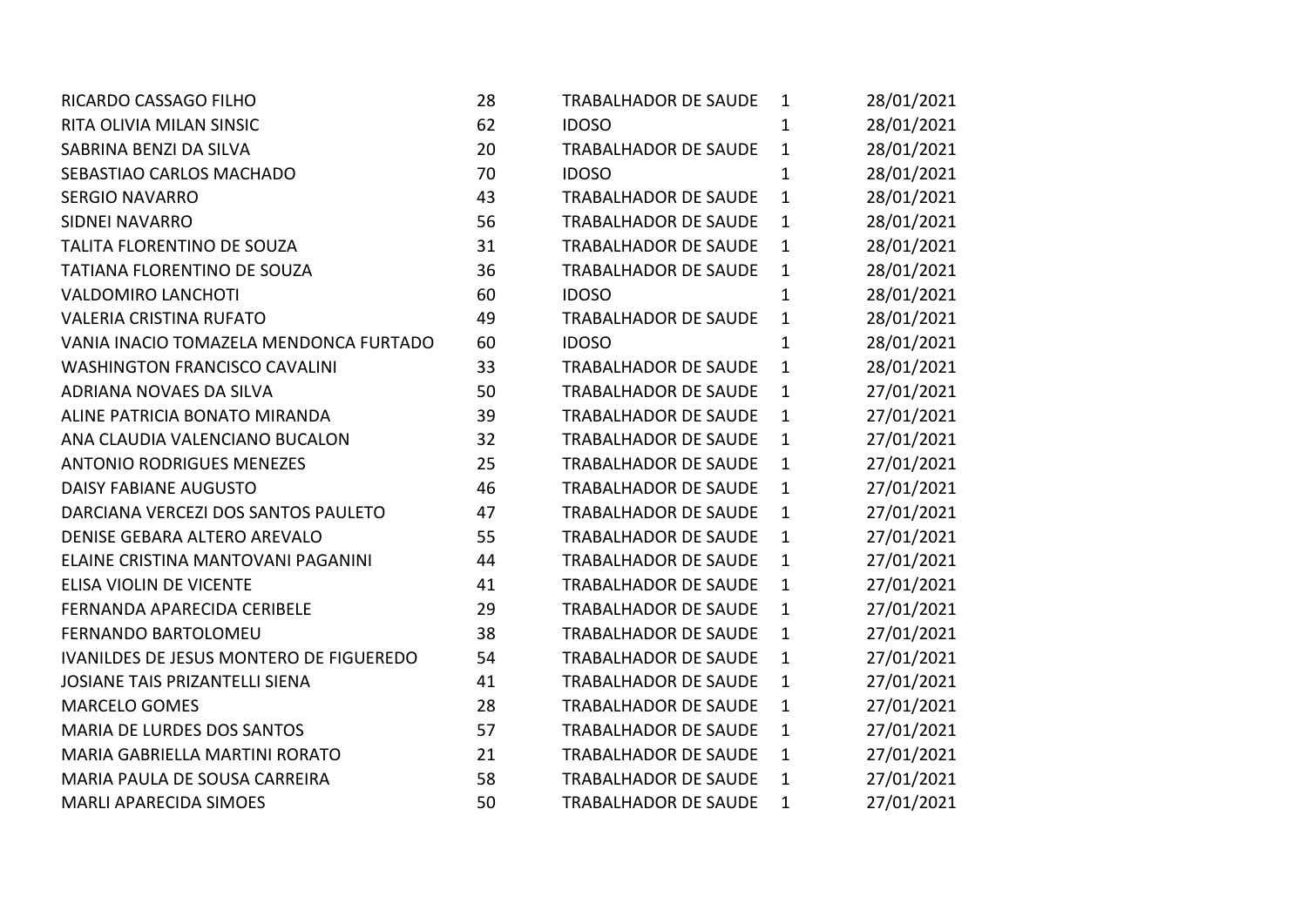| | | | | |
|---|---|---|---|---|
| RICARDO CASSAGO FILHO | 28 | TRABALHADOR DE SAUDE | 1 | 28/01/2021 |
| RITA OLIVIA MILAN SINSIC | 62 | IDOSO | 1 | 28/01/2021 |
| SABRINA BENZI DA SILVA | 20 | TRABALHADOR DE SAUDE | 1 | 28/01/2021 |
| SEBASTIAO CARLOS MACHADO | 70 | IDOSO | 1 | 28/01/2021 |
| SERGIO NAVARRO | 43 | TRABALHADOR DE SAUDE | 1 | 28/01/2021 |
| SIDNEI NAVARRO | 56 | TRABALHADOR DE SAUDE | 1 | 28/01/2021 |
| TALITA FLORENTINO DE SOUZA | 31 | TRABALHADOR DE SAUDE | 1 | 28/01/2021 |
| TATIANA FLORENTINO DE SOUZA | 36 | TRABALHADOR DE SAUDE | 1 | 28/01/2021 |
| VALDOMIRO LANCHOTI | 60 | IDOSO | 1 | 28/01/2021 |
| VALERIA CRISTINA RUFATO | 49 | TRABALHADOR DE SAUDE | 1 | 28/01/2021 |
| VANIA INACIO TOMAZELA MENDONCA FURTADO | 60 | IDOSO | 1 | 28/01/2021 |
| WASHINGTON FRANCISCO CAVALINI | 33 | TRABALHADOR DE SAUDE | 1 | 28/01/2021 |
| ADRIANA NOVAES DA SILVA | 50 | TRABALHADOR DE SAUDE | 1 | 27/01/2021 |
| ALINE PATRICIA BONATO MIRANDA | 39 | TRABALHADOR DE SAUDE | 1 | 27/01/2021 |
| ANA CLAUDIA VALENCIANO BUCALON | 32 | TRABALHADOR DE SAUDE | 1 | 27/01/2021 |
| ANTONIO RODRIGUES MENEZES | 25 | TRABALHADOR DE SAUDE | 1 | 27/01/2021 |
| DAISY FABIANE AUGUSTO | 46 | TRABALHADOR DE SAUDE | 1 | 27/01/2021 |
| DARCIANA VERCEZI DOS SANTOS PAULETO | 47 | TRABALHADOR DE SAUDE | 1 | 27/01/2021 |
| DENISE GEBARA ALTERO AREVALO | 55 | TRABALHADOR DE SAUDE | 1 | 27/01/2021 |
| ELAINE CRISTINA MANTOVANI PAGANINI | 44 | TRABALHADOR DE SAUDE | 1 | 27/01/2021 |
| ELISA VIOLIN DE VICENTE | 41 | TRABALHADOR DE SAUDE | 1 | 27/01/2021 |
| FERNANDA APARECIDA CERIBELE | 29 | TRABALHADOR DE SAUDE | 1 | 27/01/2021 |
| FERNANDO BARTOLOMEU | 38 | TRABALHADOR DE SAUDE | 1 | 27/01/2021 |
| IVANILDES DE JESUS MONTERO DE FIGUEREDO | 54 | TRABALHADOR DE SAUDE | 1 | 27/01/2021 |
| JOSIANE TAIS PRIZANTELLI SIENA | 41 | TRABALHADOR DE SAUDE | 1 | 27/01/2021 |
| MARCELO GOMES | 28 | TRABALHADOR DE SAUDE | 1 | 27/01/2021 |
| MARIA DE LURDES DOS SANTOS | 57 | TRABALHADOR DE SAUDE | 1 | 27/01/2021 |
| MARIA GABRIELLA MARTINI RORATO | 21 | TRABALHADOR DE SAUDE | 1 | 27/01/2021 |
| MARIA PAULA DE SOUSA CARREIRA | 58 | TRABALHADOR DE SAUDE | 1 | 27/01/2021 |
| MARLI APARECIDA SIMOES | 50 | TRABALHADOR DE SAUDE | 1 | 27/01/2021 |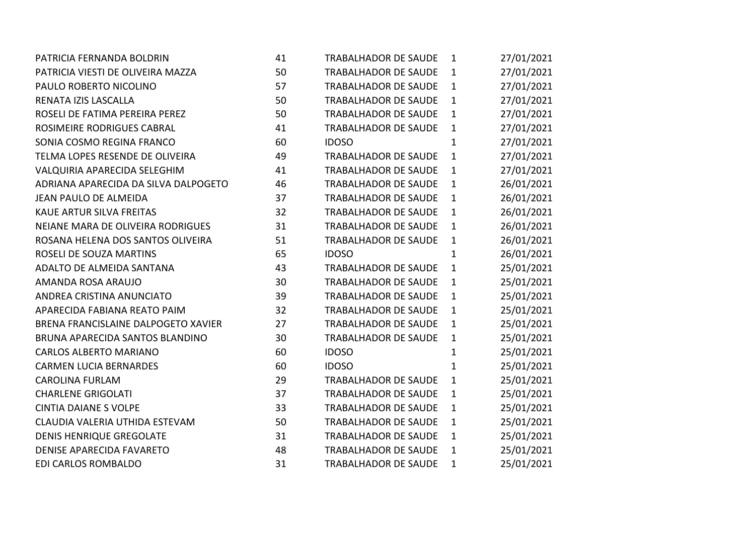| | | | | |
|---|---|---|---|---|
| PATRICIA FERNANDA BOLDRIN | 41 | TRABALHADOR DE SAUDE | 1 | 27/01/2021 |
| PATRICIA VIESTI DE OLIVEIRA MAZZA | 50 | TRABALHADOR DE SAUDE | 1 | 27/01/2021 |
| PAULO ROBERTO NICOLINO | 57 | TRABALHADOR DE SAUDE | 1 | 27/01/2021 |
| RENATA IZIS LASCALLA | 50 | TRABALHADOR DE SAUDE | 1 | 27/01/2021 |
| ROSELI DE FATIMA PEREIRA PEREZ | 50 | TRABALHADOR DE SAUDE | 1 | 27/01/2021 |
| ROSIMEIRE RODRIGUES CABRAL | 41 | TRABALHADOR DE SAUDE | 1 | 27/01/2021 |
| SONIA COSMO REGINA FRANCO | 60 | IDOSO | 1 | 27/01/2021 |
| TELMA LOPES RESENDE DE OLIVEIRA | 49 | TRABALHADOR DE SAUDE | 1 | 27/01/2021 |
| VALQUIRIA APARECIDA SELEGHIM | 41 | TRABALHADOR DE SAUDE | 1 | 27/01/2021 |
| ADRIANA APARECIDA DA SILVA DALPOGETO | 46 | TRABALHADOR DE SAUDE | 1 | 26/01/2021 |
| JEAN PAULO DE ALMEIDA | 37 | TRABALHADOR DE SAUDE | 1 | 26/01/2021 |
| KAUE ARTUR SILVA FREITAS | 32 | TRABALHADOR DE SAUDE | 1 | 26/01/2021 |
| NEIANE MARA DE OLIVEIRA RODRIGUES | 31 | TRABALHADOR DE SAUDE | 1 | 26/01/2021 |
| ROSANA HELENA DOS SANTOS OLIVEIRA | 51 | TRABALHADOR DE SAUDE | 1 | 26/01/2021 |
| ROSELI DE SOUZA MARTINS | 65 | IDOSO | 1 | 26/01/2021 |
| ADALTO DE ALMEIDA SANTANA | 43 | TRABALHADOR DE SAUDE | 1 | 25/01/2021 |
| AMANDA ROSA ARAUJO | 30 | TRABALHADOR DE SAUDE | 1 | 25/01/2021 |
| ANDREA CRISTINA ANUNCIATO | 39 | TRABALHADOR DE SAUDE | 1 | 25/01/2021 |
| APARECIDA FABIANA REATO PAIM | 32 | TRABALHADOR DE SAUDE | 1 | 25/01/2021 |
| BRENA FRANCISLAINE DALPOGETO XAVIER | 27 | TRABALHADOR DE SAUDE | 1 | 25/01/2021 |
| BRUNA APARECIDA SANTOS BLANDINO | 30 | TRABALHADOR DE SAUDE | 1 | 25/01/2021 |
| CARLOS ALBERTO MARIANO | 60 | IDOSO | 1 | 25/01/2021 |
| CARMEN LUCIA BERNARDES | 60 | IDOSO | 1 | 25/01/2021 |
| CAROLINA FURLAM | 29 | TRABALHADOR DE SAUDE | 1 | 25/01/2021 |
| CHARLENE GRIGOLATI | 37 | TRABALHADOR DE SAUDE | 1 | 25/01/2021 |
| CINTIA DAIANE S VOLPE | 33 | TRABALHADOR DE SAUDE | 1 | 25/01/2021 |
| CLAUDIA VALERIA UTHIDA ESTEVAM | 50 | TRABALHADOR DE SAUDE | 1 | 25/01/2021 |
| DENIS HENRIQUE GREGOLATE | 31 | TRABALHADOR DE SAUDE | 1 | 25/01/2021 |
| DENISE APARECIDA FAVARETO | 48 | TRABALHADOR DE SAUDE | 1 | 25/01/2021 |
| EDI CARLOS ROMBALDO | 31 | TRABALHADOR DE SAUDE | 1 | 25/01/2021 |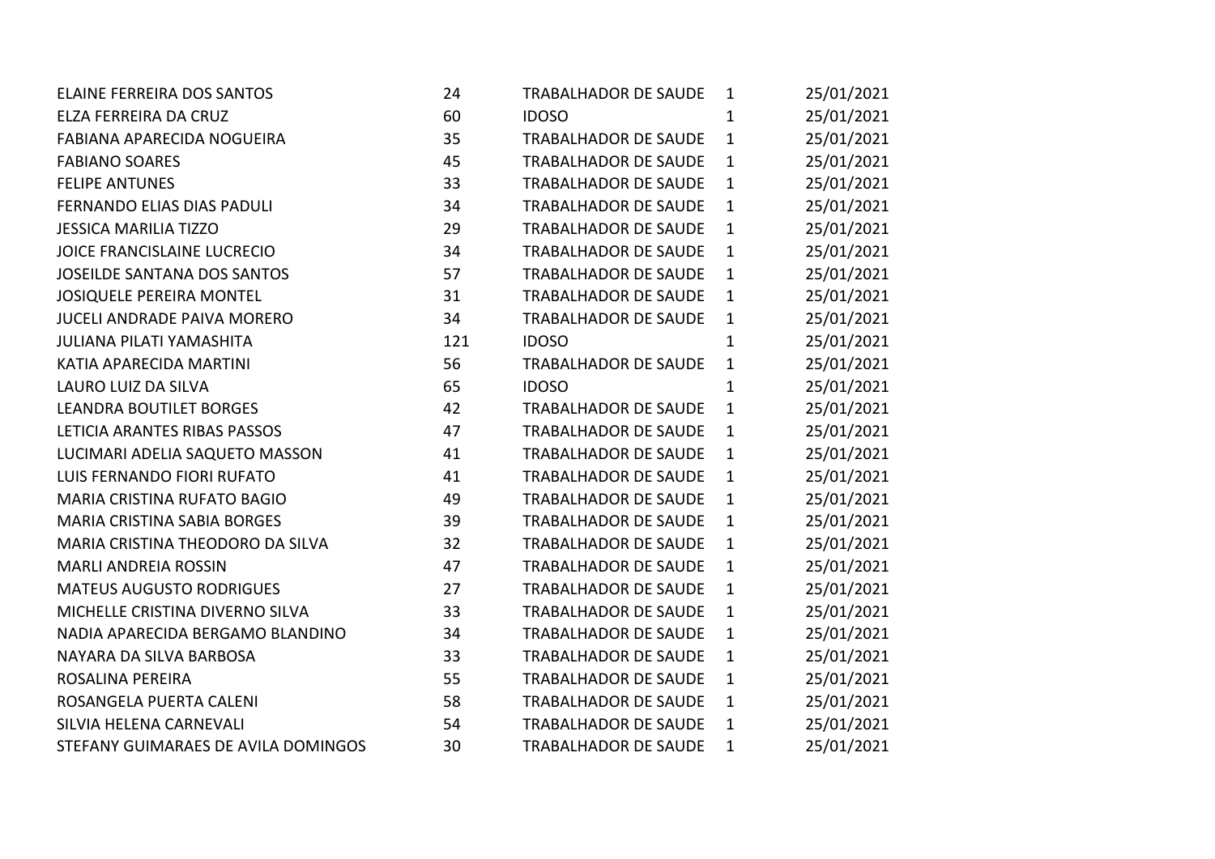| | | | | |
|---|---|---|---|---|
| ELAINE FERREIRA DOS SANTOS | 24 | TRABALHADOR DE SAUDE | 1 | 25/01/2021 |
| ELZA FERREIRA DA CRUZ | 60 | IDOSO | 1 | 25/01/2021 |
| FABIANA APARECIDA NOGUEIRA | 35 | TRABALHADOR DE SAUDE | 1 | 25/01/2021 |
| FABIANO SOARES | 45 | TRABALHADOR DE SAUDE | 1 | 25/01/2021 |
| FELIPE ANTUNES | 33 | TRABALHADOR DE SAUDE | 1 | 25/01/2021 |
| FERNANDO ELIAS DIAS PADULI | 34 | TRABALHADOR DE SAUDE | 1 | 25/01/2021 |
| JESSICA MARILIA TIZZO | 29 | TRABALHADOR DE SAUDE | 1 | 25/01/2021 |
| JOICE FRANCISLAINE LUCRECIO | 34 | TRABALHADOR DE SAUDE | 1 | 25/01/2021 |
| JOSEILDE SANTANA DOS SANTOS | 57 | TRABALHADOR DE SAUDE | 1 | 25/01/2021 |
| JOSIQUELE PEREIRA MONTEL | 31 | TRABALHADOR DE SAUDE | 1 | 25/01/2021 |
| JUCELI ANDRADE PAIVA MORERO | 34 | TRABALHADOR DE SAUDE | 1 | 25/01/2021 |
| JULIANA PILATI YAMASHITA | 121 | IDOSO | 1 | 25/01/2021 |
| KATIA APARECIDA MARTINI | 56 | TRABALHADOR DE SAUDE | 1 | 25/01/2021 |
| LAURO LUIZ DA SILVA | 65 | IDOSO | 1 | 25/01/2021 |
| LEANDRA BOUTILET BORGES | 42 | TRABALHADOR DE SAUDE | 1 | 25/01/2021 |
| LETICIA ARANTES RIBAS PASSOS | 47 | TRABALHADOR DE SAUDE | 1 | 25/01/2021 |
| LUCIMARI ADELIA SAQUETO MASSON | 41 | TRABALHADOR DE SAUDE | 1 | 25/01/2021 |
| LUIS FERNANDO FIORI RUFATO | 41 | TRABALHADOR DE SAUDE | 1 | 25/01/2021 |
| MARIA CRISTINA RUFATO BAGIO | 49 | TRABALHADOR DE SAUDE | 1 | 25/01/2021 |
| MARIA CRISTINA SABIA BORGES | 39 | TRABALHADOR DE SAUDE | 1 | 25/01/2021 |
| MARIA CRISTINA THEODORO DA SILVA | 32 | TRABALHADOR DE SAUDE | 1 | 25/01/2021 |
| MARLI ANDREIA ROSSIN | 47 | TRABALHADOR DE SAUDE | 1 | 25/01/2021 |
| MATEUS AUGUSTO RODRIGUES | 27 | TRABALHADOR DE SAUDE | 1 | 25/01/2021 |
| MICHELLE CRISTINA DIVERNO SILVA | 33 | TRABALHADOR DE SAUDE | 1 | 25/01/2021 |
| NADIA APARECIDA BERGAMO BLANDINO | 34 | TRABALHADOR DE SAUDE | 1 | 25/01/2021 |
| NAYARA DA SILVA BARBOSA | 33 | TRABALHADOR DE SAUDE | 1 | 25/01/2021 |
| ROSALINA PEREIRA | 55 | TRABALHADOR DE SAUDE | 1 | 25/01/2021 |
| ROSANGELA PUERTA CALENI | 58 | TRABALHADOR DE SAUDE | 1 | 25/01/2021 |
| SILVIA HELENA CARNEVALI | 54 | TRABALHADOR DE SAUDE | 1 | 25/01/2021 |
| STEFANY GUIMARAES DE AVILA DOMINGOS | 30 | TRABALHADOR DE SAUDE | 1 | 25/01/2021 |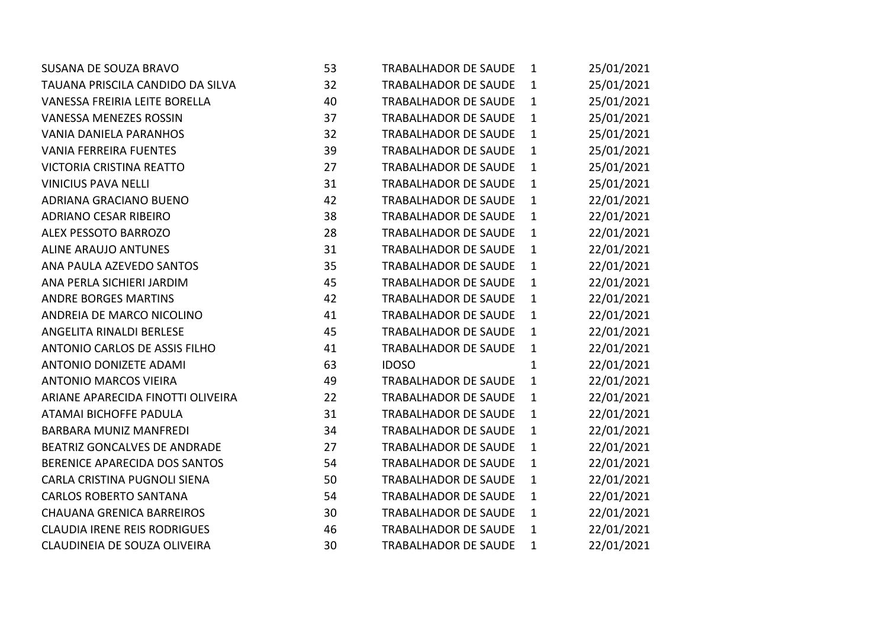| | | | | |
|---|---|---|---|---|
| SUSANA DE SOUZA BRAVO | 53 | TRABALHADOR DE SAUDE | 1 | 25/01/2021 |
| TAUANA PRISCILA CANDIDO DA SILVA | 32 | TRABALHADOR DE SAUDE | 1 | 25/01/2021 |
| VANESSA FREIRIA LEITE BORELLA | 40 | TRABALHADOR DE SAUDE | 1 | 25/01/2021 |
| VANESSA MENEZES ROSSIN | 37 | TRABALHADOR DE SAUDE | 1 | 25/01/2021 |
| VANIA DANIELA PARANHOS | 32 | TRABALHADOR DE SAUDE | 1 | 25/01/2021 |
| VANIA FERREIRA FUENTES | 39 | TRABALHADOR DE SAUDE | 1 | 25/01/2021 |
| VICTORIA CRISTINA REATTO | 27 | TRABALHADOR DE SAUDE | 1 | 25/01/2021 |
| VINICIUS PAVA NELLI | 31 | TRABALHADOR DE SAUDE | 1 | 25/01/2021 |
| ADRIANA GRACIANO BUENO | 42 | TRABALHADOR DE SAUDE | 1 | 22/01/2021 |
| ADRIANO CESAR RIBEIRO | 38 | TRABALHADOR DE SAUDE | 1 | 22/01/2021 |
| ALEX PESSOTO BARROZO | 28 | TRABALHADOR DE SAUDE | 1 | 22/01/2021 |
| ALINE ARAUJO ANTUNES | 31 | TRABALHADOR DE SAUDE | 1 | 22/01/2021 |
| ANA PAULA AZEVEDO SANTOS | 35 | TRABALHADOR DE SAUDE | 1 | 22/01/2021 |
| ANA PERLA SICHIERI JARDIM | 45 | TRABALHADOR DE SAUDE | 1 | 22/01/2021 |
| ANDRE BORGES MARTINS | 42 | TRABALHADOR DE SAUDE | 1 | 22/01/2021 |
| ANDREIA DE MARCO NICOLINO | 41 | TRABALHADOR DE SAUDE | 1 | 22/01/2021 |
| ANGELITA RINALDI BERLESE | 45 | TRABALHADOR DE SAUDE | 1 | 22/01/2021 |
| ANTONIO CARLOS DE ASSIS FILHO | 41 | TRABALHADOR DE SAUDE | 1 | 22/01/2021 |
| ANTONIO DONIZETE ADAMI | 63 | IDOSO | 1 | 22/01/2021 |
| ANTONIO MARCOS VIEIRA | 49 | TRABALHADOR DE SAUDE | 1 | 22/01/2021 |
| ARIANE APARECIDA FINOTTI OLIVEIRA | 22 | TRABALHADOR DE SAUDE | 1 | 22/01/2021 |
| ATAMAI BICHOFFE PADULA | 31 | TRABALHADOR DE SAUDE | 1 | 22/01/2021 |
| BARBARA MUNIZ MANFREDI | 34 | TRABALHADOR DE SAUDE | 1 | 22/01/2021 |
| BEATRIZ GONCALVES DE ANDRADE | 27 | TRABALHADOR DE SAUDE | 1 | 22/01/2021 |
| BERENICE APARECIDA DOS SANTOS | 54 | TRABALHADOR DE SAUDE | 1 | 22/01/2021 |
| CARLA CRISTINA PUGNOLI SIENA | 50 | TRABALHADOR DE SAUDE | 1 | 22/01/2021 |
| CARLOS ROBERTO SANTANA | 54 | TRABALHADOR DE SAUDE | 1 | 22/01/2021 |
| CHAUANA GRENICA BARREIROS | 30 | TRABALHADOR DE SAUDE | 1 | 22/01/2021 |
| CLAUDIA IRENE REIS RODRIGUES | 46 | TRABALHADOR DE SAUDE | 1 | 22/01/2021 |
| CLAUDINEIA DE SOUZA OLIVEIRA | 30 | TRABALHADOR DE SAUDE | 1 | 22/01/2021 |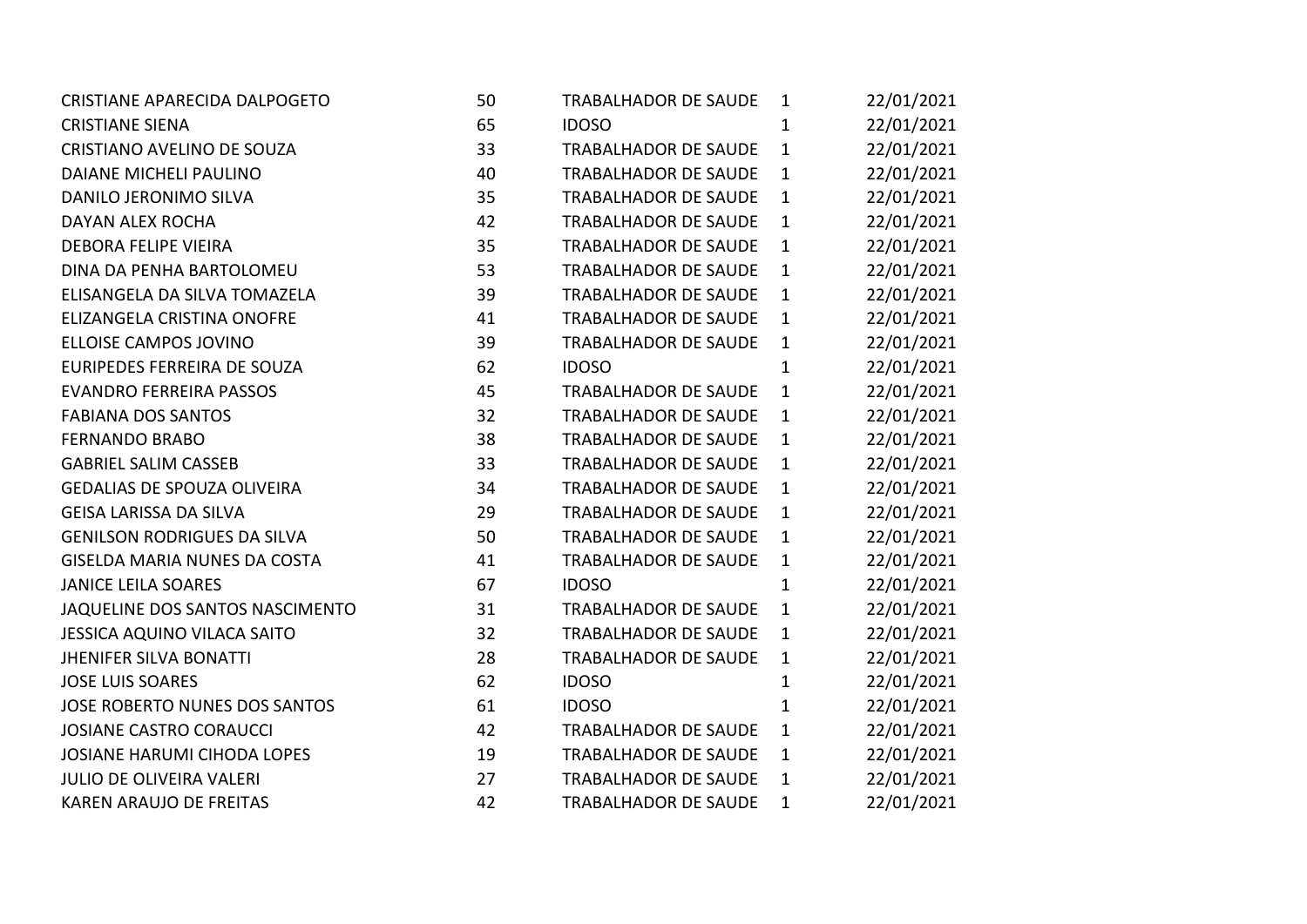| | | | | |
|---|---|---|---|---|
| CRISTIANE APARECIDA DALPOGETO | 50 | TRABALHADOR DE SAUDE | 1 | 22/01/2021 |
| CRISTIANE SIENA | 65 | IDOSO | 1 | 22/01/2021 |
| CRISTIANO AVELINO DE SOUZA | 33 | TRABALHADOR DE SAUDE | 1 | 22/01/2021 |
| DAIANE MICHELI PAULINO | 40 | TRABALHADOR DE SAUDE | 1 | 22/01/2021 |
| DANILO JERONIMO SILVA | 35 | TRABALHADOR DE SAUDE | 1 | 22/01/2021 |
| DAYAN ALEX ROCHA | 42 | TRABALHADOR DE SAUDE | 1 | 22/01/2021 |
| DEBORA FELIPE VIEIRA | 35 | TRABALHADOR DE SAUDE | 1 | 22/01/2021 |
| DINA DA PENHA BARTOLOMEU | 53 | TRABALHADOR DE SAUDE | 1 | 22/01/2021 |
| ELISANGELA DA SILVA TOMAZELA | 39 | TRABALHADOR DE SAUDE | 1 | 22/01/2021 |
| ELIZANGELA CRISTINA ONOFRE | 41 | TRABALHADOR DE SAUDE | 1 | 22/01/2021 |
| ELLOISE CAMPOS JOVINO | 39 | TRABALHADOR DE SAUDE | 1 | 22/01/2021 |
| EURIPEDES FERREIRA DE SOUZA | 62 | IDOSO | 1 | 22/01/2021 |
| EVANDRO FERREIRA PASSOS | 45 | TRABALHADOR DE SAUDE | 1 | 22/01/2021 |
| FABIANA DOS SANTOS | 32 | TRABALHADOR DE SAUDE | 1 | 22/01/2021 |
| FERNANDO BRABO | 38 | TRABALHADOR DE SAUDE | 1 | 22/01/2021 |
| GABRIEL SALIM CASSEB | 33 | TRABALHADOR DE SAUDE | 1 | 22/01/2021 |
| GEDALIAS DE SPOUZA OLIVEIRA | 34 | TRABALHADOR DE SAUDE | 1 | 22/01/2021 |
| GEISA LARISSA DA SILVA | 29 | TRABALHADOR DE SAUDE | 1 | 22/01/2021 |
| GENILSON RODRIGUES DA SILVA | 50 | TRABALHADOR DE SAUDE | 1 | 22/01/2021 |
| GISELDA MARIA NUNES DA COSTA | 41 | TRABALHADOR DE SAUDE | 1 | 22/01/2021 |
| JANICE LEILA SOARES | 67 | IDOSO | 1 | 22/01/2021 |
| JAQUELINE DOS SANTOS NASCIMENTO | 31 | TRABALHADOR DE SAUDE | 1 | 22/01/2021 |
| JESSICA AQUINO VILACA SAITO | 32 | TRABALHADOR DE SAUDE | 1 | 22/01/2021 |
| JHENIFER SILVA BONATTI | 28 | TRABALHADOR DE SAUDE | 1 | 22/01/2021 |
| JOSE LUIS SOARES | 62 | IDOSO | 1 | 22/01/2021 |
| JOSE ROBERTO NUNES DOS SANTOS | 61 | IDOSO | 1 | 22/01/2021 |
| JOSIANE CASTRO CORAUCCI | 42 | TRABALHADOR DE SAUDE | 1 | 22/01/2021 |
| JOSIANE HARUMI CIHODA LOPES | 19 | TRABALHADOR DE SAUDE | 1 | 22/01/2021 |
| JULIO DE OLIVEIRA VALERI | 27 | TRABALHADOR DE SAUDE | 1 | 22/01/2021 |
| KAREN ARAUJO DE FREITAS | 42 | TRABALHADOR DE SAUDE | 1 | 22/01/2021 |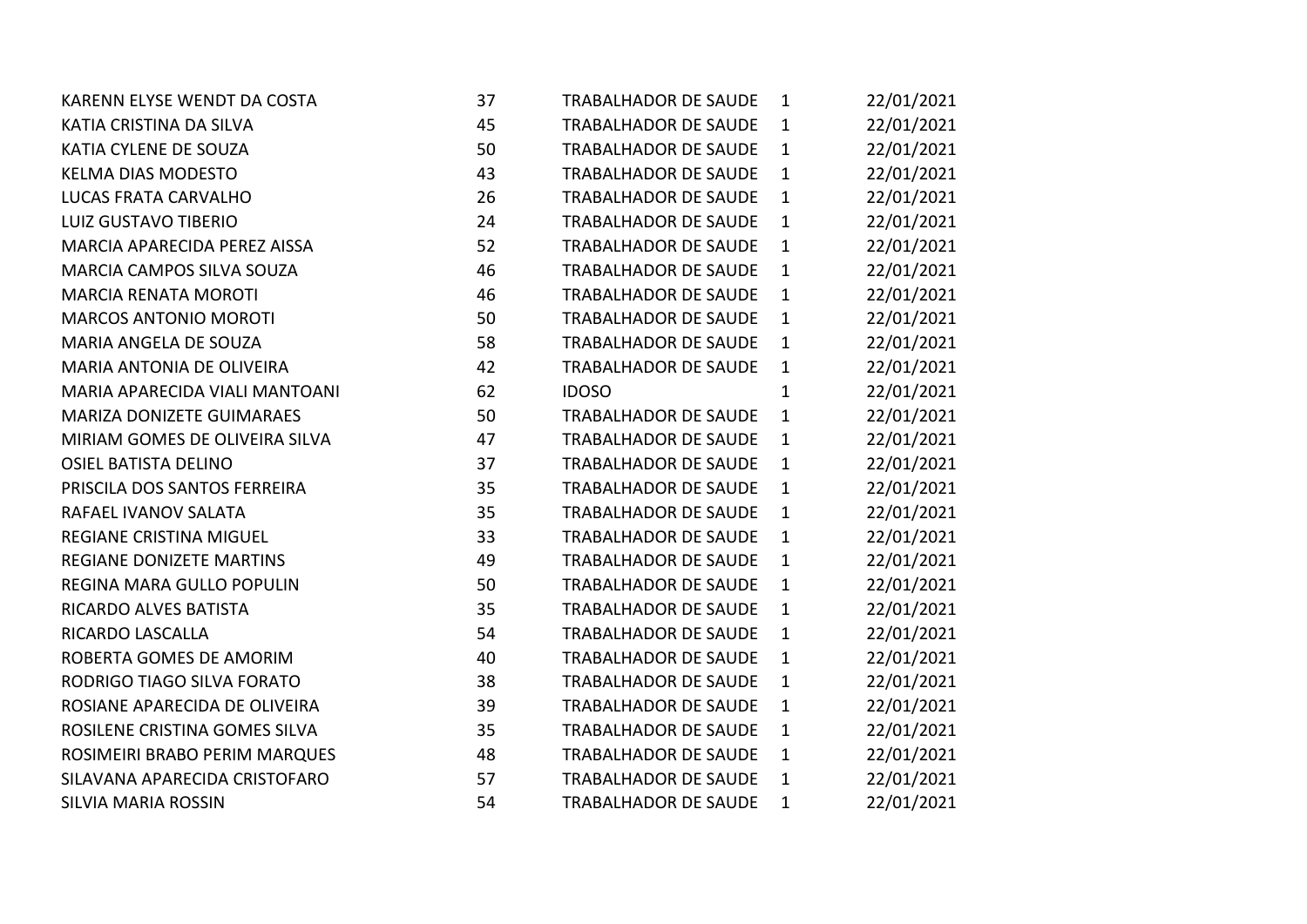| | | | | |
|---|---|---|---|---|
| KARENN ELYSE WENDT DA COSTA | 37 | TRABALHADOR DE SAUDE | 1 | 22/01/2021 |
| KATIA CRISTINA DA SILVA | 45 | TRABALHADOR DE SAUDE | 1 | 22/01/2021 |
| KATIA CYLENE DE SOUZA | 50 | TRABALHADOR DE SAUDE | 1 | 22/01/2021 |
| KELMA DIAS MODESTO | 43 | TRABALHADOR DE SAUDE | 1 | 22/01/2021 |
| LUCAS FRATA CARVALHO | 26 | TRABALHADOR DE SAUDE | 1 | 22/01/2021 |
| LUIZ GUSTAVO TIBERIO | 24 | TRABALHADOR DE SAUDE | 1 | 22/01/2021 |
| MARCIA APARECIDA PEREZ AISSA | 52 | TRABALHADOR DE SAUDE | 1 | 22/01/2021 |
| MARCIA CAMPOS SILVA SOUZA | 46 | TRABALHADOR DE SAUDE | 1 | 22/01/2021 |
| MARCIA RENATA MOROTI | 46 | TRABALHADOR DE SAUDE | 1 | 22/01/2021 |
| MARCOS ANTONIO MOROTI | 50 | TRABALHADOR DE SAUDE | 1 | 22/01/2021 |
| MARIA ANGELA DE SOUZA | 58 | TRABALHADOR DE SAUDE | 1 | 22/01/2021 |
| MARIA ANTONIA DE OLIVEIRA | 42 | TRABALHADOR DE SAUDE | 1 | 22/01/2021 |
| MARIA APARECIDA VIALI MANTOANI | 62 | IDOSO | 1 | 22/01/2021 |
| MARIZA DONIZETE GUIMARAES | 50 | TRABALHADOR DE SAUDE | 1 | 22/01/2021 |
| MIRIAM GOMES DE OLIVEIRA SILVA | 47 | TRABALHADOR DE SAUDE | 1 | 22/01/2021 |
| OSIEL BATISTA DELINO | 37 | TRABALHADOR DE SAUDE | 1 | 22/01/2021 |
| PRISCILA DOS SANTOS FERREIRA | 35 | TRABALHADOR DE SAUDE | 1 | 22/01/2021 |
| RAFAEL IVANOV SALATA | 35 | TRABALHADOR DE SAUDE | 1 | 22/01/2021 |
| REGIANE CRISTINA MIGUEL | 33 | TRABALHADOR DE SAUDE | 1 | 22/01/2021 |
| REGIANE DONIZETE MARTINS | 49 | TRABALHADOR DE SAUDE | 1 | 22/01/2021 |
| REGINA MARA GULLO POPULIN | 50 | TRABALHADOR DE SAUDE | 1 | 22/01/2021 |
| RICARDO ALVES BATISTA | 35 | TRABALHADOR DE SAUDE | 1 | 22/01/2021 |
| RICARDO LASCALLA | 54 | TRABALHADOR DE SAUDE | 1 | 22/01/2021 |
| ROBERTA GOMES DE AMORIM | 40 | TRABALHADOR DE SAUDE | 1 | 22/01/2021 |
| RODRIGO TIAGO SILVA FORATO | 38 | TRABALHADOR DE SAUDE | 1 | 22/01/2021 |
| ROSIANE APARECIDA DE OLIVEIRA | 39 | TRABALHADOR DE SAUDE | 1 | 22/01/2021 |
| ROSILENE CRISTINA GOMES SILVA | 35 | TRABALHADOR DE SAUDE | 1 | 22/01/2021 |
| ROSIMEIRI BRABO PERIM MARQUES | 48 | TRABALHADOR DE SAUDE | 1 | 22/01/2021 |
| SILAVANA APARECIDA CRISTOFARO | 57 | TRABALHADOR DE SAUDE | 1 | 22/01/2021 |
| SILVIA MARIA ROSSIN | 54 | TRABALHADOR DE SAUDE | 1 | 22/01/2021 |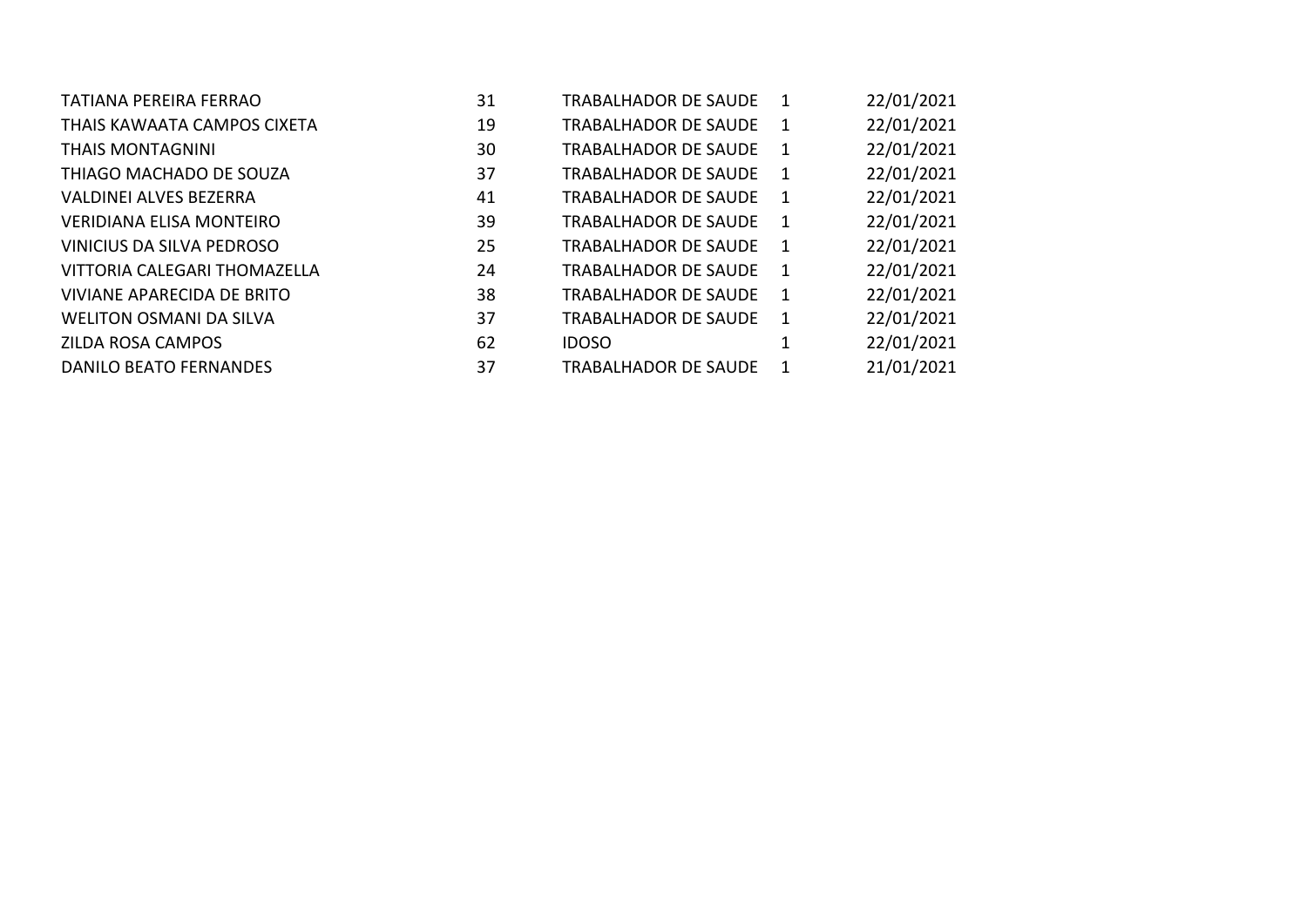| | | | | |
|---|---|---|---|---|
| TATIANA PEREIRA FERRAO | 31 | TRABALHADOR DE SAUDE | 1 | 22/01/2021 |
| THAIS KAWAATA CAMPOS CIXETA | 19 | TRABALHADOR DE SAUDE | 1 | 22/01/2021 |
| THAIS MONTAGNINI | 30 | TRABALHADOR DE SAUDE | 1 | 22/01/2021 |
| THIAGO MACHADO DE SOUZA | 37 | TRABALHADOR DE SAUDE | 1 | 22/01/2021 |
| VALDINEI ALVES BEZERRA | 41 | TRABALHADOR DE SAUDE | 1 | 22/01/2021 |
| VERIDIANA ELISA MONTEIRO | 39 | TRABALHADOR DE SAUDE | 1 | 22/01/2021 |
| VINICIUS DA SILVA PEDROSO | 25 | TRABALHADOR DE SAUDE | 1 | 22/01/2021 |
| VITTORIA CALEGARI THOMAZELLA | 24 | TRABALHADOR DE SAUDE | 1 | 22/01/2021 |
| VIVIANE APARECIDA DE BRITO | 38 | TRABALHADOR DE SAUDE | 1 | 22/01/2021 |
| WELITON OSMANI DA SILVA | 37 | TRABALHADOR DE SAUDE | 1 | 22/01/2021 |
| ZILDA ROSA CAMPOS | 62 | IDOSO | 1 | 22/01/2021 |
| DANILO BEATO FERNANDES | 37 | TRABALHADOR DE SAUDE | 1 | 21/01/2021 |